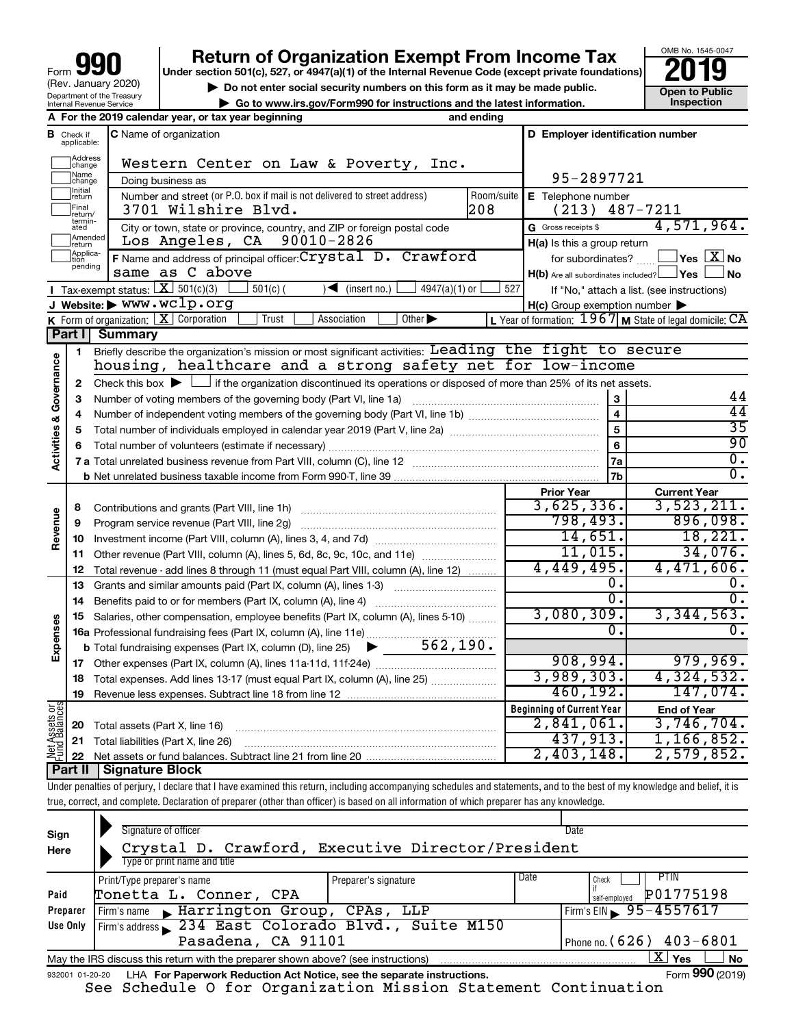Form **990** (Rev. January 2020) Department of the Treasury Internal Revenue Service

# Return of Organization Exempt From Income Tax

**Under section 501(c), 527, or 4947(a)(1) of the Internal Revenue Code (except private foundations)**

▶ Do not enter social security numbers on this form as it may be made public.

▶ Go to www.irs.gov/Form990 for instructions and the latest information.

OMB No. 1545-0047

**2019**

**Open to Public Inspection**

**A** For the 2019 calendar year, or tax year beginning and ending

**B** Check if applicable: Address change, Name change, Initial return, Final return/terminated, Amended return, Application pending

**C** Name of organization: Western Center on Law & Poverty, Inc.

Doing business as

Number and street (or P.O. box if mail is not delivered to street address): 3701 Wilshire Blvd. Room/suite: 208

City or town, state or province, country, and ZIP or foreign postal code: Los Angeles, CA 90010-2826

**D** Employer identification number: 95-2897721

**E** Telephone number: (213) 487-7211

**G** Gross receipts $ 4,571,964.

**F** Name and address of principal officer: Crystal D. Crawford, same as C above

**H(a)** Is this a group return for subordinates? Yes [ ] No [X]

**H(b)** Are all subordinates included? Yes [ ] No [ ] If "No," attach a list. (see instructions)

**H(c)** Group exemption number ▶

**I** Tax-exempt status: [X] 501(c)(3) [ ] 501(c) ( ) ◀ (insert no.) [ ] 4947(a)(1) or [ ] 527

**J** Website: ▶ www.wclp.org

**K** Form of organization: [X] Corporation [ ] Trust [ ] Association [ ] Other ▶

**L** Year of formation: 1967 **M** State of legal domicile: CA

## Part I Summary

**Activities & Governance**

1 Briefly describe the organization's mission or most significant activities: Leading the fight to secure housing, healthcare and a strong safety net for low-income

2 Check this box ▶ [ ] if the organization discontinued its operations or disposed of more than 25% of its net assets.

| | | | |
|---|---|---|---|
| 3 | Number of voting members of the governing body (Part VI, line 1a) | 3 | 44 |
| 4 | Number of independent voting members of the governing body (Part VI, line 1b) | 4 | 44 |
| 5 | Total number of individuals employed in calendar year 2019 (Part V, line 2a) | 5 | 35 |
| 6 | Total number of volunteers (estimate if necessary) | 6 | 90 |
| 7a | Total unrelated business revenue from Part VIII, column (C), line 12 | 7a | 0. |
| b | Net unrelated business taxable income from Form 990-T, line 39 | 7b | 0. |

| | | Prior Year | Current Year |
|---|---|---|---|
| **Revenue** | | | |
| 8 | Contributions and grants (Part VIII, line 1h) | 3,625,336. | 3,523,211. |
| 9 | Program service revenue (Part VIII, line 2g) | 798,493. | 896,098. |
| 10 | Investment income (Part VIII, column (A), lines 3, 4, and 7d) | 14,651. | 18,221. |
| 11 | Other revenue (Part VIII, column (A), lines 5, 6d, 8c, 9c, 10c, and 11e) | 11,015. | 34,076. |
| 12 | Total revenue - add lines 8 through 11 (must equal Part VIII, column (A), line 12) | 4,449,495. | 4,471,606. |
| **Expenses** | | | |
| 13 | Grants and similar amounts paid (Part IX, column (A), lines 1-3) | 0. | 0. |
| 14 | Benefits paid to or for members (Part IX, column (A), line 4) | 0. | 0. |
| 15 | Salaries, other compensation, employee benefits (Part IX, column (A), lines 5-10) | 3,080,309. | 3,344,563. |
| 16a | Professional fundraising fees (Part IX, column (A), line 11e) | 0. | 0. |
| b | Total fundraising expenses (Part IX, column (D), line 25) ▶ 562,190. | | |
| 17 | Other expenses (Part IX, column (A), lines 11a-11d, 11f-24e) | 908,994. | 979,969. |
| 18 | Total expenses. Add lines 13-17 (must equal Part IX, column (A), line 25) | 3,989,303. | 4,324,532. |
| 19 | Revenue less expenses. Subtract line 18 from line 12 | 460,192. | 147,074. |

| **Net Assets or Fund Balances** | | Beginning of Current Year | End of Year |
|---|---|---|---|
| 20 | Total assets (Part X, line 16) | 2,841,061. | 3,746,704. |
| 21 | Total liabilities (Part X, line 26) | 437,913. | 1,166,852. |
| 22 | Net assets or fund balances. Subtract line 21 from line 20 | 2,403,148. | 2,579,852. |

## Part II Signature Block

Under penalties of perjury, I declare that I have examined this return, including accompanying schedules and statements, and to the best of my knowledge and belief, it is true, correct, and complete. Declaration of preparer (other than officer) is based on all information of which preparer has any knowledge.

**Sign Here**

Signature of officer | Date

Crystal D. Crawford, Executive Director/President
Type or print name and title

**Paid Preparer Use Only**

| Print/Type preparer's name | Preparer's signature | Date | Check [ ] if self-employed | PTIN |
|---|---|---|---|---|
| Tonetta L. Conner, CPA | | | | P01775198 |

Firm's name ▶ Harrington Group, CPAs, LLP — Firm's EIN ▶ 95-4557617

Firm's address ▶ 234 East Colorado Blvd., Suite M150, Pasadena, CA 91101 — Phone no. (626) 403-6801

May the IRS discuss this return with the preparer shown above? (see instructions) [X] Yes [ ] No

932001 01-20-20 LHA For Paperwork Reduction Act Notice, see the separate instructions. Form **990** (2019)

See Schedule O for Organization Mission Statement Continuation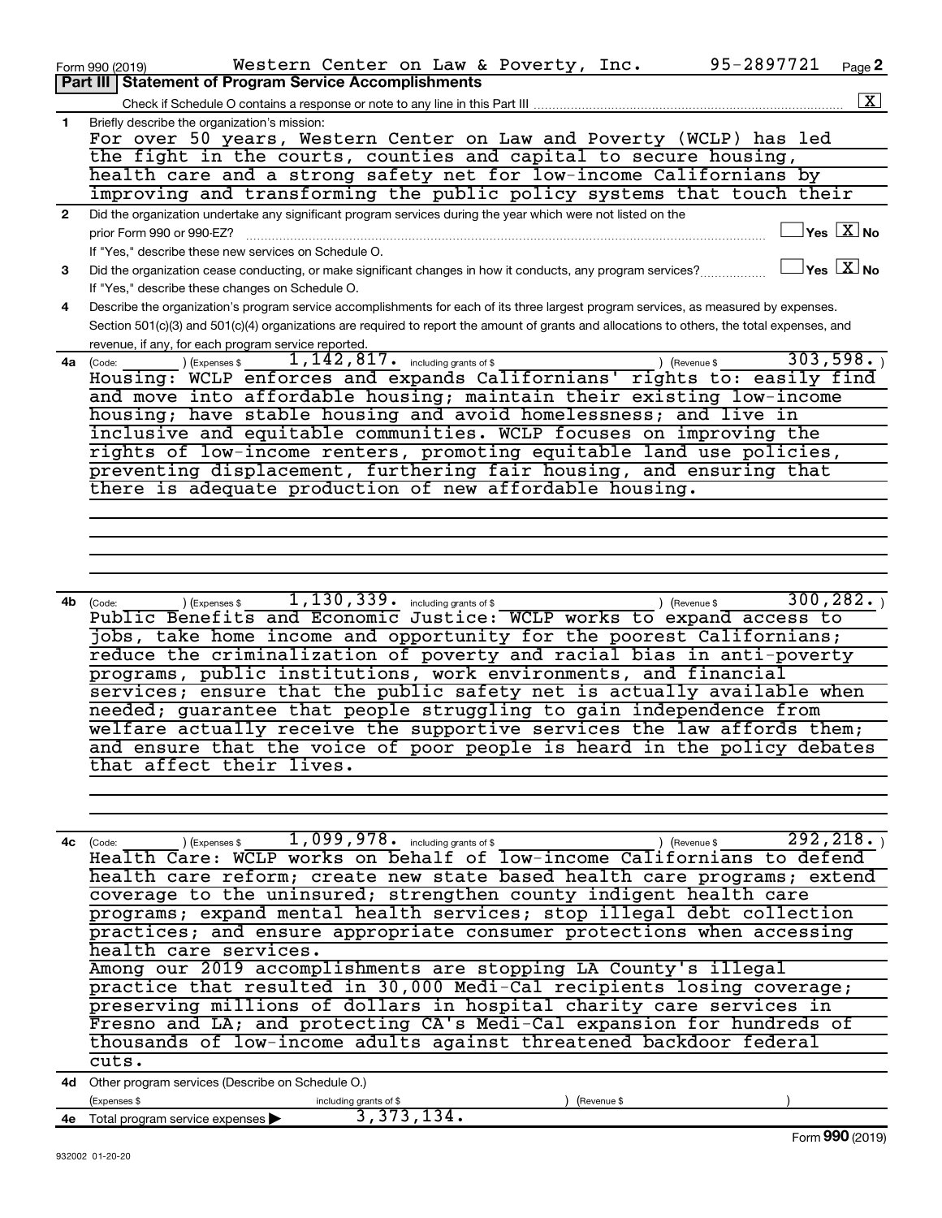Form 990 (2019) Western Center on Law & Poverty, Inc. 95-2897721

## Part III Statement of Program Service Accomplishments

Check if Schedule O contains a response or note to any line in this Part III [X]

**1** Briefly describe the organization's mission:

For over 50 years, Western Center on Law and Poverty (WCLP) has led the fight in the courts, counties and capital to secure housing, health care and a strong safety net for low-income Californians by improving and transforming the public policy systems that touch their

**2** Did the organization undertake any significant program services during the year which were not listed on the prior Form 990 or 990-EZ? [ ] Yes [X] No

If "Yes," describe these new services on Schedule O.

**3** Did the organization cease conducting, or make significant changes in how it conducts, any program services? [ ] Yes [X] No

If "Yes," describe these changes on Schedule O.

**4** Describe the organization's program service accomplishments for each of its three largest program services, as measured by expenses. Section 501(c)(3) and 501(c)(4) organizations are required to report the amount of grants and allocations to others, the total expenses, and revenue, if any, for each program service reported.

**4a** (Code: ) (Expenses $ 1,142,817. including grants of $ ) (Revenue $ 303,598. )

Housing: WCLP enforces and expands Californians' rights to: easily find and move into affordable housing; maintain their existing low-income housing; have stable housing and avoid homelessness; and live in inclusive and equitable communities. WCLP focuses on improving the rights of low-income renters, promoting equitable land use policies, preventing displacement, furthering fair housing, and ensuring that there is adequate production of new affordable housing.

**4b** (Code: ) (Expenses $ 1,130,339. including grants of $ ) (Revenue $ 300,282. )

Public Benefits and Economic Justice: WCLP works to expand access to jobs, take home income and opportunity for the poorest Californians; reduce the criminalization of poverty and racial bias in anti-poverty programs, public institutions, work environments, and financial services; ensure that the public safety net is actually available when needed; guarantee that people struggling to gain independence from welfare actually receive the supportive services the law affords them; and ensure that the voice of poor people is heard in the policy debates that affect their lives.

**4c** (Code: ) (Expenses $ 1,099,978. including grants of $ ) (Revenue $ 292,218. )

Health Care: WCLP works on behalf of low-income Californians to defend health care reform; create new state based health care programs; extend coverage to the uninsured; strengthen county indigent health care programs; expand mental health services; stop illegal debt collection practices; and ensure appropriate consumer protections when accessing health care services.

Among our 2019 accomplishments are stopping LA County's illegal practice that resulted in 30,000 Medi-Cal recipients losing coverage; preserving millions of dollars in hospital charity care services in Fresno and LA; and protecting CA's Medi-Cal expansion for hundreds of thousands of low-income adults against threatened backdoor federal cuts.

**4d** Other program services (Describe on Schedule O.)

(Expenses $ including grants of $ ) (Revenue $ )

**4e** Total program service expenses ▶ 3,373,134.

Form **990** (2019)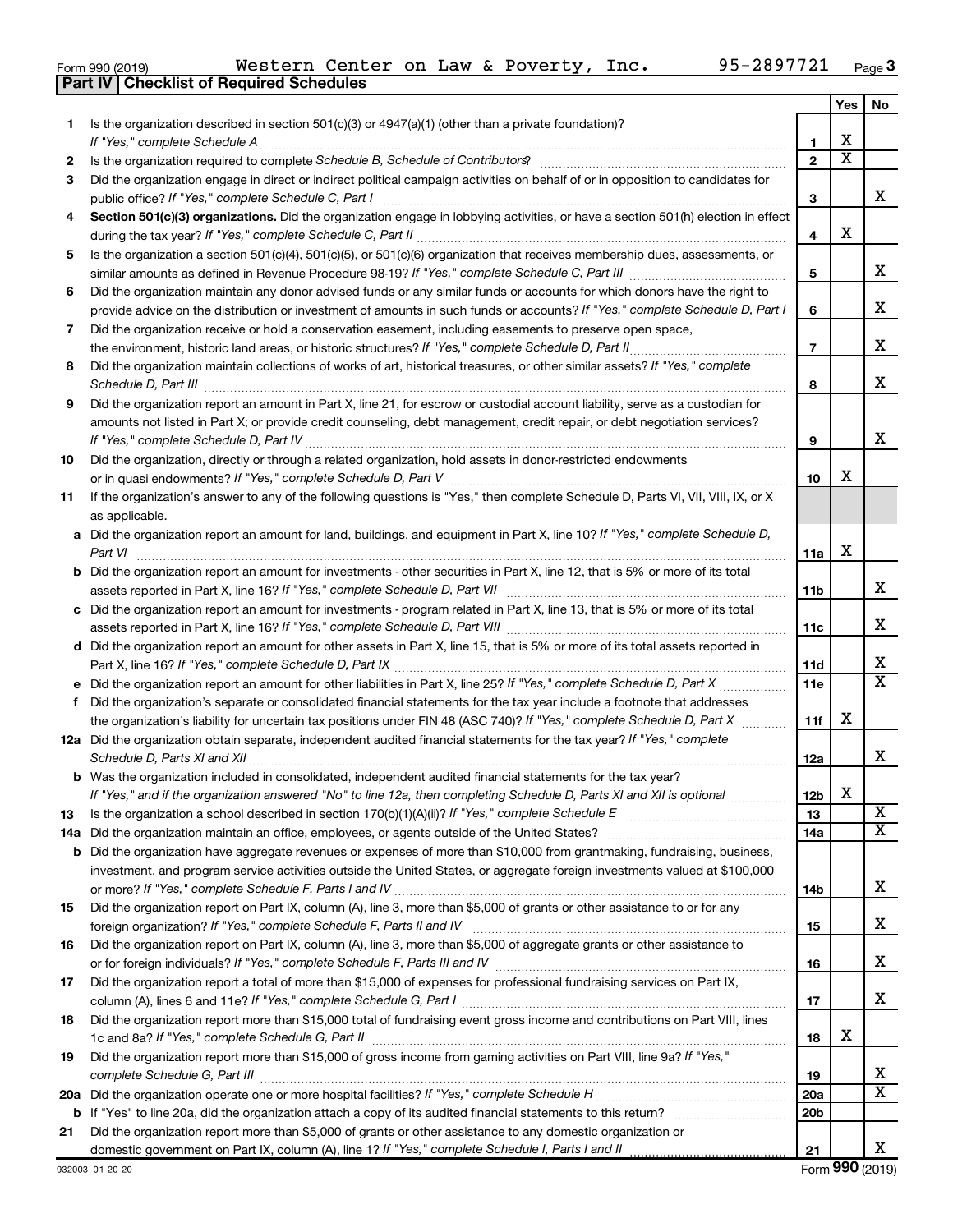Form 990 (2019) Western Center on Law & Poverty, Inc. 95-2897721 Page 3

**Part IV Checklist of Required Schedules**

| | | | Yes | No |
|---|---|---|---|---|
| 1 | Is the organization described in section 501(c)(3) or 4947(a)(1) (other than a private foundation)? *If "Yes," complete Schedule A* | 1 | X | |
| 2 | Is the organization required to complete *Schedule B, Schedule of Contributors*? | 2 | X | |
| 3 | Did the organization engage in direct or indirect political campaign activities on behalf of or in opposition to candidates for public office? *If "Yes," complete Schedule C, Part I* | 3 | | X |
| 4 | **Section 501(c)(3) organizations.** Did the organization engage in lobbying activities, or have a section 501(h) election in effect during the tax year? *If "Yes," complete Schedule C, Part II* | 4 | X | |
| 5 | Is the organization a section 501(c)(4), 501(c)(5), or 501(c)(6) organization that receives membership dues, assessments, or similar amounts as defined in Revenue Procedure 98-19? *If "Yes," complete Schedule C, Part III* | 5 | | X |
| 6 | Did the organization maintain any donor advised funds or any similar funds or accounts for which donors have the right to provide advice on the distribution or investment of amounts in such funds or accounts? *If "Yes," complete Schedule D, Part I* | 6 | | X |
| 7 | Did the organization receive or hold a conservation easement, including easements to preserve open space, the environment, historic land areas, or historic structures? *If "Yes," complete Schedule D, Part II* | 7 | | X |
| 8 | Did the organization maintain collections of works of art, historical treasures, or other similar assets? *If "Yes," complete Schedule D, Part III* | 8 | | X |
| 9 | Did the organization report an amount in Part X, line 21, for escrow or custodial account liability, serve as a custodian for amounts not listed in Part X; or provide credit counseling, debt management, credit repair, or debt negotiation services? *If "Yes," complete Schedule D, Part IV* | 9 | | X |
| 10 | Did the organization, directly or through a related organization, hold assets in donor-restricted endowments or in quasi endowments? *If "Yes," complete Schedule D, Part V* | 10 | X | |
| 11 | If the organization's answer to any of the following questions is "Yes," then complete Schedule D, Parts VI, VII, VIII, IX, or X as applicable. | | | |
| a | Did the organization report an amount for land, buildings, and equipment in Part X, line 10? *If "Yes," complete Schedule D, Part VI* | 11a | X | |
| b | Did the organization report an amount for investments - other securities in Part X, line 12, that is 5% or more of its total assets reported in Part X, line 16? *If "Yes," complete Schedule D, Part VII* | 11b | | X |
| c | Did the organization report an amount for investments - program related in Part X, line 13, that is 5% or more of its total assets reported in Part X, line 16? *If "Yes," complete Schedule D, Part VIII* | 11c | | X |
| d | Did the organization report an amount for other assets in Part X, line 15, that is 5% or more of its total assets reported in Part X, line 16? *If "Yes," complete Schedule D, Part IX* | 11d | | X |
| e | Did the organization report an amount for other liabilities in Part X, line 25? *If "Yes," complete Schedule D, Part X* | 11e | | X |
| f | Did the organization's separate or consolidated financial statements for the tax year include a footnote that addresses the organization's liability for uncertain tax positions under FIN 48 (ASC 740)? *If "Yes," complete Schedule D, Part X* | 11f | X | |
| 12a | Did the organization obtain separate, independent audited financial statements for the tax year? *If "Yes," complete Schedule D, Parts XI and XII* | 12a | | X |
| b | Was the organization included in consolidated, independent audited financial statements for the tax year? *If "Yes," and if the organization answered "No" to line 12a, then completing Schedule D, Parts XI and XII is optional* | 12b | X | |
| 13 | Is the organization a school described in section 170(b)(1)(A)(ii)? *If "Yes," complete Schedule E* | 13 | | X |
| 14a | Did the organization maintain an office, employees, or agents outside of the United States? | 14a | | X |
| b | Did the organization have aggregate revenues or expenses of more than $10,000 from grantmaking, fundraising, business, investment, and program service activities outside the United States, or aggregate foreign investments valued at $100,000 or more? *If "Yes," complete Schedule F, Parts I and IV* | 14b | | X |
| 15 | Did the organization report on Part IX, column (A), line 3, more than $5,000 of grants or other assistance to or for any foreign organization? *If "Yes," complete Schedule F, Parts II and IV* | 15 | | X |
| 16 | Did the organization report on Part IX, column (A), line 3, more than $5,000 of aggregate grants or other assistance to or for foreign individuals? *If "Yes," complete Schedule F, Parts III and IV* | 16 | | X |
| 17 | Did the organization report a total of more than $15,000 of expenses for professional fundraising services on Part IX, column (A), lines 6 and 11e? *If "Yes," complete Schedule G, Part I* | 17 | | X |
| 18 | Did the organization report more than $15,000 total of fundraising event gross income and contributions on Part VIII, lines 1c and 8a? *If "Yes," complete Schedule G, Part II* | 18 | X | |
| 19 | Did the organization report more than $15,000 of gross income from gaming activities on Part VIII, line 9a? *If "Yes," complete Schedule G, Part III* | 19 | | X |
| 20a | Did the organization operate one or more hospital facilities? *If "Yes," complete Schedule H* | 20a | | X |
| b | If "Yes" to line 20a, did the organization attach a copy of its audited financial statements to this return? | 20b | | |
| 21 | Did the organization report more than $5,000 of grants or other assistance to any domestic organization or domestic government on Part IX, column (A), line 1? *If "Yes," complete Schedule I, Parts I and II* | 21 | | X |

932003 01-20-20 Form **990** (2019)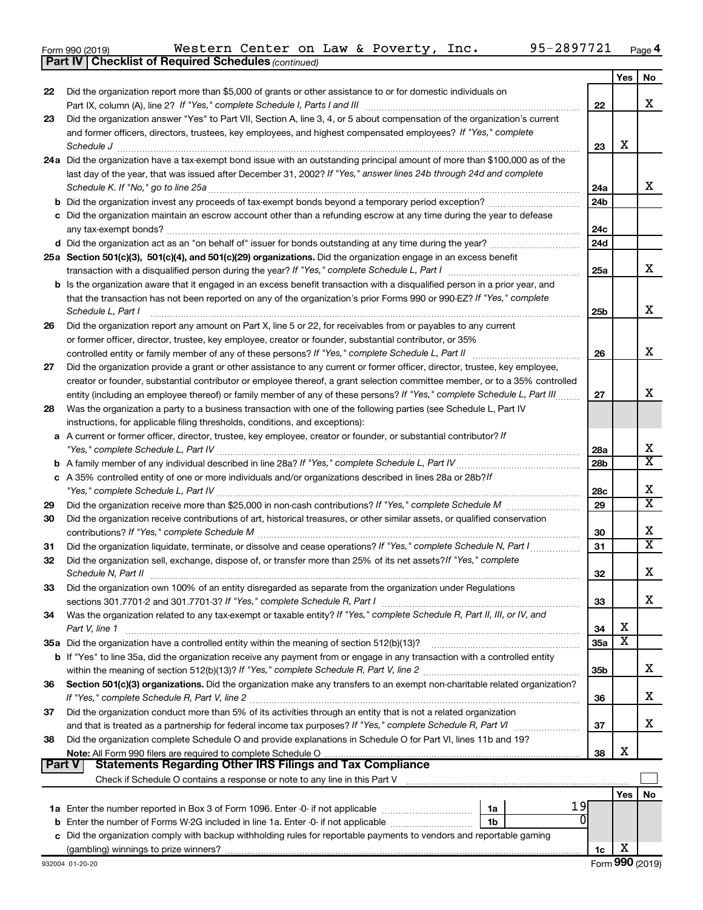Form 990 (2019) Western Center on Law & Poverty, Inc. 95-2897721 Page 4

**Part IV | Checklist of Required Schedules** *(continued)*

| | | | Yes | No |
|---|---|---|---|---|
| 22 | Did the organization report more than $5,000 of grants or other assistance to or for domestic individuals on Part IX, column (A), line 2? *If "Yes," complete Schedule I, Parts I and III* | 22 | | X |
| 23 | Did the organization answer "Yes" to Part VII, Section A, line 3, 4, or 5 about compensation of the organization's current and former officers, directors, trustees, key employees, and highest compensated employees? *If "Yes," complete Schedule J* | 23 | X | |
| 24a | Did the organization have a tax-exempt bond issue with an outstanding principal amount of more than $100,000 as of the last day of the year, that was issued after December 31, 2002? *If "Yes," answer lines 24b through 24d and complete Schedule K. If "No," go to line 25a* | 24a | | X |
| b | Did the organization invest any proceeds of tax-exempt bonds beyond a temporary period exception? | 24b | | |
| c | Did the organization maintain an escrow account other than a refunding escrow at any time during the year to defease any tax-exempt bonds? | 24c | | |
| d | Did the organization act as an "on behalf of" issuer for bonds outstanding at any time during the year? | 24d | | |
| 25a | **Section 501(c)(3), 501(c)(4), and 501(c)(29) organizations.** Did the organization engage in an excess benefit transaction with a disqualified person during the year? *If "Yes," complete Schedule L, Part I* | 25a | | X |
| b | Is the organization aware that it engaged in an excess benefit transaction with a disqualified person in a prior year, and that the transaction has not been reported on any of the organization's prior Forms 990 or 990-EZ? *If "Yes," complete Schedule L, Part I* | 25b | | X |
| 26 | Did the organization report any amount on Part X, line 5 or 22, for receivables from or payables to any current or former officer, director, trustee, key employee, creator or founder, substantial contributor, or 35% controlled entity or family member of any of these persons? *If "Yes," complete Schedule L, Part II* | 26 | | X |
| 27 | Did the organization provide a grant or other assistance to any current or former officer, director, trustee, key employee, creator or founder, substantial contributor or employee thereof, a grant selection committee member, or to a 35% controlled entity (including an employee thereof) or family member of any of these persons? *If "Yes," complete Schedule L, Part III* | 27 | | X |
| 28 | Was the organization a party to a business transaction with one of the following parties (see Schedule L, Part IV instructions, for applicable filing thresholds, conditions, and exceptions): | | | |
| a | A current or former officer, director, trustee, key employee, creator or founder, or substantial contributor? *If "Yes," complete Schedule L, Part IV* | 28a | | X |
| b | A family member of any individual described in line 28a? *If "Yes," complete Schedule L, Part IV* | 28b | | X |
| c | A 35% controlled entity of one or more individuals and/or organizations described in lines 28a or 28b? *If "Yes," complete Schedule L, Part IV* | 28c | | X |
| 29 | Did the organization receive more than $25,000 in non-cash contributions? *If "Yes," complete Schedule M* | 29 | | X |
| 30 | Did the organization receive contributions of art, historical treasures, or other similar assets, or qualified conservation contributions? *If "Yes," complete Schedule M* | 30 | | X |
| 31 | Did the organization liquidate, terminate, or dissolve and cease operations? *If "Yes," complete Schedule N, Part I* | 31 | | X |
| 32 | Did the organization sell, exchange, dispose of, or transfer more than 25% of its net assets? *If "Yes," complete Schedule N, Part II* | 32 | | X |
| 33 | Did the organization own 100% of an entity disregarded as separate from the organization under Regulations sections 301.7701-2 and 301.7701-3? *If "Yes," complete Schedule R, Part I* | 33 | | X |
| 34 | Was the organization related to any tax-exempt or taxable entity? *If "Yes," complete Schedule R, Part II, III, or IV, and Part V, line 1* | 34 | X | |
| 35a | Did the organization have a controlled entity within the meaning of section 512(b)(13)? | 35a | X | |
| b | If "Yes" to line 35a, did the organization receive any payment from or engage in any transaction with a controlled entity within the meaning of section 512(b)(13)? *If "Yes," complete Schedule R, Part V, line 2* | 35b | | X |
| 36 | **Section 501(c)(3) organizations.** Did the organization make any transfers to an exempt non-charitable related organization? *If "Yes," complete Schedule R, Part V, line 2* | 36 | | X |
| 37 | Did the organization conduct more than 5% of its activities through an entity that is not a related organization and that is treated as a partnership for federal income tax purposes? *If "Yes," complete Schedule R, Part VI* | 37 | | X |
| 38 | Did the organization complete Schedule O and provide explanations in Schedule O for Part VI, lines 11b and 19? **Note:** All Form 990 filers are required to complete Schedule O | 38 | X | |

**Part V | Statements Regarding Other IRS Filings and Tax Compliance**

Check if Schedule O contains a response or note to any line in this Part V ☐

| | | | | Yes | No |
|---|---|---|---|---|---|
| 1a | Enter the number reported in Box 3 of Form 1096. Enter -0- if not applicable | 1a | 19 | | |
| b | Enter the number of Forms W-2G included in line 1a. Enter -0- if not applicable | 1b | 0 | | |
| c | Did the organization comply with backup withholding rules for reportable payments to vendors and reportable gaming (gambling) winnings to prize winners? | 1c | | X | |

932004 01-20-20 Form **990** (2019)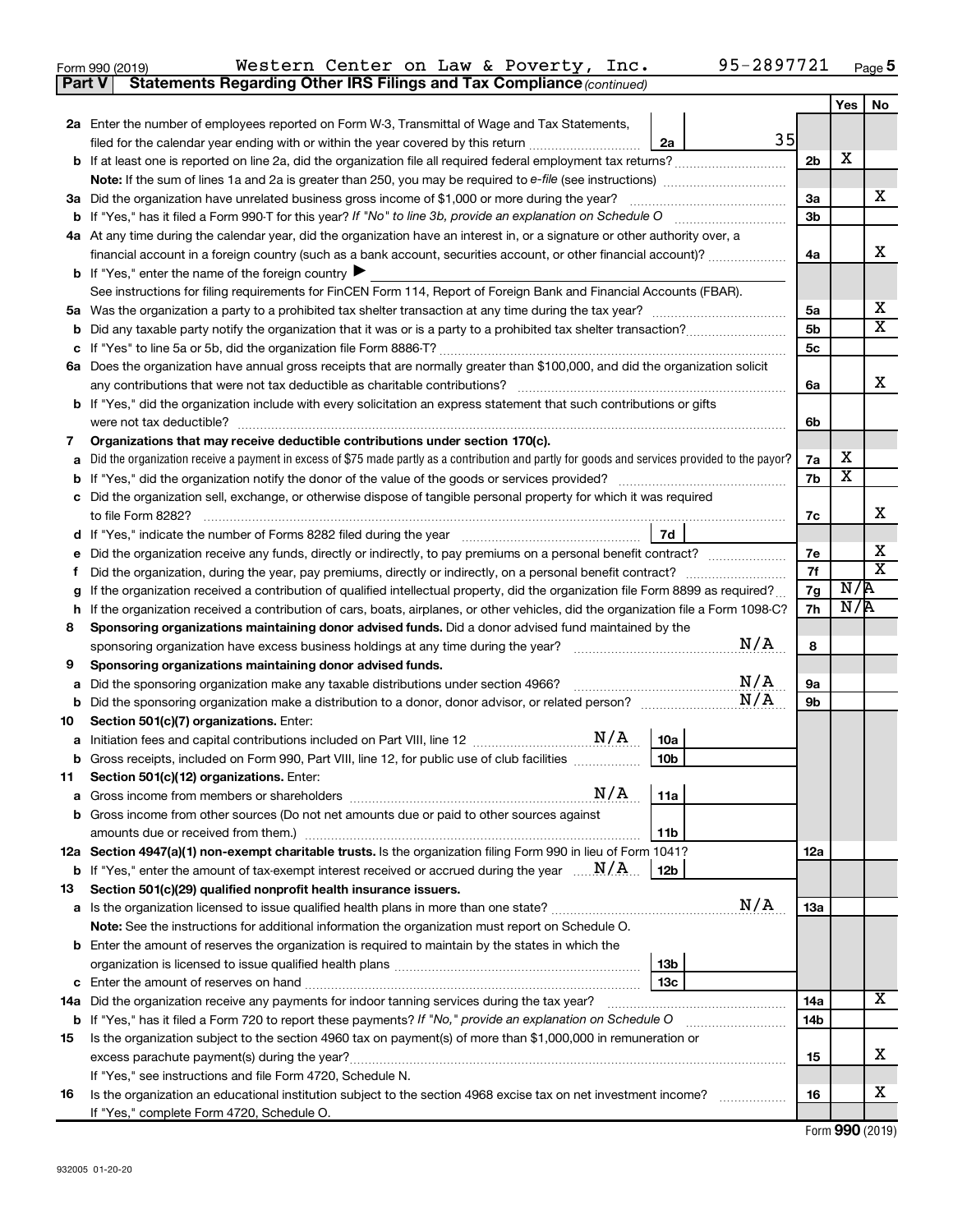Form 990 (2019) Western Center on Law & Poverty, Inc. 95-2897721 Page 5

**Part V Statements Regarding Other IRS Filings and Tax Compliance** *(continued)*

| | | | | | Yes | No |
|---|---|---|---|---|---|---|
| **2a** | Enter the number of employees reported on Form W-3, Transmittal of Wage and Tax Statements, filed for the calendar year ending with or within the year covered by this return | 2a | 35 | | | |
| **b** | If at least one is reported on line 2a, did the organization file all required federal employment tax returns? | | | 2b | X | |
| | **Note:** If the sum of lines 1a and 2a is greater than 250, you may be required to *e-file* (see instructions) | | | | | |
| **3a** | Did the organization have unrelated business gross income of $1,000 or more during the year? | | | 3a | | X |
| **b** | If "Yes," has it filed a Form 990-T for this year? *If "No" to line 3b, provide an explanation on Schedule O* | | | 3b | | |
| **4a** | At any time during the calendar year, did the organization have an interest in, or a signature or other authority over, a financial account in a foreign country (such as a bank account, securities account, or other financial account)? | | | 4a | | X |
| **b** | If "Yes," enter the name of the foreign country ▶ | | | | | |
| | See instructions for filing requirements for FinCEN Form 114, Report of Foreign Bank and Financial Accounts (FBAR). | | | | | |
| **5a** | Was the organization a party to a prohibited tax shelter transaction at any time during the tax year? | | | 5a | | X |
| **b** | Did any taxable party notify the organization that it was or is a party to a prohibited tax shelter transaction? | | | 5b | | X |
| **c** | If "Yes" to line 5a or 5b, did the organization file Form 8886-T? | | | 5c | | |
| **6a** | Does the organization have annual gross receipts that are normally greater than $100,000, and did the organization solicit any contributions that were not tax deductible as charitable contributions? | | | 6a | | X |
| **b** | If "Yes," did the organization include with every solicitation an express statement that such contributions or gifts were not tax deductible? | | | 6b | | |
| **7** | **Organizations that may receive deductible contributions under section 170(c).** | | | | | |
| **a** | Did the organization receive a payment in excess of $75 made partly as a contribution and partly for goods and services provided to the payor? | | | 7a | X | |
| **b** | If "Yes," did the organization notify the donor of the value of the goods or services provided? | | | 7b | X | |
| **c** | Did the organization sell, exchange, or otherwise dispose of tangible personal property for which it was required to file Form 8282? | | | 7c | | X |
| **d** | If "Yes," indicate the number of Forms 8282 filed during the year | 7d | | | | |
| **e** | Did the organization receive any funds, directly or indirectly, to pay premiums on a personal benefit contract? | | | 7e | | X |
| **f** | Did the organization, during the year, pay premiums, directly or indirectly, on a personal benefit contract? | | | 7f | | X |
| **g** | If the organization received a contribution of qualified intellectual property, did the organization file Form 8899 as required? | | | 7g | N/A | |
| **h** | If the organization received a contribution of cars, boats, airplanes, or other vehicles, did the organization file a Form 1098-C? | | | 7h | N/A | |
| **8** | **Sponsoring organizations maintaining donor advised funds.** Did a donor advised fund maintained by the sponsoring organization have excess business holdings at any time during the year? N/A | | | 8 | | |
| **9** | **Sponsoring organizations maintaining donor advised funds.** | | | | | |
| **a** | Did the sponsoring organization make any taxable distributions under section 4966? N/A | | | 9a | | |
| **b** | Did the sponsoring organization make a distribution to a donor, donor advisor, or related person? N/A | | | 9b | | |
| **10** | **Section 501(c)(7) organizations.** Enter: | | | | | |
| **a** | Initiation fees and capital contributions included on Part VIII, line 12 N/A | 10a | | | | |
| **b** | Gross receipts, included on Form 990, Part VIII, line 12, for public use of club facilities | 10b | | | | |
| **11** | **Section 501(c)(12) organizations.** Enter: | | | | | |
| **a** | Gross income from members or shareholders N/A | 11a | | | | |
| **b** | Gross income from other sources (Do not net amounts due or paid to other sources against amounts due or received from them.) | 11b | | | | |
| **12a** | **Section 4947(a)(1) non-exempt charitable trusts.** Is the organization filing Form 990 in lieu of Form 1041? | | | 12a | | |
| **b** | If "Yes," enter the amount of tax-exempt interest received or accrued during the year N/A | 12b | | | | |
| **13** | **Section 501(c)(29) qualified nonprofit health insurance issuers.** | | | | | |
| **a** | Is the organization licensed to issue qualified health plans in more than one state? N/A | | | 13a | | |
| | **Note:** See the instructions for additional information the organization must report on Schedule O. | | | | | |
| **b** | Enter the amount of reserves the organization is required to maintain by the states in which the organization is licensed to issue qualified health plans | 13b | | | | |
| **c** | Enter the amount of reserves on hand | 13c | | | | |
| **14a** | Did the organization receive any payments for indoor tanning services during the tax year? | | | 14a | | X |
| **b** | If "Yes," has it filed a Form 720 to report these payments? *If "No," provide an explanation on Schedule O* | | | 14b | | |
| **15** | Is the organization subject to the section 4960 tax on payment(s) of more than $1,000,000 in remuneration or excess parachute payment(s) during the year? | | | 15 | | X |
| | If "Yes," see instructions and file Form 4720, Schedule N. | | | | | |
| **16** | Is the organization an educational institution subject to the section 4968 excise tax on net investment income? | | | 16 | | X |
| | If "Yes," complete Form 4720, Schedule O. | | | | | |

Form **990** (2019)

932005 01-20-20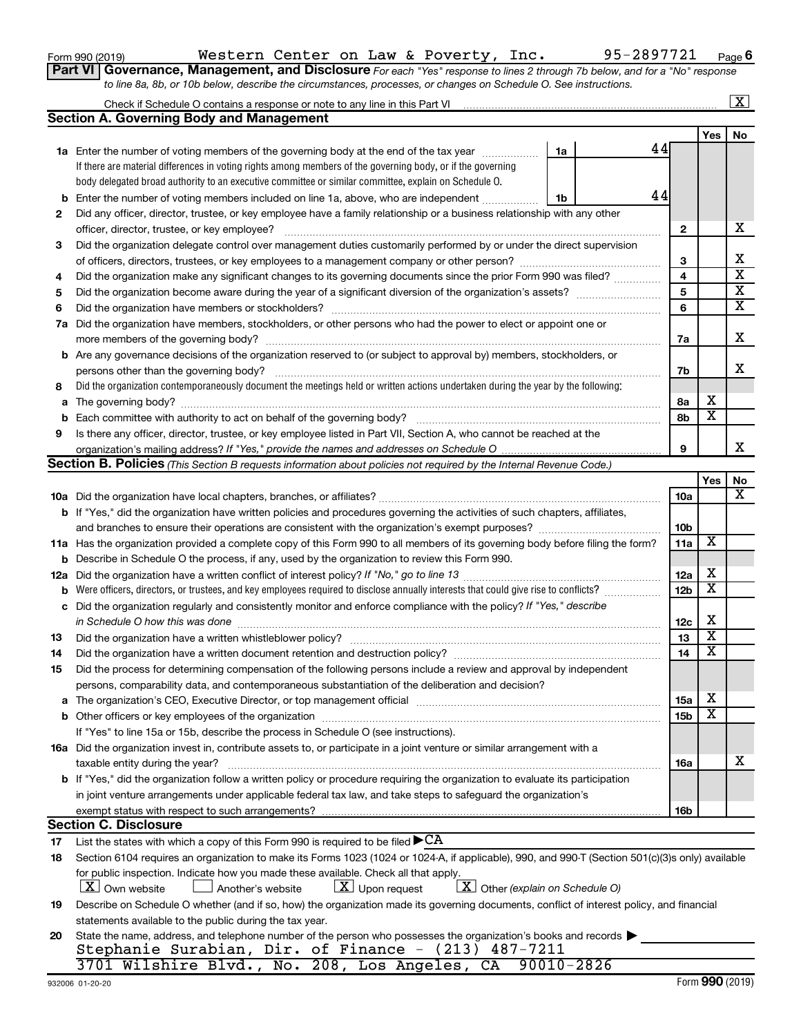Form 990 (2019) Western Center on Law & Poverty, Inc. 95-2897721 Page 6

**Part VI | Governance, Management, and Disclosure** *For each "Yes" response to lines 2 through 7b below, and for a "No" response to line 8a, 8b, or 10b below, describe the circumstances, processes, or changes on Schedule O. See instructions.*

Check if Schedule O contains a response or note to any line in this Part VI ..... [X]

## Section A. Governing Body and Management

| | | | | Yes | No |
|---|---|---|---|---|---|
| **1a** | Enter the number of voting members of the governing body at the end of the tax year ..... **1a** 44<br>If there are material differences in voting rights among members of the governing body, or if the governing body delegated broad authority to an executive committee or similar committee, explain on Schedule O. | | | | |
| **b** | Enter the number of voting members included on line 1a, above, who are independent ..... **1b** 44 | | | | |
| **2** | Did any officer, director, trustee, or key employee have a family relationship or a business relationship with any other officer, director, trustee, or key employee? | | **2** | | X |
| **3** | Did the organization delegate control over management duties customarily performed by or under the direct supervision of officers, directors, trustees, or key employees to a management company or other person? | | **3** | | X |
| **4** | Did the organization make any significant changes to its governing documents since the prior Form 990 was filed? | | **4** | | X |
| **5** | Did the organization become aware during the year of a significant diversion of the organization's assets? | | **5** | | X |
| **6** | Did the organization have members or stockholders? | | **6** | | X |
| **7a** | Did the organization have members, stockholders, or other persons who had the power to elect or appoint one or more members of the governing body? | | **7a** | | X |
| **b** | Are any governance decisions of the organization reserved to (or subject to approval by) members, stockholders, or persons other than the governing body? | | **7b** | | X |
| **8** | Did the organization contemporaneously document the meetings held or written actions undertaken during the year by the following: | | | | |
| **a** | The governing body? | | **8a** | X | |
| **b** | Each committee with authority to act on behalf of the governing body? | | **8b** | X | |
| **9** | Is there any officer, director, trustee, or key employee listed in Part VII, Section A, who cannot be reached at the organization's mailing address? *If "Yes," provide the names and addresses on Schedule O* | | **9** | | X |

## Section B. Policies *(This Section B requests information about policies not required by the Internal Revenue Code.)*

| | | | Yes | No |
|---|---|---|---|---|
| **10a** | Did the organization have local chapters, branches, or affiliates? | **10a** | | X |
| **b** | If "Yes," did the organization have written policies and procedures governing the activities of such chapters, affiliates, and branches to ensure their operations are consistent with the organization's exempt purposes? | **10b** | | |
| **11a** | Has the organization provided a complete copy of this Form 990 to all members of its governing body before filing the form? | **11a** | X | |
| **b** | Describe in Schedule O the process, if any, used by the organization to review this Form 990. | | | |
| **12a** | Did the organization have a written conflict of interest policy? *If "No," go to line 13* | **12a** | X | |
| **b** | Were officers, directors, or trustees, and key employees required to disclose annually interests that could give rise to conflicts? | **12b** | X | |
| **c** | Did the organization regularly and consistently monitor and enforce compliance with the policy? *If "Yes," describe in Schedule O how this was done* | **12c** | X | |
| **13** | Did the organization have a written whistleblower policy? | **13** | X | |
| **14** | Did the organization have a written document retention and destruction policy? | **14** | X | |
| **15** | Did the process for determining compensation of the following persons include a review and approval by independent persons, comparability data, and contemporaneous substantiation of the deliberation and decision? | | | |
| **a** | The organization's CEO, Executive Director, or top management official | **15a** | X | |
| **b** | Other officers or key employees of the organization | **15b** | X | |
| | If "Yes" to line 15a or 15b, describe the process in Schedule O (see instructions). | | | |
| **16a** | Did the organization invest in, contribute assets to, or participate in a joint venture or similar arrangement with a taxable entity during the year? | **16a** | | X |
| **b** | If "Yes," did the organization follow a written policy or procedure requiring the organization to evaluate its participation in joint venture arrangements under applicable federal tax law, and take steps to safeguard the organization's exempt status with respect to such arrangements? | **16b** | | |

## Section C. Disclosure

**17** List the states with which a copy of this Form 990 is required to be filed ▶ CA

**18** Section 6104 requires an organization to make its Forms 1023 (1024 or 1024-A, if applicable), 990, and 990-T (Section 501(c)(3)s only) available for public inspection. Indicate how you made these available. Check all that apply.

[X] Own website  [ ] Another's website  [X] Upon request  [X] Other *(explain on Schedule O)*

**19** Describe on Schedule O whether (and if so, how) the organization made its governing documents, conflict of interest policy, and financial statements available to the public during the tax year.

**20** State the name, address, and telephone number of the person who possesses the organization's books and records ▶

Stephanie Surabian, Dir. of Finance - (213) 487-7211
3701 Wilshire Blvd., No. 208, Los Angeles, CA 90010-2826

932006 01-20-20 Form **990** (2019)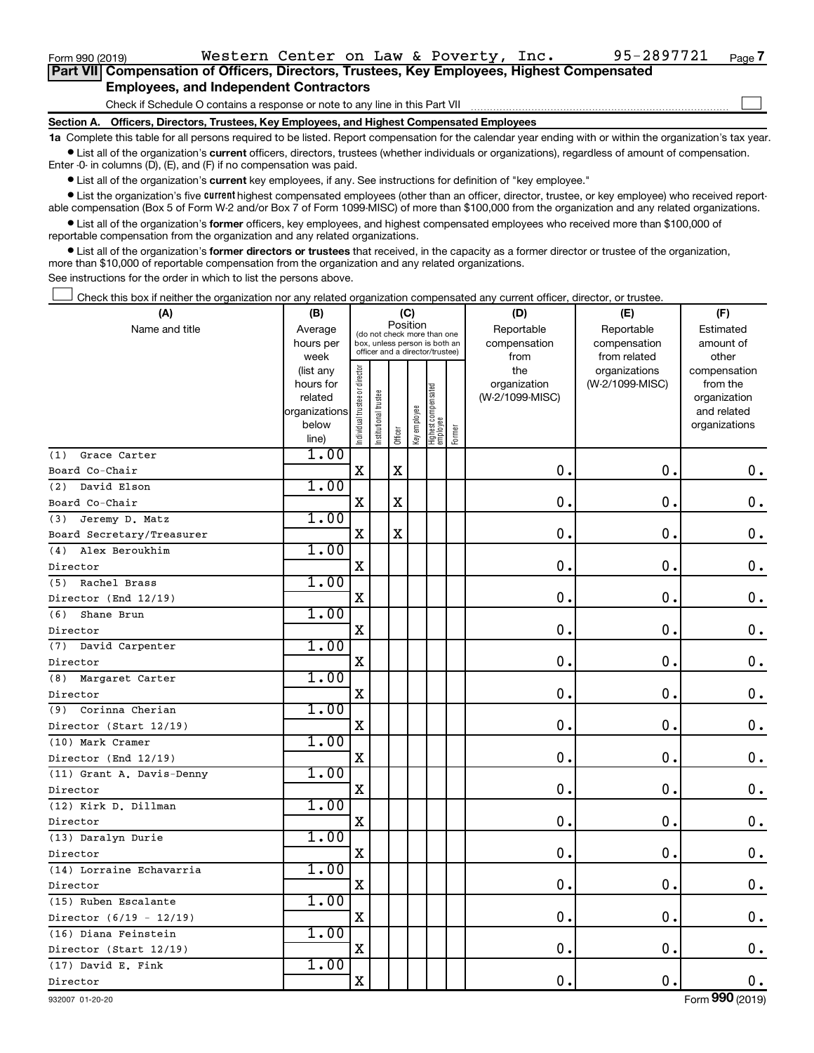Form 990 (2019) Western Center on Law & Poverty, Inc. 95-2897721 Page 7

**Part VII Compensation of Officers, Directors, Trustees, Key Employees, Highest Compensated Employees, and Independent Contractors**

Check if Schedule O contains a response or note to any line in this Part VII

**Section A. Officers, Directors, Trustees, Key Employees, and Highest Compensated Employees**

**1a** Complete this table for all persons required to be listed. Report compensation for the calendar year ending with or within the organization's tax year.

- List all of the organization's **current** officers, directors, trustees (whether individuals or organizations), regardless of amount of compensation. Enter -0- in columns (D), (E), and (F) if no compensation was paid.
- List all of the organization's **current** key employees, if any. See instructions for definition of "key employee."
- List the organization's five **current** highest compensated employees (other than an officer, director, trustee, or key employee) who received reportable compensation (Box 5 of Form W-2 and/or Box 7 of Form 1099-MISC) of more than $100,000 from the organization and any related organizations.
- List all of the organization's **former** officers, key employees, and highest compensated employees who received more than $100,000 of reportable compensation from the organization and any related organizations.
- List all of the organization's **former directors or trustees** that received, in the capacity as a former director or trustee of the organization, more than $10,000 of reportable compensation from the organization and any related organizations.

See instructions for the order in which to list the persons above.

Check this box if neither the organization nor any related organization compensated any current officer, director, or trustee.

| (A) Name and title | (B) Average hours per week (list any hours for related organizations below line) | (C) Position: Individual trustee or director | Institutional trustee | Officer | Key employee | Highest compensated employee | Former | (D) Reportable compensation from the organization (W-2/1099-MISC) | (E) Reportable compensation from related organizations (W-2/1099-MISC) | (F) Estimated amount of other compensation from the organization and related organizations |
|---|---|---|---|---|---|---|---|---|---|---|
| (1) Grace Carter<br>Board Co-Chair | 1.00 | X | | X | | | | 0. | 0. | 0. |
| (2) David Elson<br>Board Co-Chair | 1.00 | X | | X | | | | 0. | 0. | 0. |
| (3) Jeremy D. Matz<br>Board Secretary/Treasurer | 1.00 | X | | X | | | | 0. | 0. | 0. |
| (4) Alex Beroukhim<br>Director | 1.00 | X | | | | | | 0. | 0. | 0. |
| (5) Rachel Brass<br>Director (End 12/19) | 1.00 | X | | | | | | 0. | 0. | 0. |
| (6) Shane Brun<br>Director | 1.00 | X | | | | | | 0. | 0. | 0. |
| (7) David Carpenter<br>Director | 1.00 | X | | | | | | 0. | 0. | 0. |
| (8) Margaret Carter<br>Director | 1.00 | X | | | | | | 0. | 0. | 0. |
| (9) Corinna Cherian<br>Director (Start 12/19) | 1.00 | X | | | | | | 0. | 0. | 0. |
| (10) Mark Cramer<br>Director (End 12/19) | 1.00 | X | | | | | | 0. | 0. | 0. |
| (11) Grant A. Davis-Denny<br>Director | 1.00 | X | | | | | | 0. | 0. | 0. |
| (12) Kirk D. Dillman<br>Director | 1.00 | X | | | | | | 0. | 0. | 0. |
| (13) Daralyn Durie<br>Director | 1.00 | X | | | | | | 0. | 0. | 0. |
| (14) Lorraine Echavarria<br>Director | 1.00 | X | | | | | | 0. | 0. | 0. |
| (15) Ruben Escalante<br>Director (6/19 - 12/19) | 1.00 | X | | | | | | 0. | 0. | 0. |
| (16) Diana Feinstein<br>Director (Start 12/19) | 1.00 | X | | | | | | 0. | 0. | 0. |
| (17) David E. Fink<br>Director | 1.00 | X | | | | | | 0. | 0. | 0. |

932007 01-20-20 Form 990 (2019)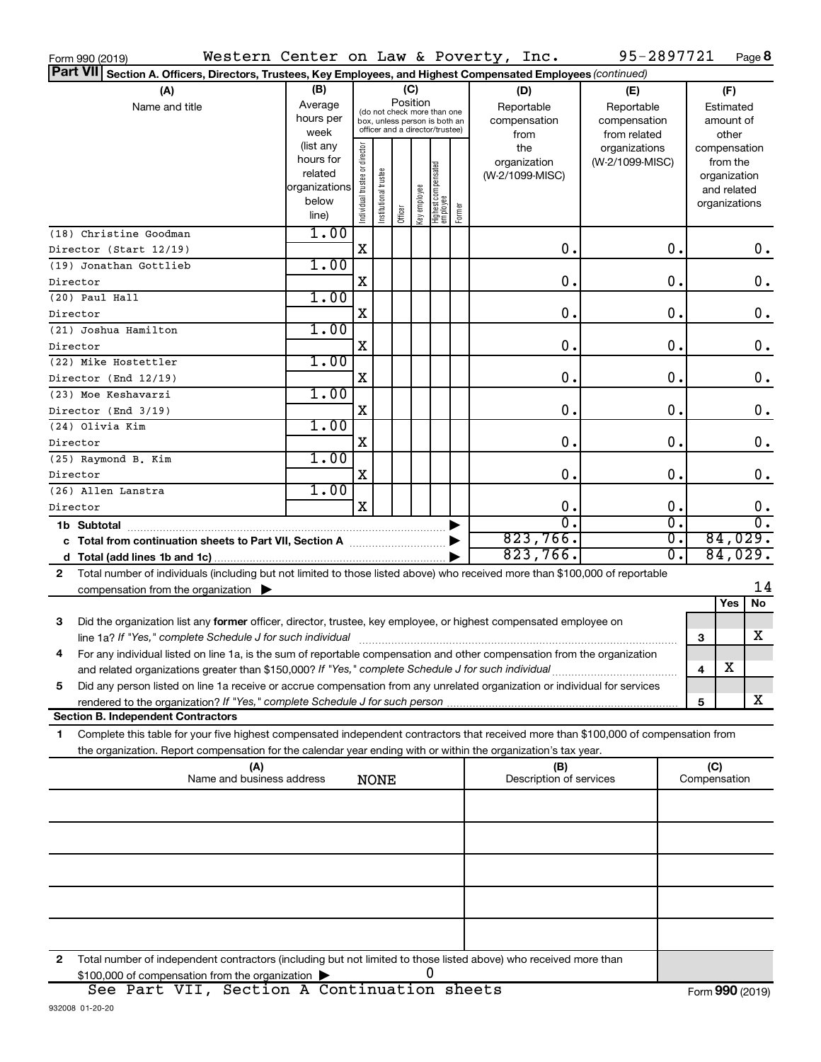Form 990 (2019) Western Center on Law & Poverty, Inc. 95-2897721 Page 8

**Part VII Section A. Officers, Directors, Trustees, Key Employees, and Highest Compensated Employees** *(continued)*

| (A) Name and title | (B) Average hours per week (list any hours for related organizations below line) | (C) Position: Individual trustee or director | Institutional trustee | Officer | Key employee | Highest compensated employee | Former | (D) Reportable compensation from the organization (W-2/1099-MISC) | (E) Reportable compensation from related organizations (W-2/1099-MISC) | (F) Estimated amount of other compensation from the organization and related organizations |
|---|---|---|---|---|---|---|---|---|---|---|
| (18) Christine Goodman Director (Start 12/19) | 1.00 | X | | | | | | 0. | 0. | 0. |
| (19) Jonathan Gottlieb Director | 1.00 | X | | | | | | 0. | 0. | 0. |
| (20) Paul Hall Director | 1.00 | X | | | | | | 0. | 0. | 0. |
| (21) Joshua Hamilton Director | 1.00 | X | | | | | | 0. | 0. | 0. |
| (22) Mike Hostettler Director (End 12/19) | 1.00 | X | | | | | | 0. | 0. | 0. |
| (23) Moe Keshavarzi Director (End 3/19) | 1.00 | X | | | | | | 0. | 0. | 0. |
| (24) Olivia Kim Director | 1.00 | X | | | | | | 0. | 0. | 0. |
| (25) Raymond B. Kim Director | 1.00 | X | | | | | | 0. | 0. | 0. |
| (26) Allen Lanstra Director | 1.00 | X | | | | | | 0. | 0. | 0. |
| **1b Subtotal** | | | | | | | | 0. | 0. | 0. |
| **c Total from continuation sheets to Part VII, Section A** | | | | | | | | 823,766. | 0. | 84,029. |
| **d Total (add lines 1b and 1c)** | | | | | | | | 823,766. | 0. | 84,029. |

**2** Total number of individuals (including but not limited to those listed above) who received more than $100,000 of reportable compensation from the organization ▶ 14

| | | Yes | No |
|---|---|---|---|
| **3** Did the organization list any **former** officer, director, trustee, key employee, or highest compensated employee on line 1a? *If "Yes," complete Schedule J for such individual* | 3 | | X |
| **4** For any individual listed on line 1a, is the sum of reportable compensation and other compensation from the organization and related organizations greater than $150,000? *If "Yes," complete Schedule J for such individual* | 4 | X | |
| **5** Did any person listed on line 1a receive or accrue compensation from any unrelated organization or individual for services rendered to the organization? *If "Yes," complete Schedule J for such person* | 5 | | X |

**Section B. Independent Contractors**

**1** Complete this table for your five highest compensated independent contractors that received more than $100,000 of compensation from the organization. Report compensation for the calendar year ending with or within the organization's tax year.

| (A) Name and business address NONE | (B) Description of services | (C) Compensation |
|---|---|---|
| | | |
| | | |
| | | |
| | | |
| | | |

**2** Total number of independent contractors (including but not limited to those listed above) who received more than $100,000 of compensation from the organization ▶ 0

See Part VII, Section A Continuation sheets

Form **990** (2019)

932008 01-20-20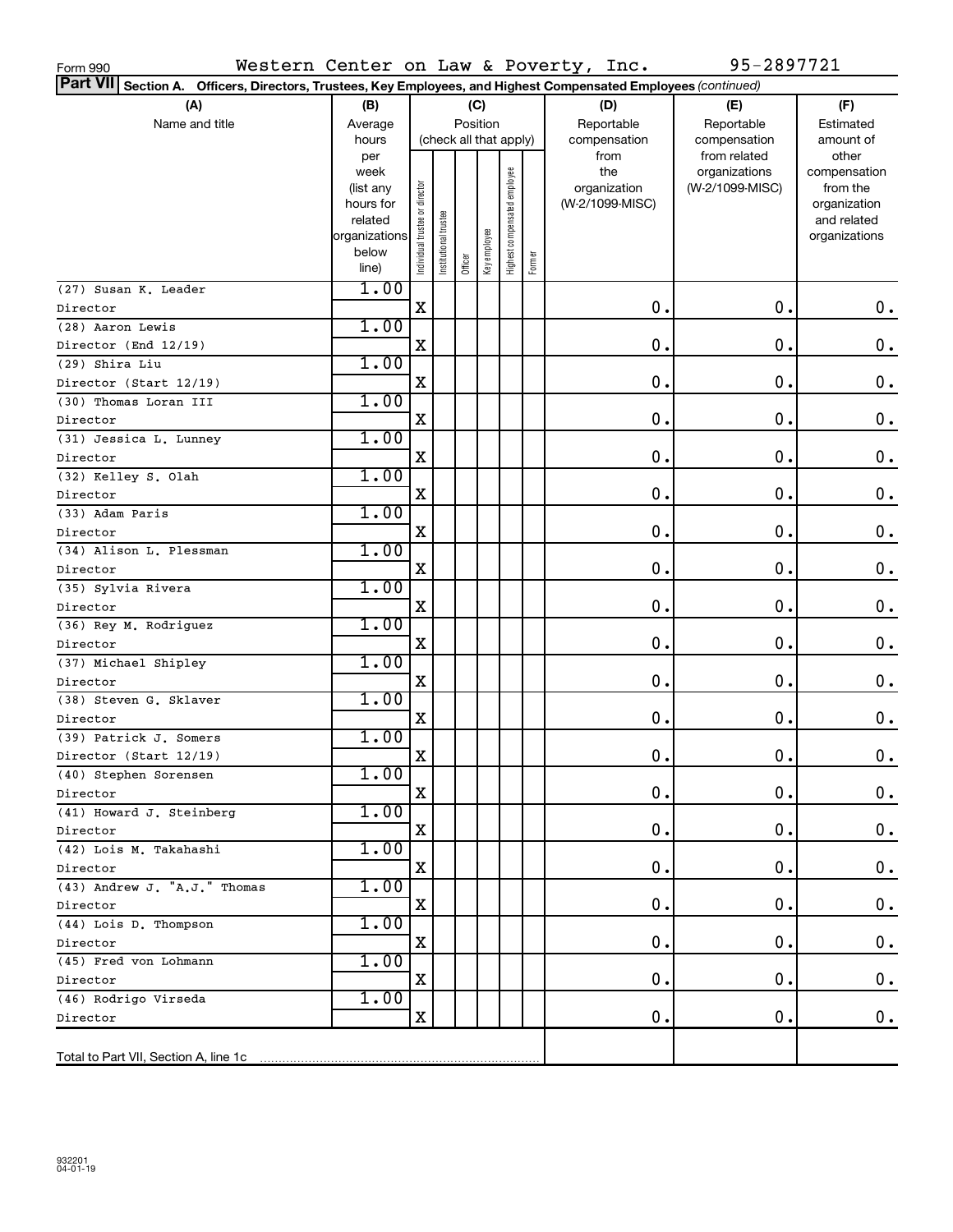Form 990 Western Center on Law & Poverty, Inc. 95-2897721

**Part VII** Section A. Officers, Directors, Trustees, Key Employees, and Highest Compensated Employees *(continued)*

| (A) Name and title | (B) Average hours per week (list any hours for related organizations below line) | (C) Position (check all that apply): Individual trustee or director | Institutional trustee | Officer | Key employee | Highest compensated employee | Former | (D) Reportable compensation from the organization (W-2/1099-MISC) | (E) Reportable compensation from related organizations (W-2/1099-MISC) | (F) Estimated amount of other compensation from the organization and related organizations |
|---|---|---|---|---|---|---|---|---|---|---|
| (27) Susan K. Leader<br>Director | 1.00 | X | | | | | | 0. | 0. | 0. |
| (28) Aaron Lewis<br>Director (End 12/19) | 1.00 | X | | | | | | 0. | 0. | 0. |
| (29) Shira Liu<br>Director (Start 12/19) | 1.00 | X | | | | | | 0. | 0. | 0. |
| (30) Thomas Loran III<br>Director | 1.00 | X | | | | | | 0. | 0. | 0. |
| (31) Jessica L. Lunney<br>Director | 1.00 | X | | | | | | 0. | 0. | 0. |
| (32) Kelley S. Olah<br>Director | 1.00 | X | | | | | | 0. | 0. | 0. |
| (33) Adam Paris<br>Director | 1.00 | X | | | | | | 0. | 0. | 0. |
| (34) Alison L. Plessman<br>Director | 1.00 | X | | | | | | 0. | 0. | 0. |
| (35) Sylvia Rivera<br>Director | 1.00 | X | | | | | | 0. | 0. | 0. |
| (36) Rey M. Rodriguez<br>Director | 1.00 | X | | | | | | 0. | 0. | 0. |
| (37) Michael Shipley<br>Director | 1.00 | X | | | | | | 0. | 0. | 0. |
| (38) Steven G. Sklaver<br>Director | 1.00 | X | | | | | | 0. | 0. | 0. |
| (39) Patrick J. Somers<br>Director (Start 12/19) | 1.00 | X | | | | | | 0. | 0. | 0. |
| (40) Stephen Sorensen<br>Director | 1.00 | X | | | | | | 0. | 0. | 0. |
| (41) Howard J. Steinberg<br>Director | 1.00 | X | | | | | | 0. | 0. | 0. |
| (42) Lois M. Takahashi<br>Director | 1.00 | X | | | | | | 0. | 0. | 0. |
| (43) Andrew J. "A.J." Thomas<br>Director | 1.00 | X | | | | | | 0. | 0. | 0. |
| (44) Lois D. Thompson<br>Director | 1.00 | X | | | | | | 0. | 0. | 0. |
| (45) Fred von Lohmann<br>Director | 1.00 | X | | | | | | 0. | 0. | 0. |
| (46) Rodrigo Virseda<br>Director | 1.00 | X | | | | | | 0. | 0. | 0. |
| Total to Part VII, Section A, line 1c | | | | | | | | | | |

932201 04-01-19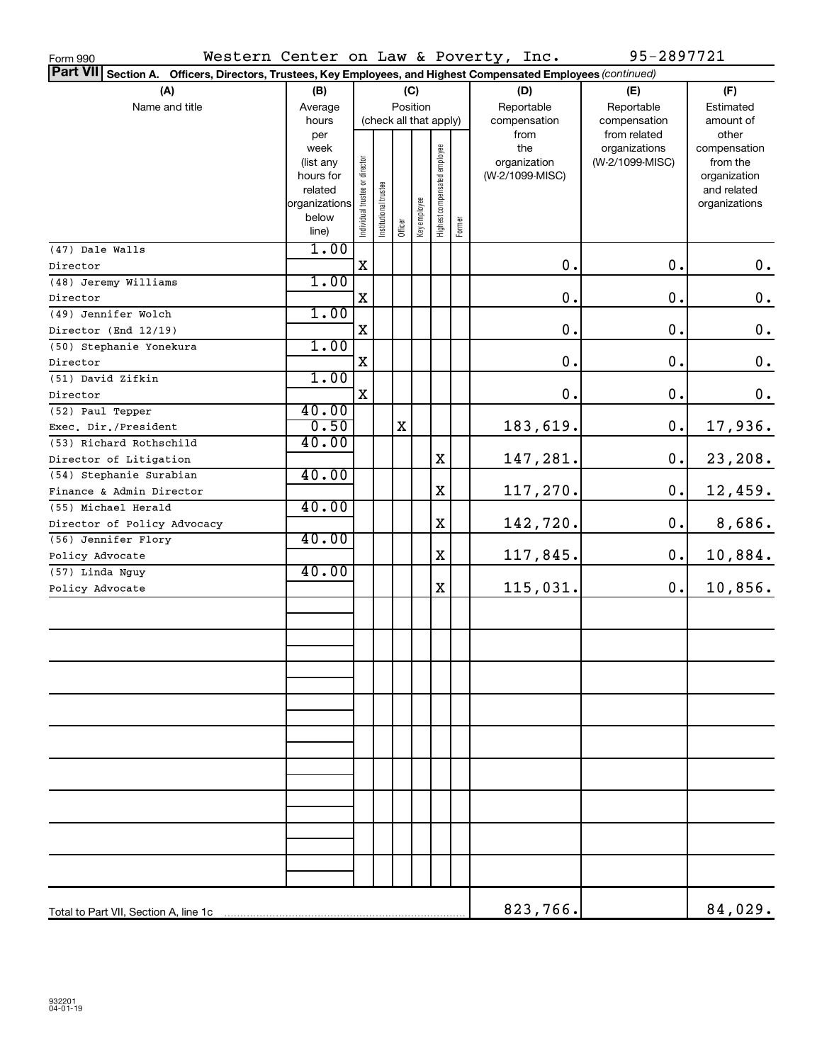Form 990 Western Center on Law & Poverty, Inc. 95-2897721

**Part VII Section A. Officers, Directors, Trustees, Key Employees, and Highest Compensated Employees** *(continued)*

| (A) Name and title | (B) Average hours per week (list any hours for related organizations below line) | (C) Position (check all that apply): Individual trustee or director | Institutional trustee | Officer | Key employee | Highest compensated employee | Former | (D) Reportable compensation from the organization (W-2/1099-MISC) | (E) Reportable compensation from related organizations (W-2/1099-MISC) | (F) Estimated amount of other compensation from the organization and related organizations |
|---|---|---|---|---|---|---|---|---|---|---|
| (47) Dale Walls<br>Director | 1.00 | X | | | | | | 0. | 0. | 0. |
| (48) Jeremy Williams<br>Director | 1.00 | X | | | | | | 0. | 0. | 0. |
| (49) Jennifer Wolch<br>Director (End 12/19) | 1.00 | X | | | | | | 0. | 0. | 0. |
| (50) Stephanie Yonekura<br>Director | 1.00 | X | | | | | | 0. | 0. | 0. |
| (51) David Zifkin<br>Director | 1.00 | X | | | | | | 0. | 0. | 0. |
| (52) Paul Tepper<br>Exec. Dir./President | 40.00<br>0.50 | | | X | | | | 183,619. | 0. | 17,936. |
| (53) Richard Rothschild<br>Director of Litigation | 40.00 | | | | | X | | 147,281. | 0. | 23,208. |
| (54) Stephanie Surabian<br>Finance & Admin Director | 40.00 | | | | | X | | 117,270. | 0. | 12,459. |
| (55) Michael Herald<br>Director of Policy Advocacy | 40.00 | | | | | X | | 142,720. | 0. | 8,686. |
| (56) Jennifer Flory<br>Policy Advocate | 40.00 | | | | | X | | 117,845. | 0. | 10,884. |
| (57) Linda Nguy<br>Policy Advocate | 40.00 | | | | | X | | 115,031. | 0. | 10,856. |
| Total to Part VII, Section A, line 1c | | | | | | | | 823,766. | | 84,029. |

932201 04-01-19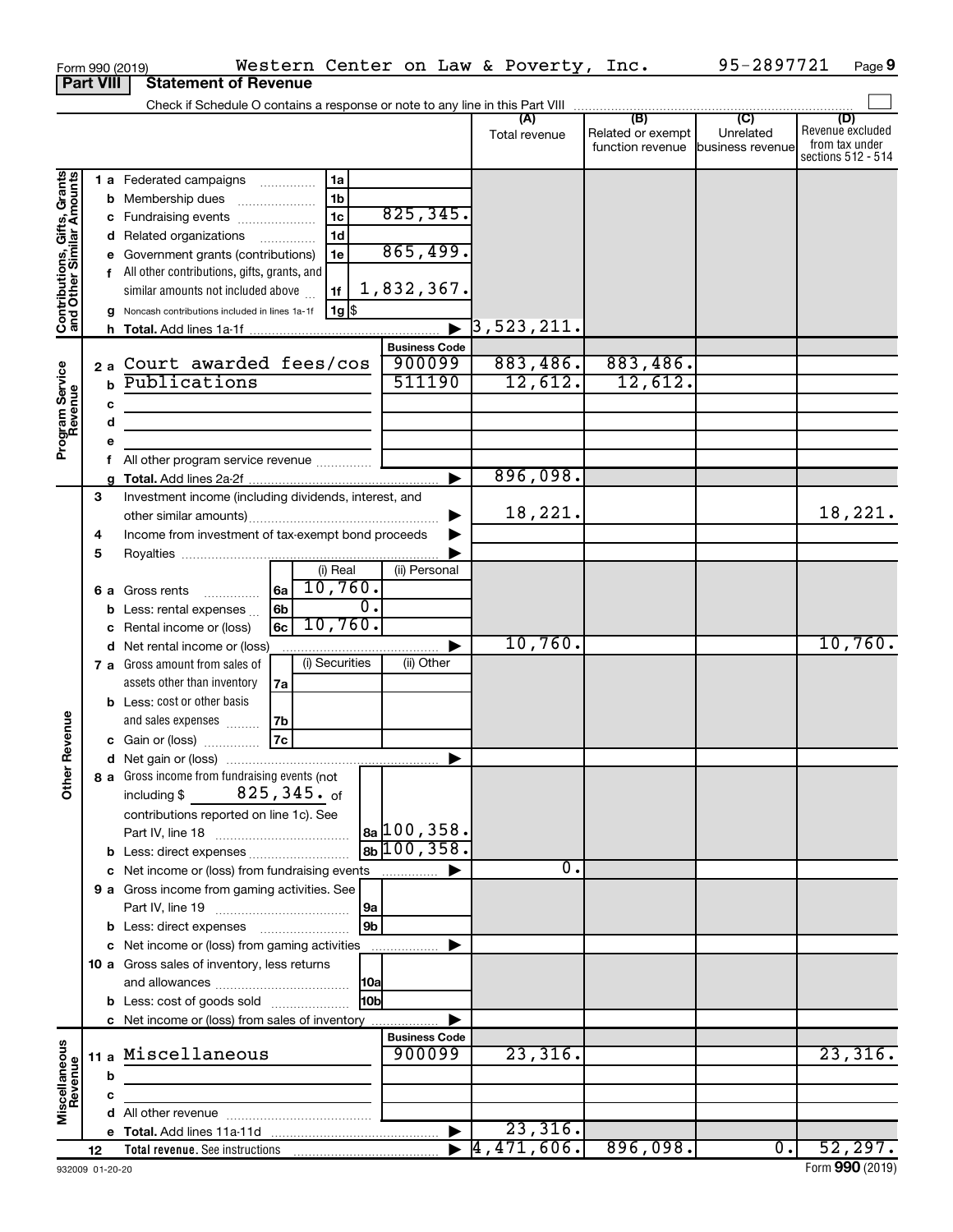Form 990 (2019) Western Center on Law & Poverty, Inc. 95-2897721 Page 9

**Part VIII Statement of Revenue**

Check if Schedule O contains a response or note to any line in this Part VIII

| | | | | (A) Total revenue | (B) Related or exempt function revenue | (C) Unrelated business revenue | (D) Revenue excluded from tax under sections 512 - 514 |
|---|---|---|---|---|---|---|---|
| **Contributions, Gifts, Grants and Other Similar Amounts** | 1 a Federated campaigns | 1a | | | | | |
| | b Membership dues | 1b | | | | | |
| | c Fundraising events | 1c | 825,345. | | | | |
| | d Related organizations | 1d | | | | | |
| | e Government grants (contributions) | 1e | 865,499. | | | | |
| | f All other contributions, gifts, grants, and similar amounts not included above | 1f | 1,832,367. | | | | |
| | g Noncash contributions included in lines 1a-1f | 1g | $ | | | | |
| | h **Total.** Add lines 1a-1f | | ▶ | 3,523,211. | | | |
| **Program Service Revenue** | | | **Business Code** | | | | |
| | 2 a Court awarded fees/cos | | 900099 | 883,486. | 883,486. | | |
| | b Publications | | 511190 | 12,612. | 12,612. | | |
| | c | | | | | | |
| | d | | | | | | |
| | e | | | | | | |
| | f All other program service revenue | | | | | | |
| | g **Total.** Add lines 2a-2f | | ▶ | 896,098. | | | |
| **Other Revenue** | 3 Investment income (including dividends, interest, and other similar amounts) | | ▶ | 18,221. | | | 18,221. |
| | 4 Income from investment of tax-exempt bond proceeds | | ▶ | | | | |
| | 5 Royalties | | ▶ | | | | |
| | | | (i) Real / (ii) Personal | | | | |
| | 6 a Gross rents | 6a | 10,760. | | | | |
| | b Less: rental expenses | 6b | 0. | | | | |
| | c Rental income or (loss) | 6c | 10,760. | | | | |
| | d Net rental income or (loss) | | ▶ | 10,760. | | | 10,760. |
| | | | (i) Securities / (ii) Other | | | | |
| | 7 a Gross amount from sales of assets other than inventory | 7a | | | | | |
| | b Less: cost or other basis and sales expenses | 7b | | | | | |
| | c Gain or (loss) | 7c | | | | | |
| | d Net gain or (loss) | | ▶ | | | | |
| | 8 a Gross income from fundraising events (not including $ 825,345. of contributions reported on line 1c). See Part IV, line 18 | 8a | 100,358. | | | | |
| | b Less: direct expenses | 8b | 100,358. | | | | |
| | c Net income or (loss) from fundraising events | | ▶ | 0. | | | |
| | 9 a Gross income from gaming activities. See Part IV, line 19 | 9a | | | | | |
| | b Less: direct expenses | 9b | | | | | |
| | c Net income or (loss) from gaming activities | | ▶ | | | | |
| | 10 a Gross sales of inventory, less returns and allowances | 10a | | | | | |
| | b Less: cost of goods sold | 10b | | | | | |
| | c Net income or (loss) from sales of inventory | | ▶ | | | | |
| **Miscellaneous Revenue** | | | **Business Code** | | | | |
| | 11 a Miscellaneous | | 900099 | 23,316. | | | 23,316. |
| | b | | | | | | |
| | c | | | | | | |
| | d All other revenue | | | | | | |
| | e **Total.** Add lines 11a-11d | | ▶ | 23,316. | | | |
| | 12 **Total revenue.** See instructions | | ▶ | 4,471,606. | 896,098. | 0. | 52,297. |

932009 01-20-20 Form **990** (2019)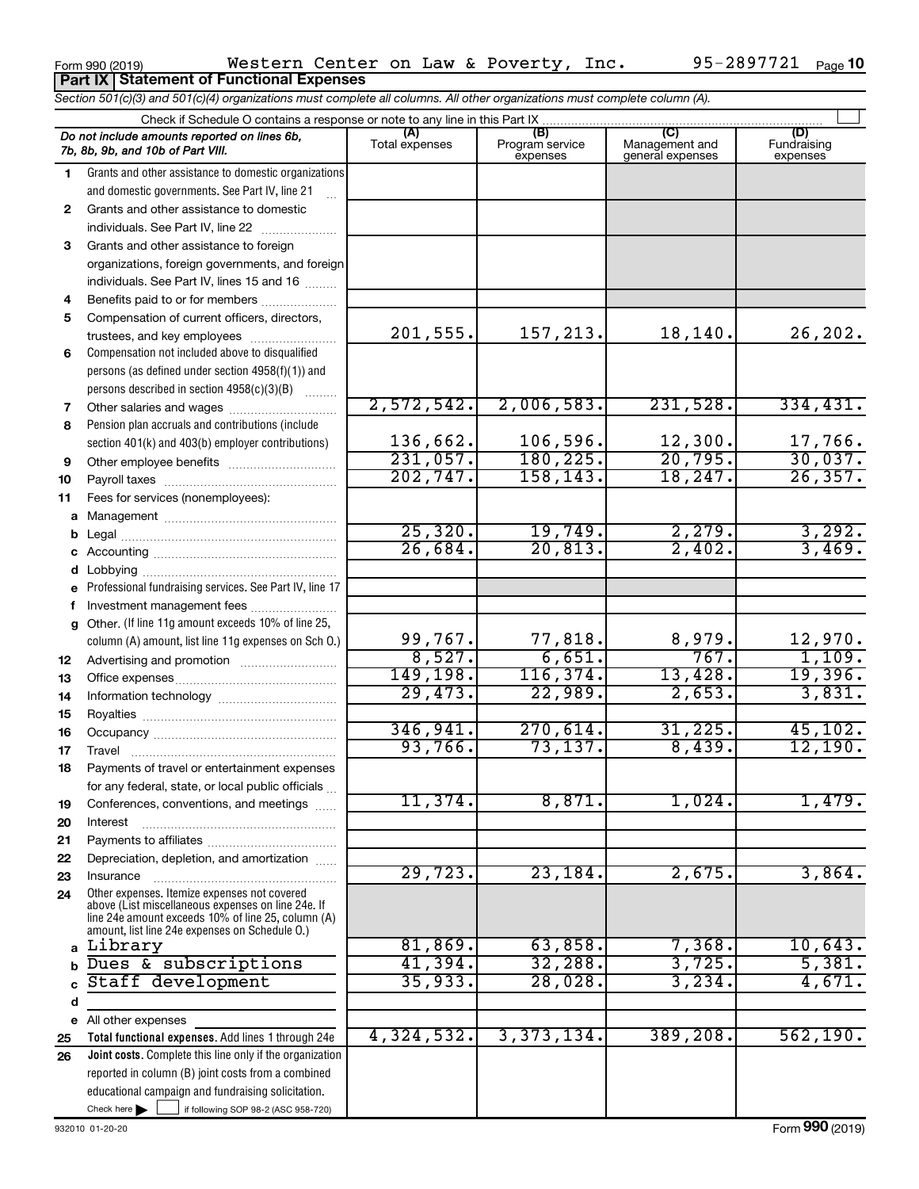Form 990 (2019) Western Center on Law & Poverty, Inc. 95-2897721 Page 10

## Part IX Statement of Functional Expenses

*Section 501(c)(3) and 501(c)(4) organizations must complete all columns. All other organizations must complete column (A).*

Check if Schedule O contains a response or note to any line in this Part IX

| | *Do not include amounts reported on lines 6b, 7b, 8b, 9b, and 10b of Part VIII.* | (A) Total expenses | (B) Program service expenses | (C) Management and general expenses | (D) Fundraising expenses |
|---|---|---|---|---|---|
| 1 | Grants and other assistance to domestic organizations and domestic governments. See Part IV, line 21 | | | | |
| 2 | Grants and other assistance to domestic individuals. See Part IV, line 22 | | | | |
| 3 | Grants and other assistance to foreign organizations, foreign governments, and foreign individuals. See Part IV, lines 15 and 16 | | | | |
| 4 | Benefits paid to or for members | | | | |
| 5 | Compensation of current officers, directors, trustees, and key employees | 201,555. | 157,213. | 18,140. | 26,202. |
| 6 | Compensation not included above to disqualified persons (as defined under section 4958(f)(1)) and persons described in section 4958(c)(3)(B) | | | | |
| 7 | Other salaries and wages | 2,572,542. | 2,006,583. | 231,528. | 334,431. |
| 8 | Pension plan accruals and contributions (include section 401(k) and 403(b) employer contributions) | 136,662. | 106,596. | 12,300. | 17,766. |
| 9 | Other employee benefits | 231,057. | 180,225. | 20,795. | 30,037. |
| 10 | Payroll taxes | 202,747. | 158,143. | 18,247. | 26,357. |
| 11 | Fees for services (nonemployees): | | | | |
| a | Management | | | | |
| b | Legal | 25,320. | 19,749. | 2,279. | 3,292. |
| c | Accounting | 26,684. | 20,813. | 2,402. | 3,469. |
| d | Lobbying | | | | |
| e | Professional fundraising services. See Part IV, line 17 | | | | |
| f | Investment management fees | | | | |
| g | Other. (If line 11g amount exceeds 10% of line 25, column (A) amount, list line 11g expenses on Sch O.) | 99,767. | 77,818. | 8,979. | 12,970. |
| 12 | Advertising and promotion | 8,527. | 6,651. | 767. | 1,109. |
| 13 | Office expenses | 149,198. | 116,374. | 13,428. | 19,396. |
| 14 | Information technology | 29,473. | 22,989. | 2,653. | 3,831. |
| 15 | Royalties | | | | |
| 16 | Occupancy | 346,941. | 270,614. | 31,225. | 45,102. |
| 17 | Travel | 93,766. | 73,137. | 8,439. | 12,190. |
| 18 | Payments of travel or entertainment expenses for any federal, state, or local public officials | | | | |
| 19 | Conferences, conventions, and meetings | 11,374. | 8,871. | 1,024. | 1,479. |
| 20 | Interest | | | | |
| 21 | Payments to affiliates | | | | |
| 22 | Depreciation, depletion, and amortization | | | | |
| 23 | Insurance | 29,723. | 23,184. | 2,675. | 3,864. |
| 24 | Other expenses. Itemize expenses not covered above (List miscellaneous expenses on line 24e. If line 24e amount exceeds 10% of line 25, column (A) amount, list line 24e expenses on Schedule O.) | | | | |
| a | Library | 81,869. | 63,858. | 7,368. | 10,643. |
| b | Dues & subscriptions | 41,394. | 32,288. | 3,725. | 5,381. |
| c | Staff development | 35,933. | 28,028. | 3,234. | 4,671. |
| d | | | | | |
| e | All other expenses | | | | |
| 25 | **Total functional expenses.** Add lines 1 through 24e | 4,324,532. | 3,373,134. | 389,208. | 562,190. |
| 26 | **Joint costs.** Complete this line only if the organization reported in column (B) joint costs from a combined educational campaign and fundraising solicitation. Check here ☐ if following SOP 98-2 (ASC 958-720) | | | | |

932010 01-20-20

Form **990** (2019)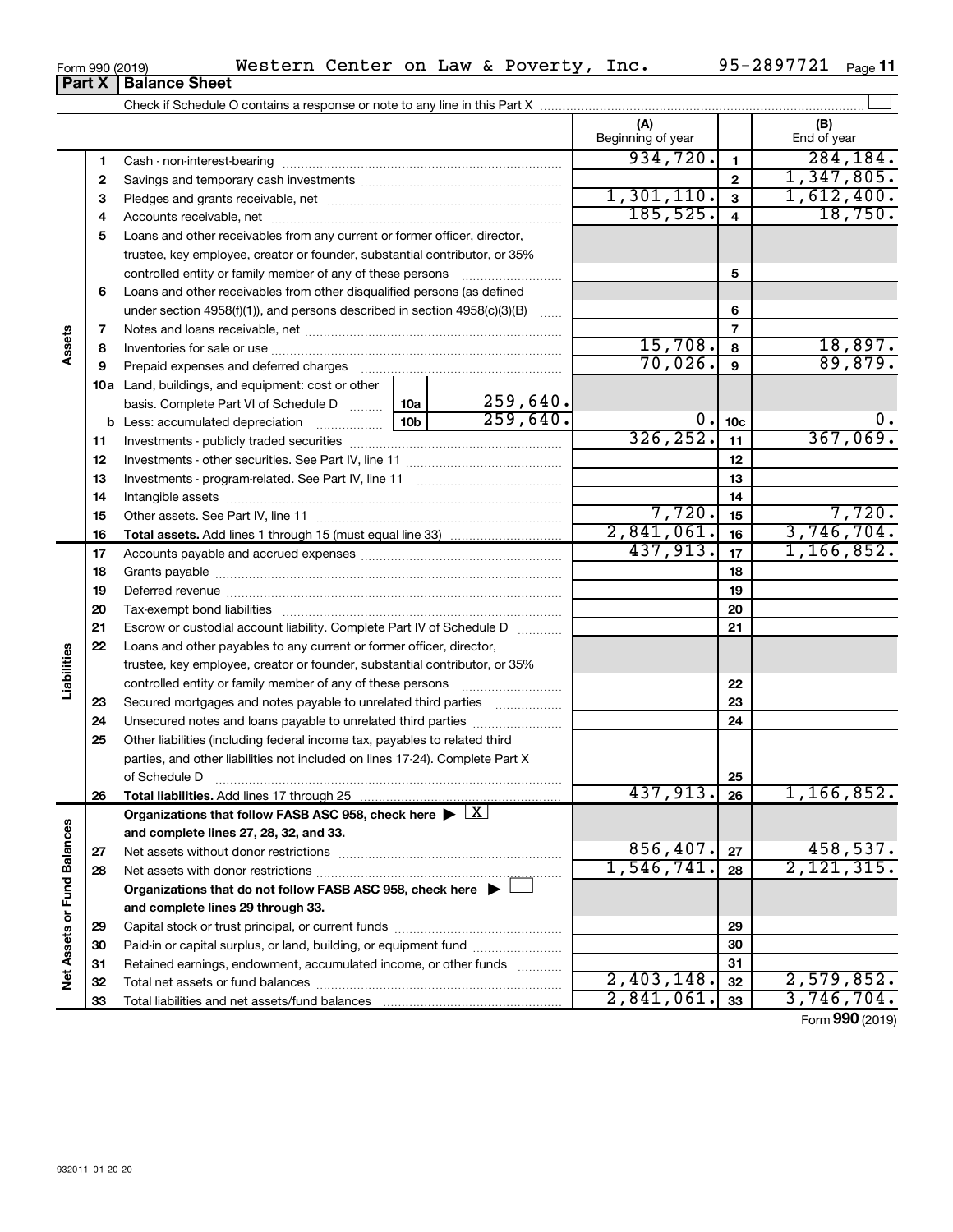Form 990 (2019) Western Center on Law & Poverty, Inc. 95-2897721 Page 11

## Part X | Balance Sheet

Check if Schedule O contains a response or note to any line in this Part X

| | | | (A) Beginning of year | | (B) End of year |
|---|---|---|---|---|---|
| Assets | 1 | Cash - non-interest-bearing | 934,720. | 1 | 284,184. |
| | 2 | Savings and temporary cash investments | | 2 | 1,347,805. |
| | 3 | Pledges and grants receivable, net | 1,301,110. | 3 | 1,612,400. |
| | 4 | Accounts receivable, net | 185,525. | 4 | 18,750. |
| | 5 | Loans and other receivables from any current or former officer, director, trustee, key employee, creator or founder, substantial contributor, or 35% controlled entity or family member of any of these persons | | 5 | |
| | 6 | Loans and other receivables from other disqualified persons (as defined under section 4958(f)(1)), and persons described in section 4958(c)(3)(B) | | 6 | |
| | 7 | Notes and loans receivable, net | | 7 | |
| | 8 | Inventories for sale or use | 15,708. | 8 | 18,897. |
| | 9 | Prepaid expenses and deferred charges | 70,026. | 9 | 89,879. |
| | 10a | Land, buildings, and equipment: cost or other basis. Complete Part VI of Schedule D — 10a: 259,640. | | | |
| | b | Less: accumulated depreciation — 10b: 259,640. | 0. | 10c | 0. |
| | 11 | Investments - publicly traded securities | 326,252. | 11 | 367,069. |
| | 12 | Investments - other securities. See Part IV, line 11 | | 12 | |
| | 13 | Investments - program-related. See Part IV, line 11 | | 13 | |
| | 14 | Intangible assets | | 14 | |
| | 15 | Other assets. See Part IV, line 11 | 7,720. | 15 | 7,720. |
| | 16 | **Total assets.** Add lines 1 through 15 (must equal line 33) | 2,841,061. | 16 | 3,746,704. |
| Liabilities | 17 | Accounts payable and accrued expenses | 437,913. | 17 | 1,166,852. |
| | 18 | Grants payable | | 18 | |
| | 19 | Deferred revenue | | 19 | |
| | 20 | Tax-exempt bond liabilities | | 20 | |
| | 21 | Escrow or custodial account liability. Complete Part IV of Schedule D | | 21 | |
| | 22 | Loans and other payables to any current or former officer, director, trustee, key employee, creator or founder, substantial contributor, or 35% controlled entity or family member of any of these persons | | 22 | |
| | 23 | Secured mortgages and notes payable to unrelated third parties | | 23 | |
| | 24 | Unsecured notes and loans payable to unrelated third parties | | 24 | |
| | 25 | Other liabilities (including federal income tax, payables to related third parties, and other liabilities not included on lines 17-24). Complete Part X of Schedule D | | 25 | |
| | 26 | **Total liabilities.** Add lines 17 through 25 | 437,913. | 26 | 1,166,852. |
| Net Assets or Fund Balances | | **Organizations that follow FASB ASC 958, check here ▶ [X] and complete lines 27, 28, 32, and 33.** | | | |
| | 27 | Net assets without donor restrictions | 856,407. | 27 | 458,537. |
| | 28 | Net assets with donor restrictions | 1,546,741. | 28 | 2,121,315. |
| | | **Organizations that do not follow FASB ASC 958, check here ▶ [ ] and complete lines 29 through 33.** | | | |
| | 29 | Capital stock or trust principal, or current funds | | 29 | |
| | 30 | Paid-in or capital surplus, or land, building, or equipment fund | | 30 | |
| | 31 | Retained earnings, endowment, accumulated income, or other funds | | 31 | |
| | 32 | Total net assets or fund balances | 2,403,148. | 32 | 2,579,852. |
| | 33 | Total liabilities and net assets/fund balances | 2,841,061. | 33 | 3,746,704. |

Form **990** (2019)

932011 01-20-20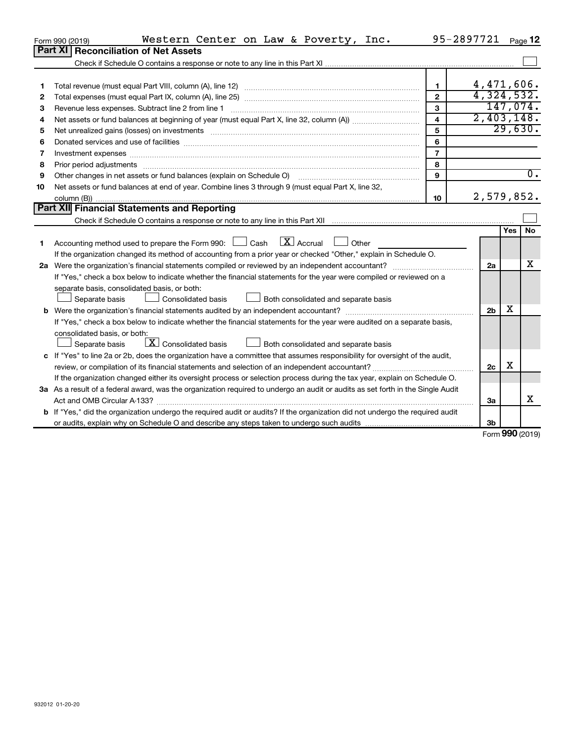Form 990 (2019) Western Center on Law & Poverty, Inc. 95-2897721 Page 12

## Part XI Reconciliation of Net Assets

Check if Schedule O contains a response or note to any line in this Part XI ☐

| | | | |
|---|---|---|---|
| 1 | Total revenue (must equal Part VIII, column (A), line 12) | 1 | 4,471,606. |
| 2 | Total expenses (must equal Part IX, column (A), line 25) | 2 | 4,324,532. |
| 3 | Revenue less expenses. Subtract line 2 from line 1 | 3 | 147,074. |
| 4 | Net assets or fund balances at beginning of year (must equal Part X, line 32, column (A)) | 4 | 2,403,148. |
| 5 | Net unrealized gains (losses) on investments | 5 | 29,630. |
| 6 | Donated services and use of facilities | 6 | |
| 7 | Investment expenses | 7 | |
| 8 | Prior period adjustments | 8 | |
| 9 | Other changes in net assets or fund balances (explain on Schedule O) | 9 | 0. |
| 10 | Net assets or fund balances at end of year. Combine lines 3 through 9 (must equal Part X, line 32, column (B)) | 10 | 2,579,852. |

## Part XII Financial Statements and Reporting

Check if Schedule O contains a response or note to any line in this Part XII ☐

| | | | Yes | No |
|---|---|---|---|---|
| 1 | Accounting method used to prepare the Form 990: ☐ Cash ☒ Accrual ☐ Other<br>If the organization changed its method of accounting from a prior year or checked "Other," explain in Schedule O. | | | |
| 2a | Were the organization's financial statements compiled or reviewed by an independent accountant?<br>If "Yes," check a box below to indicate whether the financial statements for the year were compiled or reviewed on a separate basis, consolidated basis, or both:<br>☐ Separate basis ☐ Consolidated basis ☐ Both consolidated and separate basis | 2a | | X |
| b | Were the organization's financial statements audited by an independent accountant?<br>If "Yes," check a box below to indicate whether the financial statements for the year were audited on a separate basis, consolidated basis, or both:<br>☐ Separate basis ☒ Consolidated basis ☐ Both consolidated and separate basis | 2b | X | |
| c | If "Yes" to line 2a or 2b, does the organization have a committee that assumes responsibility for oversight of the audit, review, or compilation of its financial statements and selection of an independent accountant?<br>If the organization changed either its oversight process or selection process during the tax year, explain on Schedule O. | 2c | X | |
| 3a | As a result of a federal award, was the organization required to undergo an audit or audits as set forth in the Single Audit Act and OMB Circular A-133? | 3a | | X |
| b | If "Yes," did the organization undergo the required audit or audits? If the organization did not undergo the required audit or audits, explain why on Schedule O and describe any steps taken to undergo such audits | 3b | | |

Form 990 (2019)

932012 01-20-20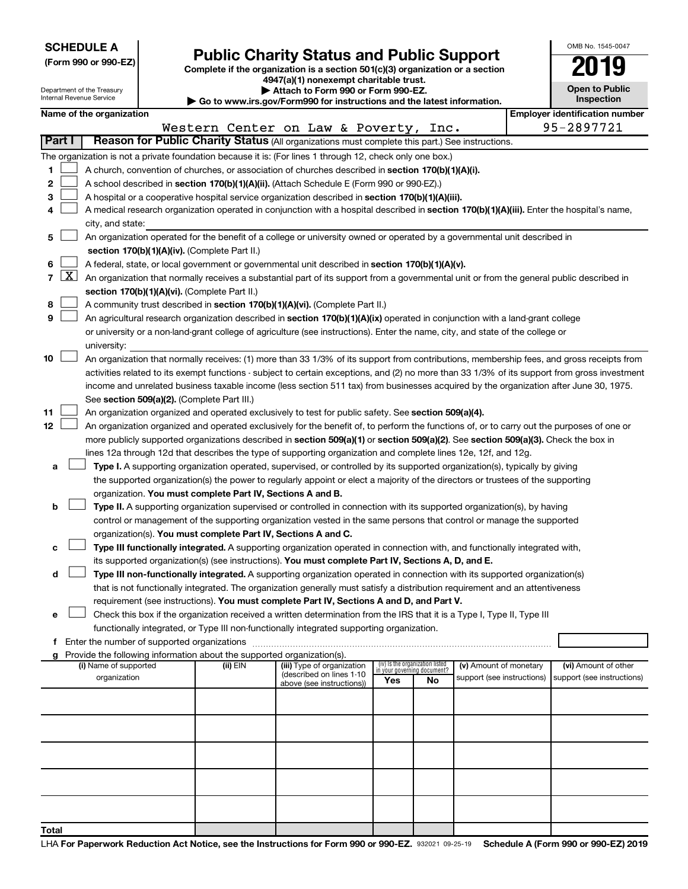**SCHEDULE A**
**(Form 990 or 990-EZ)**

Department of the Treasury
Internal Revenue Service

# Public Charity Status and Public Support

**Complete if the organization is a section 501(c)(3) organization or a section 4947(a)(1) nonexempt charitable trust.**
**▶ Attach to Form 990 or Form 990-EZ.**
**▶ Go to www.irs.gov/Form990 for instructions and the latest information.**

OMB No. 1545-0047

**2019**

**Open to Public Inspection**

**Name of the organization:** Western Center on Law & Poverty, Inc.
**Employer identification number:** 95-2897721

## Part I — Reason for Public Charity Status (All organizations must complete this part.) See instructions.

The organization is not a private foundation because it is: (For lines 1 through 12, check only one box.)

1. ☐ A church, convention of churches, or association of churches described in **section 170(b)(1)(A)(i).**
2. ☐ A school described in **section 170(b)(1)(A)(ii).** (Attach Schedule E (Form 990 or 990-EZ).)
3. ☐ A hospital or a cooperative hospital service organization described in **section 170(b)(1)(A)(iii).**
4. ☐ A medical research organization operated in conjunction with a hospital described in **section 170(b)(1)(A)(iii).** Enter the hospital's name, city, and state:
5. ☐ An organization operated for the benefit of a college or university owned or operated by a governmental unit described in **section 170(b)(1)(A)(iv).** (Complete Part II.)
6. ☐ A federal, state, or local government or governmental unit described in **section 170(b)(1)(A)(v).**
7. ☒ An organization that normally receives a substantial part of its support from a governmental unit or from the general public described in **section 170(b)(1)(A)(vi).** (Complete Part II.)
8. ☐ A community trust described in **section 170(b)(1)(A)(vi).** (Complete Part II.)
9. ☐ An agricultural research organization described in **section 170(b)(1)(A)(ix)** operated in conjunction with a land-grant college or university or a non-land-grant college of agriculture (see instructions). Enter the name, city, and state of the college or university:
10. ☐ An organization that normally receives: (1) more than 33 1/3% of its support from contributions, membership fees, and gross receipts from activities related to its exempt functions - subject to certain exceptions, and (2) no more than 33 1/3% of its support from gross investment income and unrelated business taxable income (less section 511 tax) from businesses acquired by the organization after June 30, 1975. See **section 509(a)(2).** (Complete Part III.)
11. ☐ An organization organized and operated exclusively to test for public safety. See **section 509(a)(4).**
12. ☐ An organization organized and operated exclusively for the benefit of, to perform the functions of, or to carry out the purposes of one or more publicly supported organizations described in **section 509(a)(1)** or **section 509(a)(2).** See **section 509(a)(3).** Check the box in lines 12a through 12d that describes the type of supporting organization and complete lines 12e, 12f, and 12g.
   - **a** ☐ **Type I.** A supporting organization operated, supervised, or controlled by its supported organization(s), typically by giving the supported organization(s) the power to regularly appoint or elect a majority of the directors or trustees of the supporting organization. **You must complete Part IV, Sections A and B.**
   - **b** ☐ **Type II.** A supporting organization supervised or controlled in connection with its supported organization(s), by having control or management of the supporting organization vested in the same persons that control or manage the supported organization(s). **You must complete Part IV, Sections A and C.**
   - **c** ☐ **Type III functionally integrated.** A supporting organization operated in connection with, and functionally integrated with, its supported organization(s) (see instructions). **You must complete Part IV, Sections A, D, and E.**
   - **d** ☐ **Type III non-functionally integrated.** A supporting organization operated in connection with its supported organization(s) that is not functionally integrated. The organization generally must satisfy a distribution requirement and an attentiveness requirement (see instructions). **You must complete Part IV, Sections A and D, and Part V.**
   - **e** ☐ Check this box if the organization received a written determination from the IRS that it is a Type I, Type II, Type III functionally integrated, or Type III non-functionally integrated supporting organization.
   - **f** Enter the number of supported organizations
   - **g** Provide the following information about the supported organization(s).

| (i) Name of supported organization | (ii) EIN | (iii) Type of organization (described on lines 1-10 above (see instructions)) | (iv) Is the organization listed in your governing document? Yes | No | (v) Amount of monetary support (see instructions) | (vi) Amount of other support (see instructions) |
|---|---|---|---|---|---|---|
| | | | | | | |
| | | | | | | |
| | | | | | | |
| | | | | | | |
| | | | | | | |
| **Total** | | | | | | |

LHA **For Paperwork Reduction Act Notice, see the Instructions for Form 990 or 990-EZ.** 932021 09-25-19 **Schedule A (Form 990 or 990-EZ) 2019**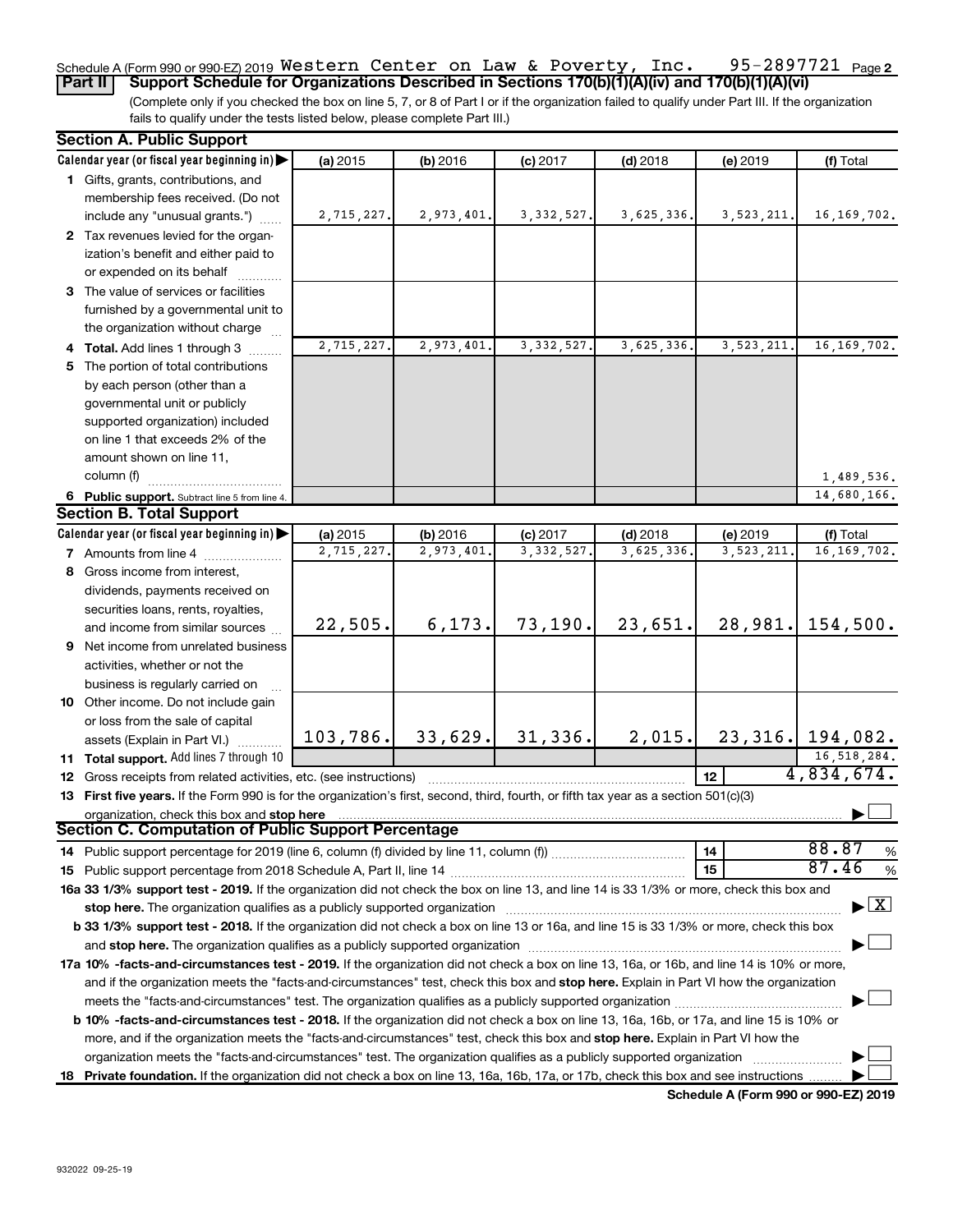Schedule A (Form 990 or 990-EZ) 2019 Western Center on Law & Poverty, Inc. 95-2897721 Page 2

**Part II Support Schedule for Organizations Described in Sections 170(b)(1)(A)(iv) and 170(b)(1)(A)(vi)**

(Complete only if you checked the box on line 5, 7, or 8 of Part I or if the organization failed to qualify under Part III. If the organization fails to qualify under the tests listed below, please complete Part III.)

**Section A. Public Support**

| Calendar year (or fiscal year beginning in) | (a) 2015 | (b) 2016 | (c) 2017 | (d) 2018 | (e) 2019 | (f) Total |
|---|---|---|---|---|---|---|
| 1 Gifts, grants, contributions, and membership fees received. (Do not include any "unusual grants.") | 2,715,227. | 2,973,401. | 3,332,527. | 3,625,336. | 3,523,211. | 16,169,702. |
| 2 Tax revenues levied for the organization's benefit and either paid to or expended on its behalf | | | | | | |
| 3 The value of services or facilities furnished by a governmental unit to the organization without charge | | | | | | |
| 4 **Total.** Add lines 1 through 3 | 2,715,227. | 2,973,401. | 3,332,527. | 3,625,336. | 3,523,211. | 16,169,702. |
| 5 The portion of total contributions by each person (other than a governmental unit or publicly supported organization) included on line 1 that exceeds 2% of the amount shown on line 11, column (f) | | | | | | 1,489,536. |
| 6 **Public support.** Subtract line 5 from line 4. | | | | | | 14,680,166. |

**Section B. Total Support**

| Calendar year (or fiscal year beginning in) | (a) 2015 | (b) 2016 | (c) 2017 | (d) 2018 | (e) 2019 | (f) Total |
|---|---|---|---|---|---|---|
| 7 Amounts from line 4 | 2,715,227. | 2,973,401. | 3,332,527. | 3,625,336. | 3,523,211. | 16,169,702. |
| 8 Gross income from interest, dividends, payments received on securities loans, rents, royalties, and income from similar sources | 22,505. | 6,173. | 73,190. | 23,651. | 28,981. | 154,500. |
| 9 Net income from unrelated business activities, whether or not the business is regularly carried on | | | | | | |
| 10 Other income. Do not include gain or loss from the sale of capital assets (Explain in Part VI.) | 103,786. | 33,629. | 31,336. | 2,015. | 23,316. | 194,082. |
| 11 **Total support.** Add lines 7 through 10 | | | | | | 16,518,284. |
| 12 Gross receipts from related activities, etc. (see instructions) | | | | | 12 | 4,834,674. |

13 **First five years.** If the Form 990 is for the organization's first, second, third, fourth, or fifth tax year as a section 501(c)(3) organization, check this box and **stop here** ☐

**Section C. Computation of Public Support Percentage**

| | | |
|---|---|---|
| 14 Public support percentage for 2019 (line 6, column (f) divided by line 11, column (f)) | 14 | 88.87 % |
| 15 Public support percentage from 2018 Schedule A, Part II, line 14 | 15 | 87.46 % |

**16a 33 1/3% support test - 2019.** If the organization did not check the box on line 13, and line 14 is 33 1/3% or more, check this box and **stop here.** The organization qualifies as a publicly supported organization ☒

**b 33 1/3% support test - 2018.** If the organization did not check a box on line 13 or 16a, and line 15 is 33 1/3% or more, check this box and **stop here.** The organization qualifies as a publicly supported organization ☐

**17a 10% -facts-and-circumstances test - 2019.** If the organization did not check a box on line 13, 16a, or 16b, and line 14 is 10% or more, and if the organization meets the "facts-and-circumstances" test, check this box and **stop here.** Explain in Part VI how the organization meets the "facts-and-circumstances" test. The organization qualifies as a publicly supported organization ☐

**b 10% -facts-and-circumstances test - 2018.** If the organization did not check a box on line 13, 16a, 16b, or 17a, and line 15 is 10% or more, and if the organization meets the "facts-and-circumstances" test, check this box and **stop here.** Explain in Part VI how the organization meets the "facts-and-circumstances" test. The organization qualifies as a publicly supported organization ☐

**18 Private foundation.** If the organization did not check a box on line 13, 16a, 16b, 17a, or 17b, check this box and see instructions ☐

**Schedule A (Form 990 or 990-EZ) 2019**

932022 09-25-19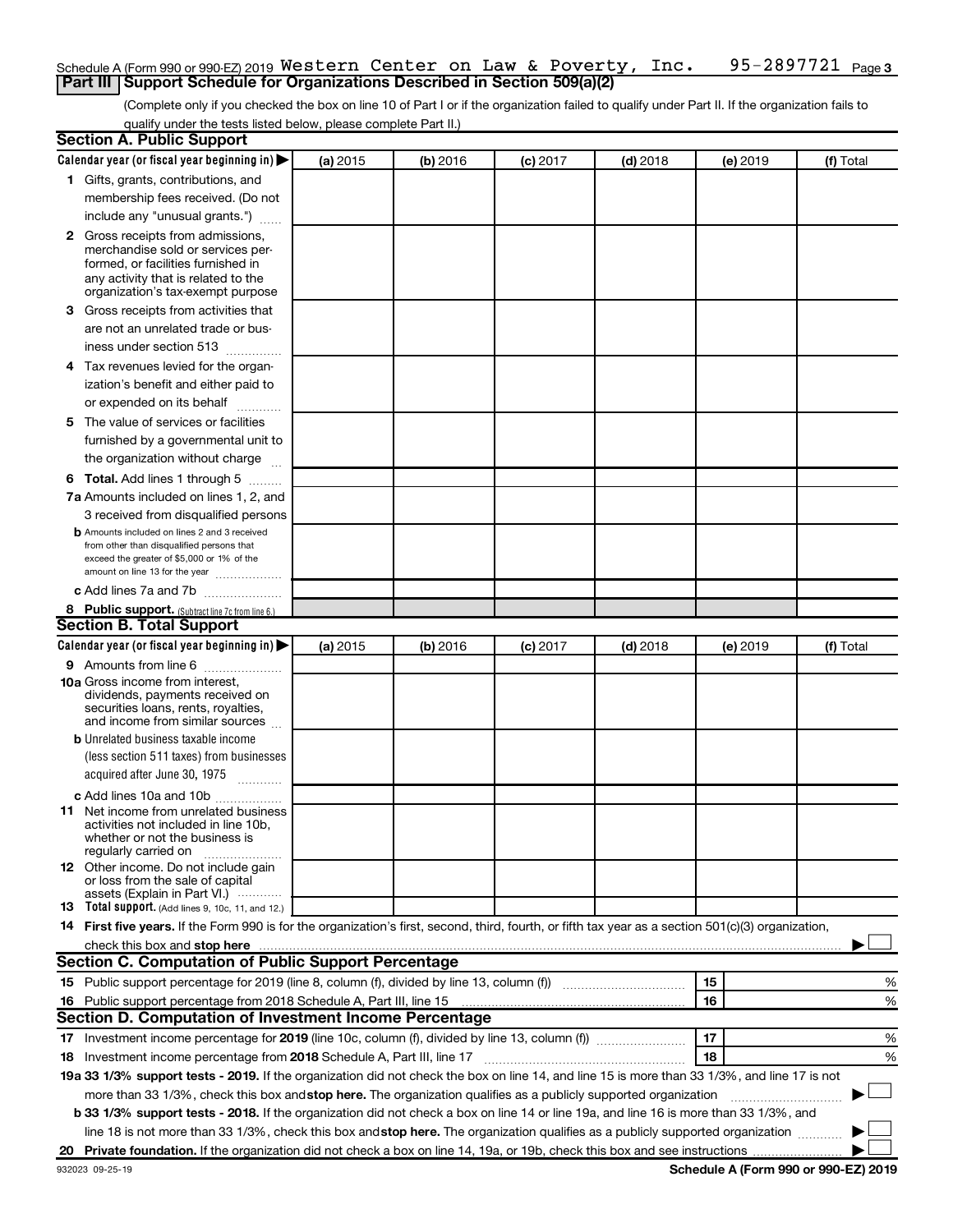Schedule A (Form 990 or 990-EZ) 2019 Western Center on Law & Poverty, Inc. 95-2897721 Page 3

**Part III | Support Schedule for Organizations Described in Section 509(a)(2)**

(Complete only if you checked the box on line 10 of Part I or if the organization failed to qualify under Part II. If the organization fails to qualify under the tests listed below, please complete Part II.)

## Section A. Public Support

| Calendar year (or fiscal year beginning in) ▶ | (a) 2015 | (b) 2016 | (c) 2017 | (d) 2018 | (e) 2019 | (f) Total |
|---|---|---|---|---|---|---|
| **1** Gifts, grants, contributions, and membership fees received. (Do not include any "unusual grants.") | | | | | | |
| **2** Gross receipts from admissions, merchandise sold or services performed, or facilities furnished in any activity that is related to the organization's tax-exempt purpose | | | | | | |
| **3** Gross receipts from activities that are not an unrelated trade or business under section 513 | | | | | | |
| **4** Tax revenues levied for the organization's benefit and either paid to or expended on its behalf | | | | | | |
| **5** The value of services or facilities furnished by a governmental unit to the organization without charge | | | | | | |
| **6 Total.** Add lines 1 through 5 | | | | | | |
| **7a** Amounts included on lines 1, 2, and 3 received from disqualified persons | | | | | | |
| **b** Amounts included on lines 2 and 3 received from other than disqualified persons that exceed the greater of $5,000 or 1% of the amount on line 13 for the year | | | | | | |
| **c** Add lines 7a and 7b | | | | | | |
| **8 Public support.** (Subtract line 7c from line 6.) | | | | | | |

## Section B. Total Support

| Calendar year (or fiscal year beginning in) ▶ | (a) 2015 | (b) 2016 | (c) 2017 | (d) 2018 | (e) 2019 | (f) Total |
|---|---|---|---|---|---|---|
| **9** Amounts from line 6 | | | | | | |
| **10a** Gross income from interest, dividends, payments received on securities loans, rents, royalties, and income from similar sources | | | | | | |
| **b** Unrelated business taxable income (less section 511 taxes) from businesses acquired after June 30, 1975 | | | | | | |
| **c** Add lines 10a and 10b | | | | | | |
| **11** Net income from unrelated business activities not included in line 10b, whether or not the business is regularly carried on | | | | | | |
| **12** Other income. Do not include gain or loss from the sale of capital assets (Explain in Part VI.) | | | | | | |
| **13 Total support.** (Add lines 9, 10c, 11, and 12.) | | | | | | |

**14 First five years.** If the Form 990 is for the organization's first, second, third, fourth, or fifth tax year as a section 501(c)(3) organization, check this box and **stop here** ▶ ☐

## Section C. Computation of Public Support Percentage

| | | | |
|---|---|---|---|
| **15** Public support percentage for 2019 (line 8, column (f), divided by line 13, column (f)) | 15 | | % |
| **16** Public support percentage from 2018 Schedule A, Part III, line 15 | 16 | | % |

## Section D. Computation of Investment Income Percentage

| | | | |
|---|---|---|---|
| **17** Investment income percentage for **2019** (line 10c, column (f), divided by line 13, column (f)) | 17 | | % |
| **18** Investment income percentage from **2018** Schedule A, Part III, line 17 | 18 | | % |

**19a 33 1/3% support tests - 2019.** If the organization did not check the box on line 14, and line 15 is more than 33 1/3%, and line 17 is not more than 33 1/3%, check this box and **stop here.** The organization qualifies as a publicly supported organization ▶ ☐

**b 33 1/3% support tests - 2018.** If the organization did not check a box on line 14 or line 19a, and line 16 is more than 33 1/3%, and line 18 is not more than 33 1/3%, check this box and **stop here.** The organization qualifies as a publicly supported organization ▶ ☐

**20 Private foundation.** If the organization did not check a box on line 14, 19a, or 19b, check this box and see instructions ▶ ☐

932023 09-25-19 **Schedule A (Form 990 or 990-EZ) 2019**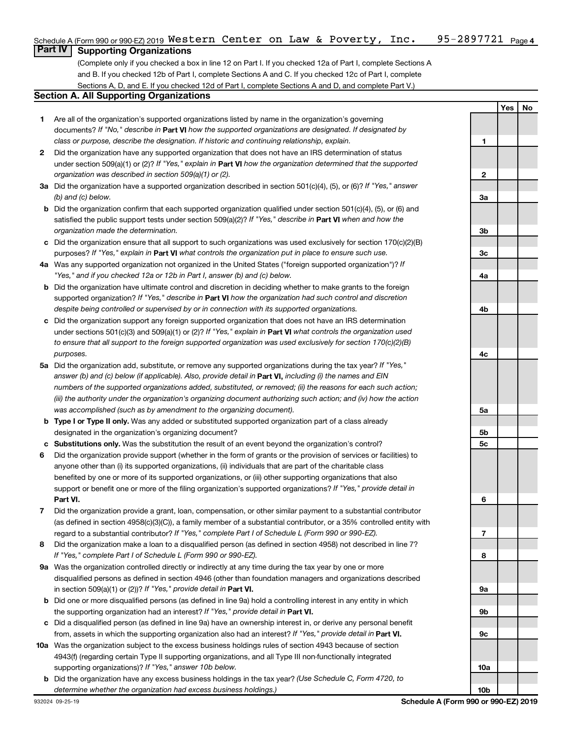Schedule A (Form 990 or 990-EZ) 2019 Western Center on Law & Poverty, Inc. 95-2897721 Page 4

## Part IV Supporting Organizations

(Complete only if you checked a box in line 12 on Part I. If you checked 12a of Part I, complete Sections A and B. If you checked 12b of Part I, complete Sections A and C. If you checked 12c of Part I, complete Sections A, D, and E. If you checked 12d of Part I, complete Sections A and D, and complete Part V.)

### Section A. All Supporting Organizations

| | | | Yes | No |
|---|---|---|---|---|
| **1** | Are all of the organization's supported organizations listed by name in the organization's governing documents? *If "No," describe in* **Part VI** *how the supported organizations are designated. If designated by class or purpose, describe the designation. If historic and continuing relationship, explain.* | 1 | | |
| **2** | Did the organization have any supported organization that does not have an IRS determination of status under section 509(a)(1) or (2)? *If "Yes," explain in* **Part VI** *how the organization determined that the supported organization was described in section 509(a)(1) or (2).* | 2 | | |
| **3a** | Did the organization have a supported organization described in section 501(c)(4), (5), or (6)? *If "Yes," answer (b) and (c) below.* | 3a | | |
| **b** | Did the organization confirm that each supported organization qualified under section 501(c)(4), (5), or (6) and satisfied the public support tests under section 509(a)(2)? *If "Yes," describe in* **Part VI** *when and how the organization made the determination.* | 3b | | |
| **c** | Did the organization ensure that all support to such organizations was used exclusively for section 170(c)(2)(B) purposes? *If "Yes," explain in* **Part VI** *what controls the organization put in place to ensure such use.* | 3c | | |
| **4a** | Was any supported organization not organized in the United States ("foreign supported organization")? *If "Yes," and if you checked 12a or 12b in Part I, answer (b) and (c) below.* | 4a | | |
| **b** | Did the organization have ultimate control and discretion in deciding whether to make grants to the foreign supported organization? *If "Yes," describe in* **Part VI** *how the organization had such control and discretion despite being controlled or supervised by or in connection with its supported organizations.* | 4b | | |
| **c** | Did the organization support any foreign supported organization that does not have an IRS determination under sections 501(c)(3) and 509(a)(1) or (2)? *If "Yes," explain in* **Part VI** *what controls the organization used to ensure that all support to the foreign supported organization was used exclusively for section 170(c)(2)(B) purposes.* | 4c | | |
| **5a** | Did the organization add, substitute, or remove any supported organizations during the tax year? *If "Yes," answer (b) and (c) below (if applicable). Also, provide detail in* **Part VI,** *including (i) the names and EIN numbers of the supported organizations added, substituted, or removed; (ii) the reasons for each such action; (iii) the authority under the organization's organizing document authorizing such action; and (iv) how the action was accomplished (such as by amendment to the organizing document).* | 5a | | |
| **b** | **Type I or Type II only.** Was any added or substituted supported organization part of a class already designated in the organization's organizing document? | 5b | | |
| **c** | **Substitutions only.** Was the substitution the result of an event beyond the organization's control? | 5c | | |
| **6** | Did the organization provide support (whether in the form of grants or the provision of services or facilities) to anyone other than (i) its supported organizations, (ii) individuals that are part of the charitable class benefited by one or more of its supported organizations, or (iii) other supporting organizations that also support or benefit one or more of the filing organization's supported organizations? *If "Yes," provide detail in* **Part VI.** | 6 | | |
| **7** | Did the organization provide a grant, loan, compensation, or other similar payment to a substantial contributor (as defined in section 4958(c)(3)(C)), a family member of a substantial contributor, or a 35% controlled entity with regard to a substantial contributor? *If "Yes," complete Part I of Schedule L (Form 990 or 990-EZ).* | 7 | | |
| **8** | Did the organization make a loan to a disqualified person (as defined in section 4958) not described in line 7? *If "Yes," complete Part I of Schedule L (Form 990 or 990-EZ).* | 8 | | |
| **9a** | Was the organization controlled directly or indirectly at any time during the tax year by one or more disqualified persons as defined in section 4946 (other than foundation managers and organizations described in section 509(a)(1) or (2))? *If "Yes," provide detail in* **Part VI.** | 9a | | |
| **b** | Did one or more disqualified persons (as defined in line 9a) hold a controlling interest in any entity in which the supporting organization had an interest? *If "Yes," provide detail in* **Part VI.** | 9b | | |
| **c** | Did a disqualified person (as defined in line 9a) have an ownership interest in, or derive any personal benefit from, assets in which the supporting organization also had an interest? *If "Yes," provide detail in* **Part VI.** | 9c | | |
| **10a** | Was the organization subject to the excess business holdings rules of section 4943 because of section 4943(f) (regarding certain Type II supporting organizations, and all Type III non-functionally integrated supporting organizations)? *If "Yes," answer 10b below.* | 10a | | |
| **b** | Did the organization have any excess business holdings in the tax year? *(Use Schedule C, Form 4720, to determine whether the organization had excess business holdings.)* | 10b | | |

932024 09-25-19 **Schedule A (Form 990 or 990-EZ) 2019**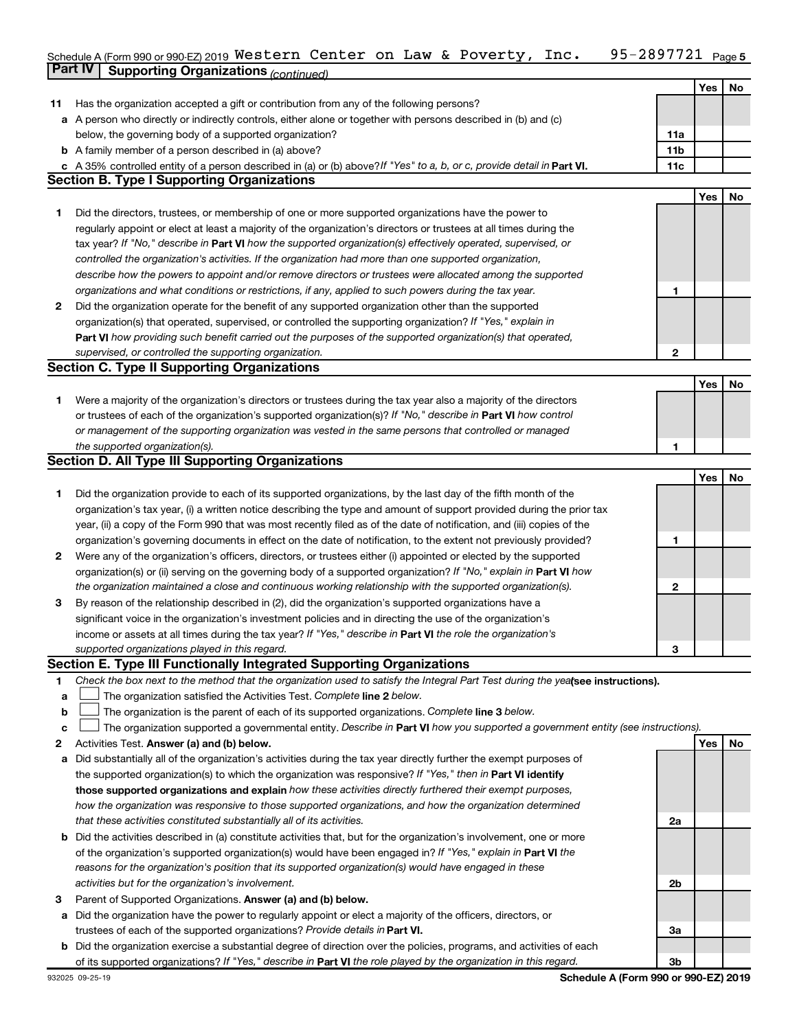Schedule A (Form 990 or 990-EZ) 2019 Western Center on Law & Poverty, Inc. 95-2897721 Page 5

## Part IV Supporting Organizations *(continued)*

| | | | Yes | No |
|---|---|---|---|---|
| **11** | Has the organization accepted a gift or contribution from any of the following persons? | | | |
| **a** | A person who directly or indirectly controls, either alone or together with persons described in (b) and (c) below, the governing body of a supported organization? | **11a** | | |
| **b** | A family member of a person described in (a) above? | **11b** | | |
| **c** | A 35% controlled entity of a person described in (a) or (b) above? *If "Yes" to a, b, or c, provide detail in* **Part VI.** | **11c** | | |

### Section B. Type I Supporting Organizations

| | | | Yes | No |
|---|---|---|---|---|
| **1** | Did the directors, trustees, or membership of one or more supported organizations have the power to regularly appoint or elect at least a majority of the organization's directors or trustees at all times during the tax year? *If "No," describe in* **Part VI** *how the supported organization(s) effectively operated, supervised, or controlled the organization's activities. If the organization had more than one supported organization, describe how the powers to appoint and/or remove directors or trustees were allocated among the supported organizations and what conditions or restrictions, if any, applied to such powers during the tax year.* | **1** | | |
| **2** | Did the organization operate for the benefit of any supported organization other than the supported organization(s) that operated, supervised, or controlled the supporting organization? *If "Yes," explain in* **Part VI** *how providing such benefit carried out the purposes of the supported organization(s) that operated, supervised, or controlled the supporting organization.* | **2** | | |

### Section C. Type II Supporting Organizations

| | | | Yes | No |
|---|---|---|---|---|
| **1** | Were a majority of the organization's directors or trustees during the tax year also a majority of the directors or trustees of each of the organization's supported organization(s)? *If "No," describe in* **Part VI** *how control or management of the supporting organization was vested in the same persons that controlled or managed the supported organization(s).* | **1** | | |

### Section D. All Type III Supporting Organizations

| | | | Yes | No |
|---|---|---|---|---|
| **1** | Did the organization provide to each of its supported organizations, by the last day of the fifth month of the organization's tax year, (i) a written notice describing the type and amount of support provided during the prior tax year, (ii) a copy of the Form 990 that was most recently filed as of the date of notification, and (iii) copies of the organization's governing documents in effect on the date of notification, to the extent not previously provided? | **1** | | |
| **2** | Were any of the organization's officers, directors, or trustees either (i) appointed or elected by the supported organization(s) or (ii) serving on the governing body of a supported organization? *If "No," explain in* **Part VI** *how the organization maintained a close and continuous working relationship with the supported organization(s).* | **2** | | |
| **3** | By reason of the relationship described in (2), did the organization's supported organizations have a significant voice in the organization's investment policies and in directing the use of the organization's income or assets at all times during the tax year? *If "Yes," describe in* **Part VI** *the role the organization's supported organizations played in this regard.* | **3** | | |

### Section E. Type III Functionally Integrated Supporting Organizations

**1** *Check the box next to the method that the organization used to satisfy the Integral Part Test during the year* **(see instructions).**

- **a** ☐ The organization satisfied the Activities Test. *Complete* **line 2** *below.*
- **b** ☐ The organization is the parent of each of its supported organizations. *Complete* **line 3** *below.*
- **c** ☐ The organization supported a governmental entity. *Describe in* **Part VI** *how you supported a government entity (see instructions).*

| | | | Yes | No |
|---|---|---|---|---|
| **2** | Activities Test. **Answer (a) and (b) below.** | | | |
| **a** | Did substantially all of the organization's activities during the tax year directly further the exempt purposes of the supported organization(s) to which the organization was responsive? *If "Yes," then in* **Part VI identify those supported organizations and explain** *how these activities directly furthered their exempt purposes, how the organization was responsive to those supported organizations, and how the organization determined that these activities constituted substantially all of its activities.* | **2a** | | |
| **b** | Did the activities described in (a) constitute activities that, but for the organization's involvement, one or more of the organization's supported organization(s) would have been engaged in? *If "Yes," explain in* **Part VI** *the reasons for the organization's position that its supported organization(s) would have engaged in these activities but for the organization's involvement.* | **2b** | | |
| **3** | Parent of Supported Organizations. **Answer (a) and (b) below.** | | | |
| **a** | Did the organization have the power to regularly appoint or elect a majority of the officers, directors, or trustees of each of the supported organizations? *Provide details in* **Part VI.** | **3a** | | |
| **b** | Did the organization exercise a substantial degree of direction over the policies, programs, and activities of each of its supported organizations? *If "Yes," describe in* **Part VI** *the role played by the organization in this regard.* | **3b** | | |

932025 09-25-19 **Schedule A (Form 990 or 990-EZ) 2019**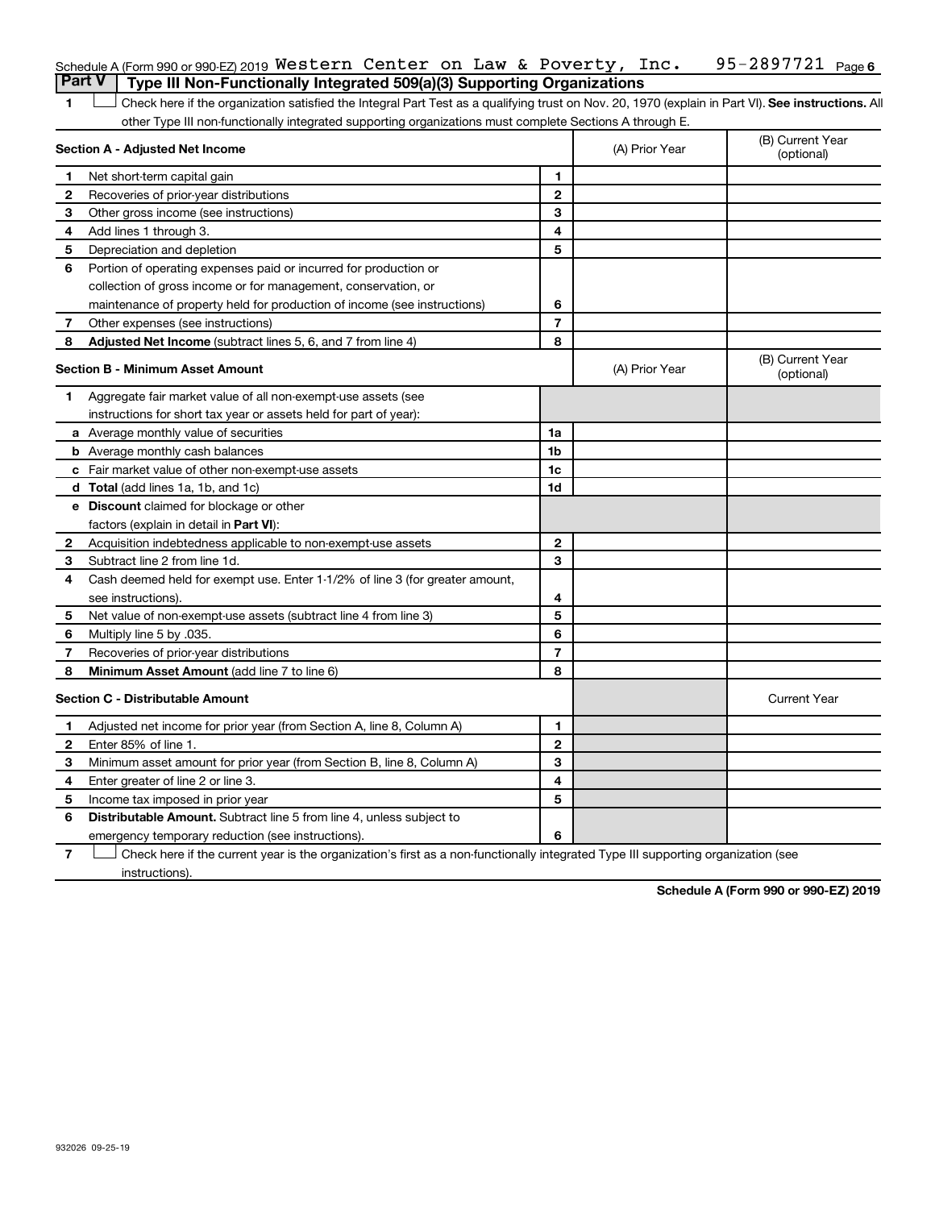Schedule A (Form 990 or 990-EZ) 2019 Western Center on Law & Poverty, Inc. 95-2897721

## Part V Type III Non-Functionally Integrated 509(a)(3) Supporting Organizations

1 ☐ Check here if the organization satisfied the Integral Part Test as a qualifying trust on Nov. 20, 1970 (explain in Part VI). **See instructions.** All other Type III non-functionally integrated supporting organizations must complete Sections A through E.

| | **Section A - Adjusted Net Income** | | (A) Prior Year | (B) Current Year (optional) |
|---|---|---|---|---|
| 1 | Net short-term capital gain | 1 | | |
| 2 | Recoveries of prior-year distributions | 2 | | |
| 3 | Other gross income (see instructions) | 3 | | |
| 4 | Add lines 1 through 3. | 4 | | |
| 5 | Depreciation and depletion | 5 | | |
| 6 | Portion of operating expenses paid or incurred for production or collection of gross income or for management, conservation, or maintenance of property held for production of income (see instructions) | 6 | | |
| 7 | Other expenses (see instructions) | 7 | | |
| 8 | **Adjusted Net Income** (subtract lines 5, 6, and 7 from line 4) | 8 | | |

| | **Section B - Minimum Asset Amount** | | (A) Prior Year | (B) Current Year (optional) |
|---|---|---|---|---|
| 1 | Aggregate fair market value of all non-exempt-use assets (see instructions for short tax year or assets held for part of year): | | | |
| a | Average monthly value of securities | 1a | | |
| b | Average monthly cash balances | 1b | | |
| c | Fair market value of other non-exempt-use assets | 1c | | |
| d | **Total** (add lines 1a, 1b, and 1c) | 1d | | |
| e | **Discount** claimed for blockage or other factors (explain in detail in **Part VI**): | | | |
| 2 | Acquisition indebtedness applicable to non-exempt-use assets | 2 | | |
| 3 | Subtract line 2 from line 1d. | 3 | | |
| 4 | Cash deemed held for exempt use. Enter 1-1/2% of line 3 (for greater amount, see instructions). | 4 | | |
| 5 | Net value of non-exempt-use assets (subtract line 4 from line 3) | 5 | | |
| 6 | Multiply line 5 by .035. | 6 | | |
| 7 | Recoveries of prior-year distributions | 7 | | |
| 8 | **Minimum Asset Amount** (add line 7 to line 6) | 8 | | |

| | **Section C - Distributable Amount** | | | Current Year |
|---|---|---|---|---|
| 1 | Adjusted net income for prior year (from Section A, line 8, Column A) | 1 | | |
| 2 | Enter 85% of line 1. | 2 | | |
| 3 | Minimum asset amount for prior year (from Section B, line 8, Column A) | 3 | | |
| 4 | Enter greater of line 2 or line 3. | 4 | | |
| 5 | Income tax imposed in prior year | 5 | | |
| 6 | **Distributable Amount.** Subtract line 5 from line 4, unless subject to emergency temporary reduction (see instructions). | 6 | | |

7 ☐ Check here if the current year is the organization's first as a non-functionally integrated Type III supporting organization (see instructions).

**Schedule A (Form 990 or 990-EZ) 2019**

932026 09-25-19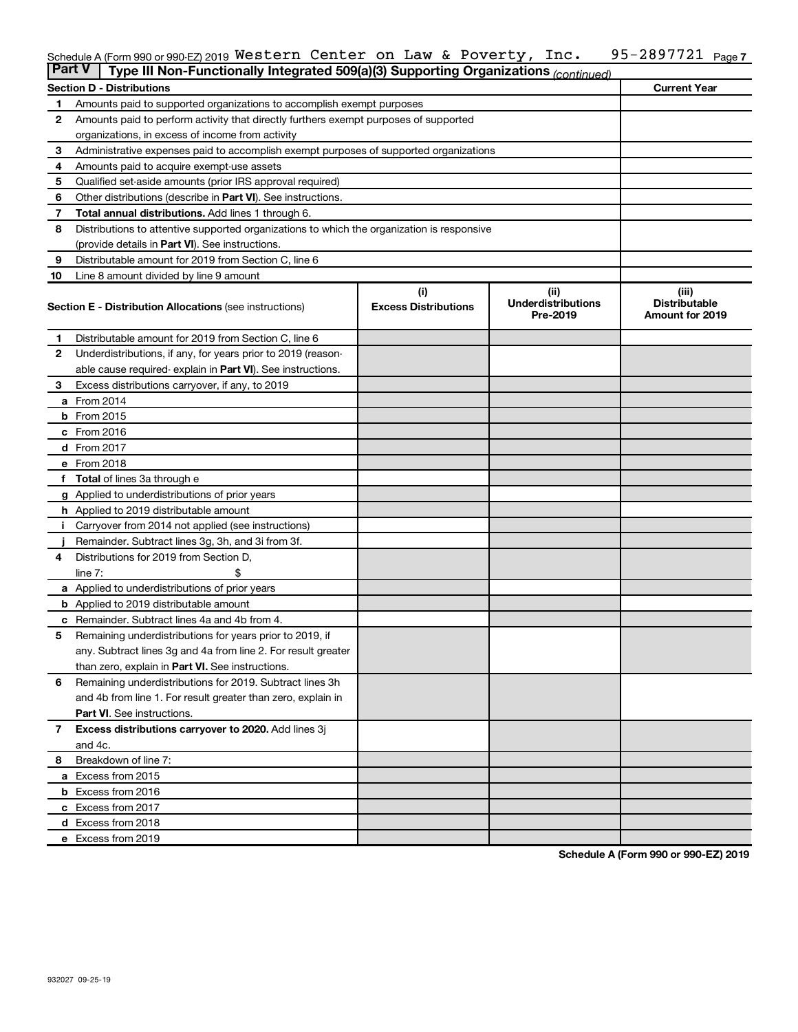Schedule A (Form 990 or 990-EZ) 2019 Western Center on Law & Poverty, Inc. 95-2897721 Page 7

## Part V | Type III Non-Functionally Integrated 509(a)(3) Supporting Organizations *(continued)*

| Section D - Distributions | | Current Year |
|---|---|---|
| 1 | Amounts paid to supported organizations to accomplish exempt purposes | |
| 2 | Amounts paid to perform activity that directly furthers exempt purposes of supported organizations, in excess of income from activity | |
| 3 | Administrative expenses paid to accomplish exempt purposes of supported organizations | |
| 4 | Amounts paid to acquire exempt-use assets | |
| 5 | Qualified set-aside amounts (prior IRS approval required) | |
| 6 | Other distributions (describe in **Part VI**). See instructions. | |
| 7 | **Total annual distributions.** Add lines 1 through 6. | |
| 8 | Distributions to attentive supported organizations to which the organization is responsive (provide details in **Part VI**). See instructions. | |
| 9 | Distributable amount for 2019 from Section C, line 6 | |
| 10 | Line 8 amount divided by line 9 amount | |

| | **Section E - Distribution Allocations** (see instructions) | (i) Excess Distributions | (ii) Underdistributions Pre-2019 | (iii) Distributable Amount for 2019 |
|---|---|---|---|---|
| 1 | Distributable amount for 2019 from Section C, line 6 | | | |
| 2 | Underdistributions, if any, for years prior to 2019 (reasonable cause required- explain in **Part VI**). See instructions. | | | |
| 3 | Excess distributions carryover, if any, to 2019 | | | |
| a | From 2014 | | | |
| b | From 2015 | | | |
| c | From 2016 | | | |
| d | From 2017 | | | |
| e | From 2018 | | | |
| f | **Total** of lines 3a through e | | | |
| g | Applied to underdistributions of prior years | | | |
| h | Applied to 2019 distributable amount | | | |
| i | Carryover from 2014 not applied (see instructions) | | | |
| j | Remainder. Subtract lines 3g, 3h, and 3i from 3f. | | | |
| 4 | Distributions for 2019 from Section D, line 7: $ | | | |
| a | Applied to underdistributions of prior years | | | |
| b | Applied to 2019 distributable amount | | | |
| c | Remainder. Subtract lines 4a and 4b from 4. | | | |
| 5 | Remaining underdistributions for years prior to 2019, if any. Subtract lines 3g and 4a from line 2. For result greater than zero, explain in **Part VI.** See instructions. | | | |
| 6 | Remaining underdistributions for 2019. Subtract lines 3h and 4b from line 1. For result greater than zero, explain in **Part VI**. See instructions. | | | |
| 7 | **Excess distributions carryover to 2020.** Add lines 3j and 4c. | | | |
| 8 | Breakdown of line 7: | | | |
| a | Excess from 2015 | | | |
| b | Excess from 2016 | | | |
| c | Excess from 2017 | | | |
| d | Excess from 2018 | | | |
| e | Excess from 2019 | | | |

**Schedule A (Form 990 or 990-EZ) 2019**

932027 09-25-19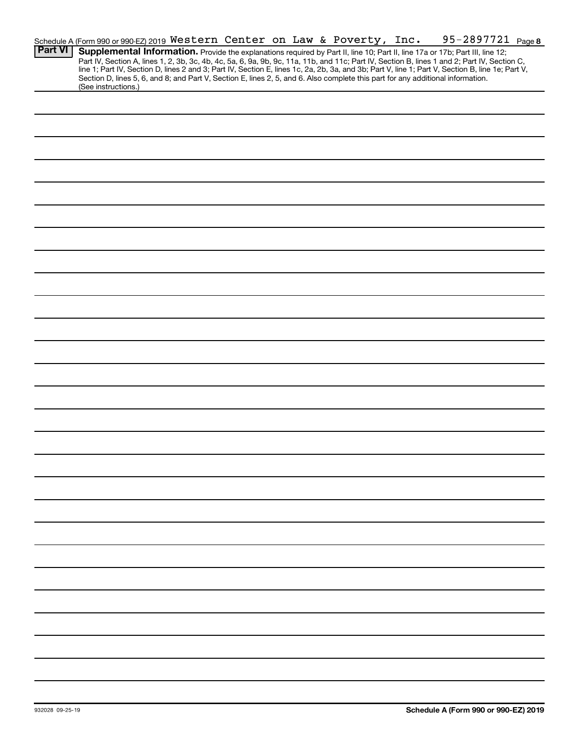Schedule A (Form 990 or 990-EZ) 2019 Western Center on Law & Poverty, Inc. 95-2897721 Page 8

**Part VI** **Supplemental Information.** Provide the explanations required by Part II, line 10; Part II, line 17a or 17b; Part III, line 12; Part IV, Section A, lines 1, 2, 3b, 3c, 4b, 4c, 5a, 6, 9a, 9b, 9c, 11a, 11b, and 11c; Part IV, Section B, lines 1 and 2; Part IV, Section C, line 1; Part IV, Section D, lines 2 and 3; Part IV, Section E, lines 1c, 2a, 2b, 3a, and 3b; Part V, line 1; Part V, Section B, line 1e; Part V, Section D, lines 5, 6, and 8; and Part V, Section E, lines 2, 5, and 6. Also complete this part for any additional information. (See instructions.)

932028 09-25-19

Schedule A (Form 990 or 990-EZ) 2019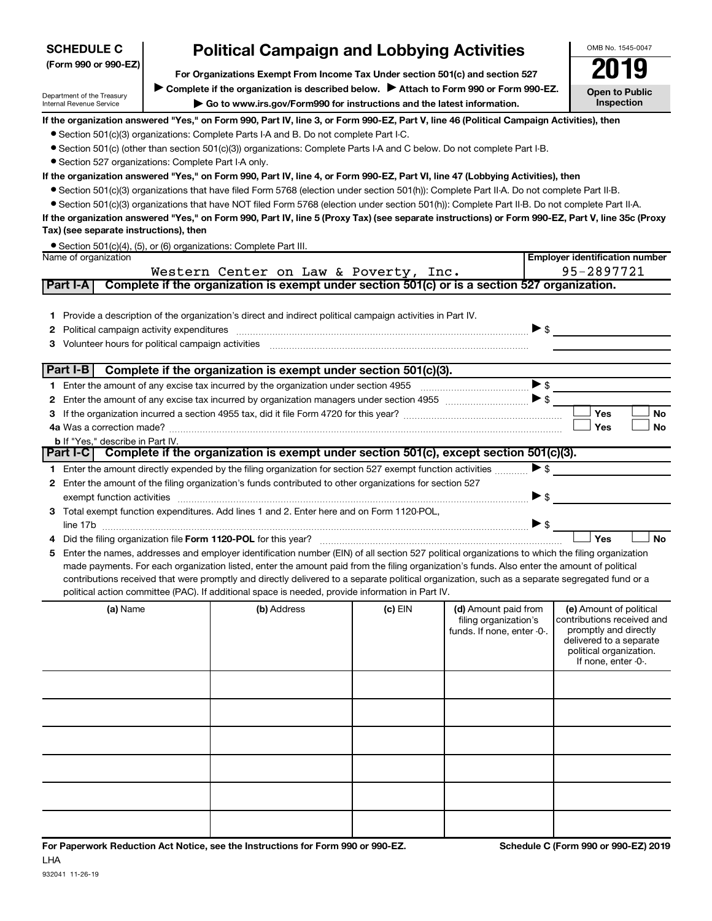**SCHEDULE C**
**(Form 990 or 990-EZ)**

Department of the Treasury
Internal Revenue Service

# Political Campaign and Lobbying Activities

**For Organizations Exempt From Income Tax Under section 501(c) and section 527**

▶ **Complete if the organization is described below.** ▶ **Attach to Form 990 or Form 990-EZ.**

▶ **Go to www.irs.gov/Form990 for instructions and the latest information.**

OMB No. 1545-0047

**2019**

**Open to Public Inspection**

**If the organization answered "Yes," on Form 990, Part IV, line 3, or Form 990-EZ, Part V, line 46 (Political Campaign Activities), then**

- Section 501(c)(3) organizations: Complete Parts I-A and B. Do not complete Part I-C.
- Section 501(c) (other than section 501(c)(3)) organizations: Complete Parts I-A and C below. Do not complete Part I-B.
- Section 527 organizations: Complete Part I-A only.

**If the organization answered "Yes," on Form 990, Part IV, line 4, or Form 990-EZ, Part VI, line 47 (Lobbying Activities), then**

- Section 501(c)(3) organizations that have filed Form 5768 (election under section 501(h)): Complete Part II-A. Do not complete Part II-B.
- Section 501(c)(3) organizations that have NOT filed Form 5768 (election under section 501(h)): Complete Part II-B. Do not complete Part II-A.

**If the organization answered "Yes," on Form 990, Part IV, line 5 (Proxy Tax) (see separate instructions) or Form 990-EZ, Part V, line 35c (Proxy Tax) (see separate instructions), then**

- Section 501(c)(4), (5), or (6) organizations: Complete Part III.

| Name of organization | Employer identification number |
|---|---|
| Western Center on Law & Poverty, Inc. | 95-2897721 |

## Part I-A Complete if the organization is exempt under section 501(c) or is a section 527 organization.

1 Provide a description of the organization's direct and indirect political campaign activities in Part IV.

2 Political campaign activity expenditures ▶ $

3 Volunteer hours for political campaign activities

## Part I-B Complete if the organization is exempt under section 501(c)(3).

1 Enter the amount of any excise tax incurred by the organization under section 4955 ▶ $

2 Enter the amount of any excise tax incurred by organization managers under section 4955 ▶ $

3 If the organization incurred a section 4955 tax, did it file Form 4720 for this year? ☐ Yes ☐ No

4a Was a correction made? ☐ Yes ☐ No

b If "Yes," describe in Part IV.

## Part I-C Complete if the organization is exempt under section 501(c), except section 501(c)(3).

1 Enter the amount directly expended by the filing organization for section 527 exempt function activities ▶ $

2 Enter the amount of the filing organization's funds contributed to other organizations for section 527 exempt function activities ▶ $

3 Total exempt function expenditures. Add lines 1 and 2. Enter here and on Form 1120-POL, line 17b ▶ $

4 Did the filing organization file **Form 1120-POL** for this year? ☐ Yes ☐ No

5 Enter the names, addresses and employer identification number (EIN) of all section 527 political organizations to which the filing organization made payments. For each organization listed, enter the amount paid from the filing organization's funds. Also enter the amount of political contributions received that were promptly and directly delivered to a separate political organization, such as a separate segregated fund or a political action committee (PAC). If additional space is needed, provide information in Part IV.

| (a) Name | (b) Address | (c) EIN | (d) Amount paid from filing organization's funds. If none, enter -0-. | (e) Amount of political contributions received and promptly and directly delivered to a separate political organization. If none, enter -0-. |
|---|---|---|---|---|
| | | | | |
| | | | | |
| | | | | |
| | | | | |
| | | | | |
| | | | | |

**For Paperwork Reduction Act Notice, see the Instructions for Form 990 or 990-EZ.** **Schedule C (Form 990 or 990-EZ) 2019**

LHA

932041 11-26-19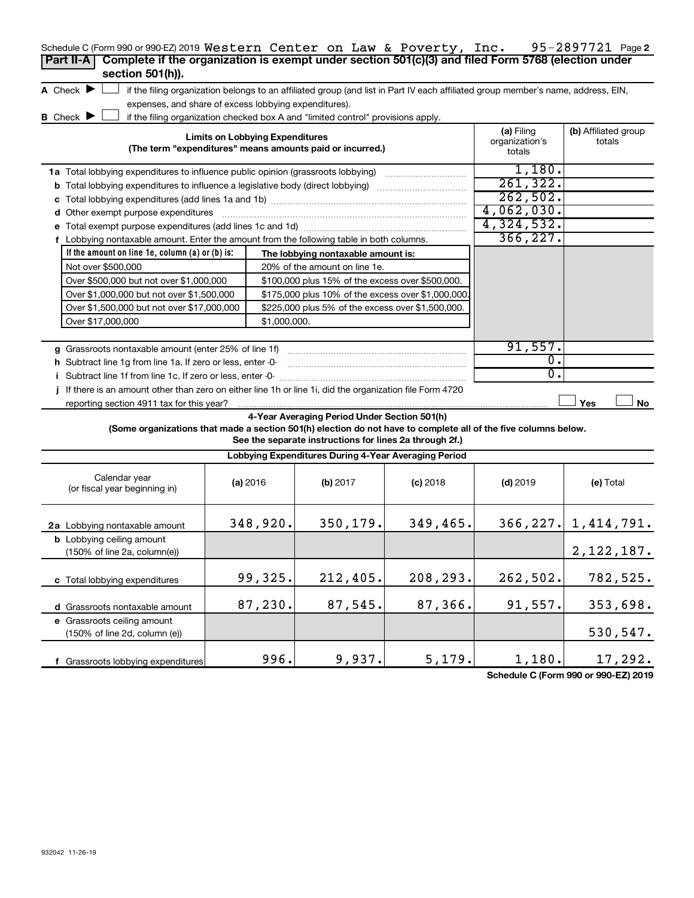Schedule C (Form 990 or 990-EZ) 2019 Western Center on Law & Poverty, Inc. 95-2897721 Page 2

## Part II-A Complete if the organization is exempt under section 501(c)(3) and filed Form 5768 (election under section 501(h)).

**A** Check ▶ ☐ if the filing organization belongs to an affiliated group (and list in Part IV each affiliated group member's name, address, EIN, expenses, and share of excess lobbying expenditures).

**B** Check ▶ ☐ if the filing organization checked box A and "limited control" provisions apply.

| Limits on Lobbying Expenditures (The term "expenditures" means amounts paid or incurred.) | (a) Filing organization's totals | (b) Affiliated group totals |
|---|---|---|
| **1a** Total lobbying expenditures to influence public opinion (grassroots lobbying) | 1,180. | |
| **b** Total lobbying expenditures to influence a legislative body (direct lobbying) | 261,322. | |
| **c** Total lobbying expenditures (add lines 1a and 1b) | 262,502. | |
| **d** Other exempt purpose expenditures | 4,062,030. | |
| **e** Total exempt purpose expenditures (add lines 1c and 1d) | 4,324,532. | |
| **f** Lobbying nontaxable amount. Enter the amount from the following table in both columns. | 366,227. | |

| If the amount on line 1e, column (a) or (b) is: | The lobbying nontaxable amount is: |
|---|---|
| Not over $500,000 | 20% of the amount on line 1e. |
| Over $500,000 but not over $1,000,000 | $100,000 plus 15% of the excess over $500,000. |
| Over $1,000,000 but not over $1,500,000 | $175,000 plus 10% of the excess over $1,000,000. |
| Over $1,500,000 but not over $17,000,000 | $225,000 plus 5% of the excess over $1,500,000. |
| Over $17,000,000 | $1,000,000. |

| | (a) Filing organization's totals | (b) Affiliated group totals |
|---|---|---|
| **g** Grassroots nontaxable amount (enter 25% of line 1f) | 91,557. | |
| **h** Subtract line 1g from line 1a. If zero or less, enter -0- | 0. | |
| **i** Subtract line 1f from line 1c. If zero or less, enter -0- | 0. | |
| **j** If there is an amount other than zero on either line 1h or line 1i, did the organization file Form 4720 reporting section 4911 tax for this year? | ☐ Yes | ☐ No |

### 4-Year Averaging Period Under Section 501(h)

**(Some organizations that made a section 501(h) election do not have to complete all of the five columns below. See the separate instructions for lines 2a through 2f.)**

**Lobbying Expenditures During 4-Year Averaging Period**

| Calendar year (or fiscal year beginning in) | (a) 2016 | (b) 2017 | (c) 2018 | (d) 2019 | (e) Total |
|---|---|---|---|---|---|
| **2a** Lobbying nontaxable amount | 348,920. | 350,179. | 349,465. | 366,227. | 1,414,791. |
| **b** Lobbying ceiling amount (150% of line 2a, column(e)) | | | | | 2,122,187. |
| **c** Total lobbying expenditures | 99,325. | 212,405. | 208,293. | 262,502. | 782,525. |
| **d** Grassroots nontaxable amount | 87,230. | 87,545. | 87,366. | 91,557. | 353,698. |
| **e** Grassroots ceiling amount (150% of line 2d, column (e)) | | | | | 530,547. |
| **f** Grassroots lobbying expenditures | 996. | 9,937. | 5,179. | 1,180. | 17,292. |

Schedule C (Form 990 or 990-EZ) 2019

932042 11-26-19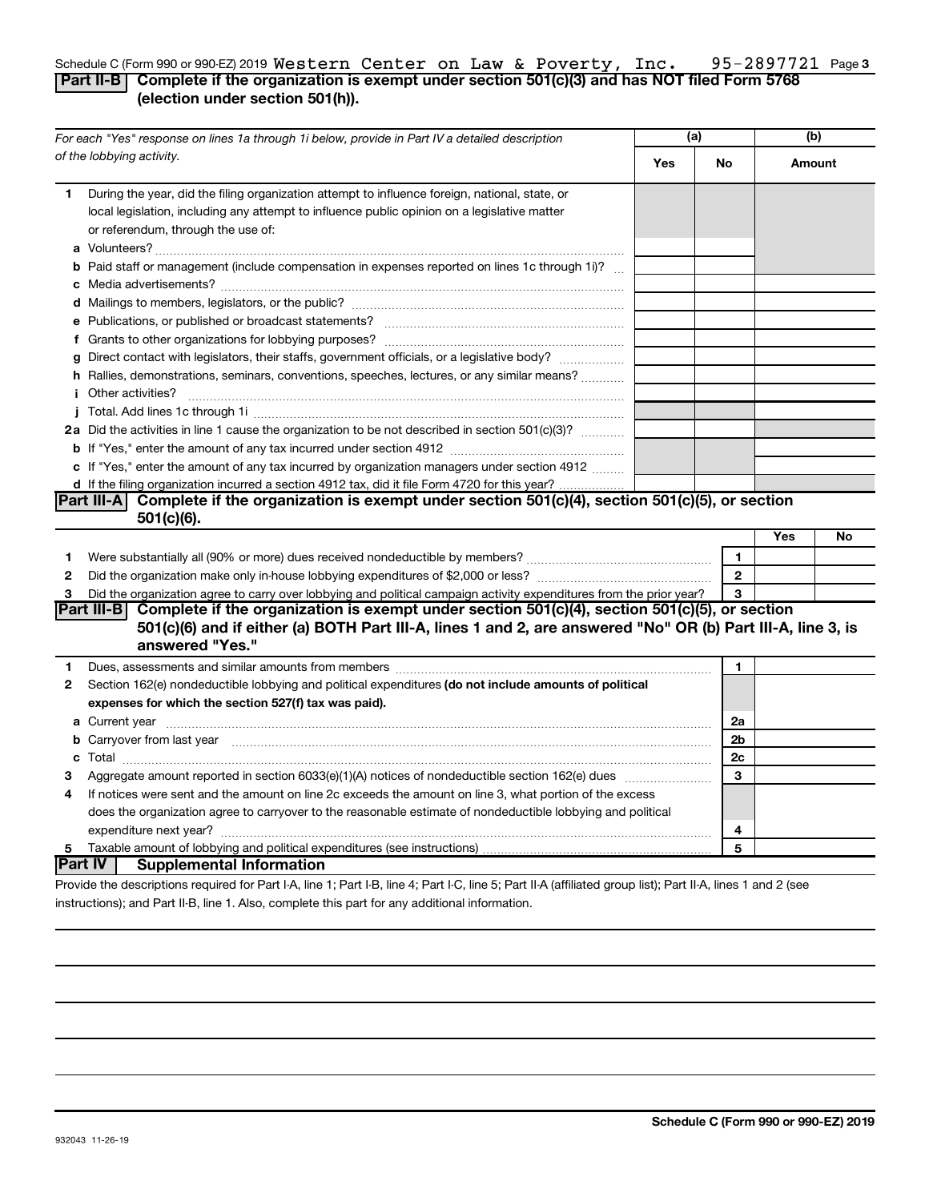Schedule C (Form 990 or 990-EZ) 2019 Western Center on Law & Poverty, Inc. 95-2897721

## Part II-B Complete if the organization is exempt under section 501(c)(3) and has NOT filed Form 5768 (election under section 501(h)).

| For each "Yes" response on lines 1a through 1i below, provide in Part IV a detailed description of the lobbying activity. | (a) Yes | (a) No | (b) Amount |
|---|---|---|---|
| **1** During the year, did the filing organization attempt to influence foreign, national, state, or local legislation, including any attempt to influence public opinion on a legislative matter or referendum, through the use of: | | | |
| **a** Volunteers? | | | |
| **b** Paid staff or management (include compensation in expenses reported on lines 1c through 1i)? | | | |
| **c** Media advertisements? | | | |
| **d** Mailings to members, legislators, or the public? | | | |
| **e** Publications, or published or broadcast statements? | | | |
| **f** Grants to other organizations for lobbying purposes? | | | |
| **g** Direct contact with legislators, their staffs, government officials, or a legislative body? | | | |
| **h** Rallies, demonstrations, seminars, conventions, speeches, lectures, or any similar means? | | | |
| **i** Other activities? | | | |
| **j** Total. Add lines 1c through 1i | | | |
| **2a** Did the activities in line 1 cause the organization to be not described in section 501(c)(3)? | | | |
| **b** If "Yes," enter the amount of any tax incurred under section 4912 | | | |
| **c** If "Yes," enter the amount of any tax incurred by organization managers under section 4912 | | | |
| **d** If the filing organization incurred a section 4912 tax, did it file Form 4720 for this year? | | | |

## Part III-A Complete if the organization is exempt under section 501(c)(4), section 501(c)(5), or section 501(c)(6).

| | | | Yes | No |
|---|---|---|---|---|
| **1** | Were substantially all (90% or more) dues received nondeductible by members? | 1 | | |
| **2** | Did the organization make only in-house lobbying expenditures of $2,000 or less? | 2 | | |
| **3** | Did the organization agree to carry over lobbying and political campaign activity expenditures from the prior year? | 3 | | |

## Part III-B Complete if the organization is exempt under section 501(c)(4), section 501(c)(5), or section 501(c)(6) and if either (a) BOTH Part III-A, lines 1 and 2, are answered "No" OR (b) Part III-A, line 3, is answered "Yes."

| | | | |
|---|---|---|---|
| **1** | Dues, assessments and similar amounts from members | 1 | |
| **2** | Section 162(e) nondeductible lobbying and political expenditures **(do not include amounts of political expenses for which the section 527(f) tax was paid).** | | |
| **a** | Current year | 2a | |
| **b** | Carryover from last year | 2b | |
| **c** | Total | 2c | |
| **3** | Aggregate amount reported in section 6033(e)(1)(A) notices of nondeductible section 162(e) dues | 3 | |
| **4** | If notices were sent and the amount on line 2c exceeds the amount on line 3, what portion of the excess does the organization agree to carryover to the reasonable estimate of nondeductible lobbying and political expenditure next year? | 4 | |
| **5** | Taxable amount of lobbying and political expenditures (see instructions) | 5 | |

## Part IV Supplemental Information

Provide the descriptions required for Part I-A, line 1; Part I-B, line 4; Part I-C, line 5; Part II-A (affiliated group list); Part II-A, lines 1 and 2 (see instructions); and Part II-B, line 1. Also, complete this part for any additional information.

Schedule C (Form 990 or 990-EZ) 2019

932043 11-26-19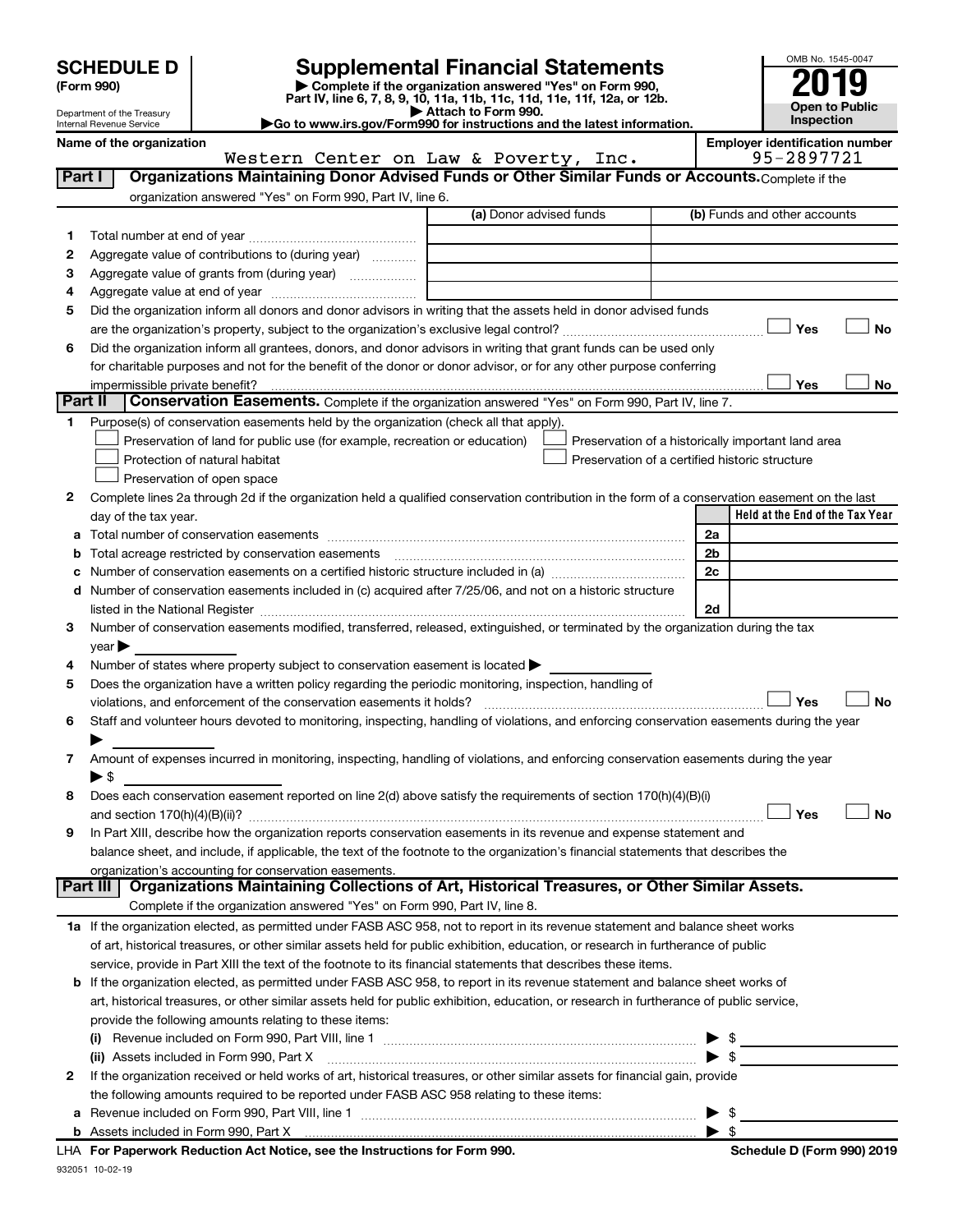# SCHEDULE D (Form 990)

Department of the Treasury
Internal Revenue Service

# Supplemental Financial Statements

▶ Complete if the organization answered "Yes" on Form 990, Part IV, line 6, 7, 8, 9, 10, 11a, 11b, 11c, 11d, 11e, 11f, 12a, or 12b.
▶ Attach to Form 990.
▶Go to www.irs.gov/Form990 for instructions and the latest information.

OMB No. 1545-0047

**2019**

**Open to Public Inspection**

**Name of the organization:** Western Center on Law & Poverty, Inc.

**Employer identification number:** 95-2897721

## Part I Organizations Maintaining Donor Advised Funds or Other Similar Funds or Accounts.

Complete if the organization answered "Yes" on Form 990, Part IV, line 6.

| | | (a) Donor advised funds | (b) Funds and other accounts |
|---|---|---|---|
| 1 | Total number at end of year | | |
| 2 | Aggregate value of contributions to (during year) | | |
| 3 | Aggregate value of grants from (during year) | | |
| 4 | Aggregate value at end of year | | |

5 Did the organization inform all donors and donor advisors in writing that the assets held in donor advised funds are the organization's property, subject to the organization's exclusive legal control? ☐ Yes ☐ No

6 Did the organization inform all grantees, donors, and donor advisors in writing that grant funds can be used only for charitable purposes and not for the benefit of the donor or donor advisor, or for any other purpose conferring impermissible private benefit? ☐ Yes ☐ No

## Part II Conservation Easements.

Complete if the organization answered "Yes" on Form 990, Part IV, line 7.

1 Purpose(s) of conservation easements held by the organization (check all that apply).

- ☐ Preservation of land for public use (for example, recreation or education)
- ☐ Protection of natural habitat
- ☐ Preservation of open space
- ☐ Preservation of a historically important land area
- ☐ Preservation of a certified historic structure

2 Complete lines 2a through 2d if the organization held a qualified conservation contribution in the form of a conservation easement on the last day of the tax year.

| | | | Held at the End of the Tax Year |
|---|---|---|---|
| a | Total number of conservation easements | 2a | |
| b | Total acreage restricted by conservation easements | 2b | |
| c | Number of conservation easements on a certified historic structure included in (a) | 2c | |
| d | Number of conservation easements included in (c) acquired after 7/25/06, and not on a historic structure listed in the National Register | 2d | |

3 Number of conservation easements modified, transferred, released, extinguished, or terminated by the organization during the tax year ▶

4 Number of states where property subject to conservation easement is located ▶

5 Does the organization have a written policy regarding the periodic monitoring, inspection, handling of violations, and enforcement of the conservation easements it holds? ☐ Yes ☐ No

6 Staff and volunteer hours devoted to monitoring, inspecting, handling of violations, and enforcing conservation easements during the year ▶

7 Amount of expenses incurred in monitoring, inspecting, handling of violations, and enforcing conservation easements during the year ▶ $

8 Does each conservation easement reported on line 2(d) above satisfy the requirements of section 170(h)(4)(B)(i) and section 170(h)(4)(B)(ii)? ☐ Yes ☐ No

9 In Part XIII, describe how the organization reports conservation easements in its revenue and expense statement and balance sheet, and include, if applicable, the text of the footnote to the organization's financial statements that describes the organization's accounting for conservation easements.

## Part III Organizations Maintaining Collections of Art, Historical Treasures, or Other Similar Assets.

Complete if the organization answered "Yes" on Form 990, Part IV, line 8.

1a If the organization elected, as permitted under FASB ASC 958, not to report in its revenue statement and balance sheet works of art, historical treasures, or other similar assets held for public exhibition, education, or research in furtherance of public service, provide in Part XIII the text of the footnote to its financial statements that describes these items.

b If the organization elected, as permitted under FASB ASC 958, to report in its revenue statement and balance sheet works of art, historical treasures, or other similar assets held for public exhibition, education, or research in furtherance of public service, provide the following amounts relating to these items:

(i) Revenue included on Form 990, Part VIII, line 1 ▶ $

(ii) Assets included in Form 990, Part X ▶ $

2 If the organization received or held works of art, historical treasures, or other similar assets for financial gain, provide the following amounts required to be reported under FASB ASC 958 relating to these items:

a Revenue included on Form 990, Part VIII, line 1 ▶ $

b Assets included in Form 990, Part X ▶ $

LHA For Paperwork Reduction Act Notice, see the Instructions for Form 990. Schedule D (Form 990) 2019

932051 10-02-19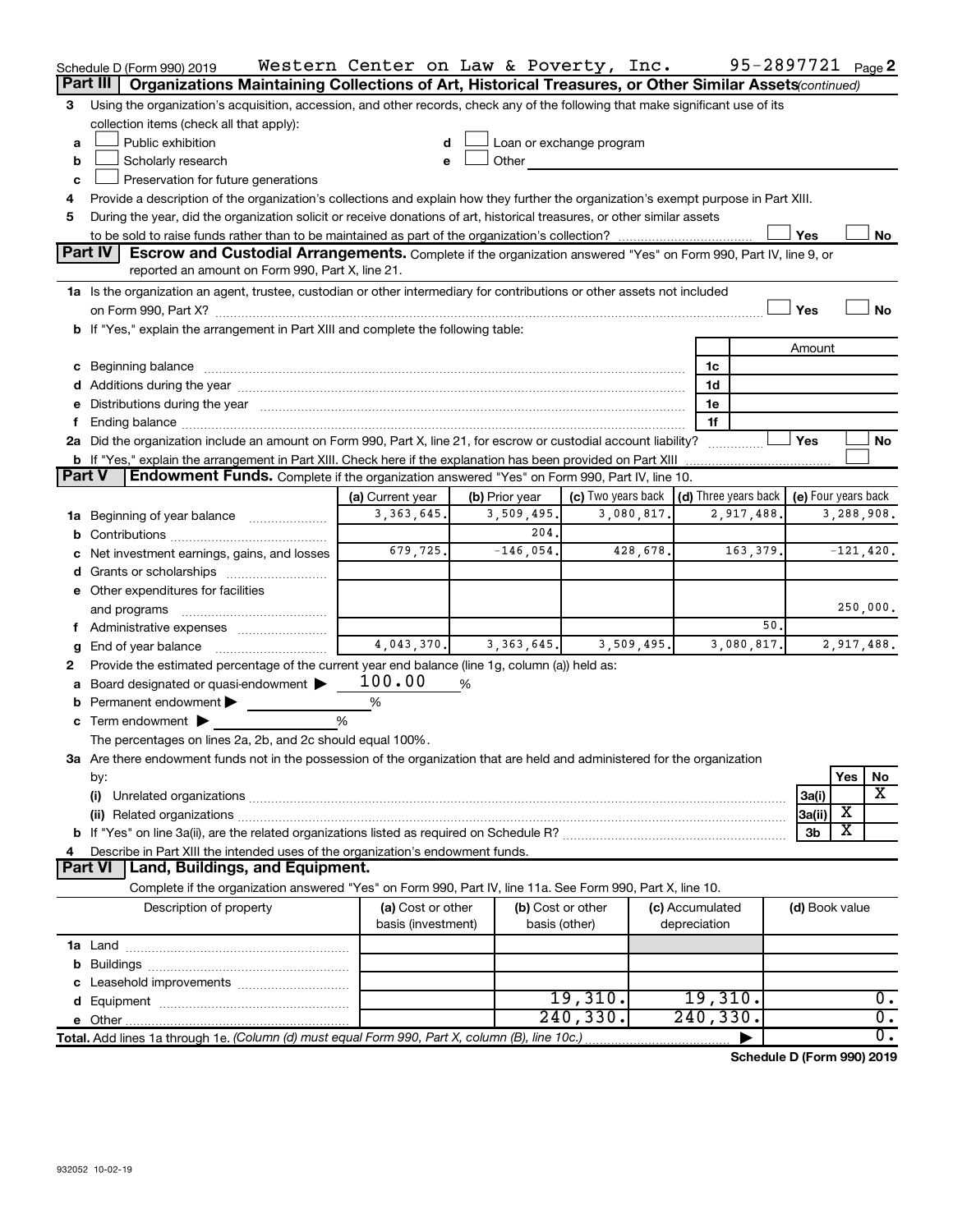Schedule D (Form 990) 2019 Western Center on Law & Poverty, Inc. 95-2897721 Page 2

## Part III Organizations Maintaining Collections of Art, Historical Treasures, or Other Similar Assets *(continued)*

3 Using the organization's acquisition, accession, and other records, check any of the following that make significant use of its collection items (check all that apply):

- a ☐ Public exhibition
- b ☐ Scholarly research
- c ☐ Preservation for future generations
- d ☐ Loan or exchange program
- e ☐ Other

4 Provide a description of the organization's collections and explain how they further the organization's exempt purpose in Part XIII.

5 During the year, did the organization solicit or receive donations of art, historical treasures, or other similar assets to be sold to raise funds rather than to be maintained as part of the organization's collection? ☐ Yes ☐ No

## Part IV Escrow and Custodial Arrangements.

Complete if the organization answered "Yes" on Form 990, Part IV, line 9, or reported an amount on Form 990, Part X, line 21.

1a Is the organization an agent, trustee, custodian or other intermediary for contributions or other assets not included on Form 990, Part X? ☐ Yes ☐ No

b If "Yes," explain the arrangement in Part XIII and complete the following table:

| | | Amount |
|---|---|---|
| c Beginning balance | 1c | |
| d Additions during the year | 1d | |
| e Distributions during the year | 1e | |
| f Ending balance | 1f | |

2a Did the organization include an amount on Form 990, Part X, line 21, for escrow or custodial account liability? ☐ Yes ☐ No

b If "Yes," explain the arrangement in Part XIII. Check here if the explanation has been provided on Part XIII ☐

## Part V Endowment Funds.

Complete if the organization answered "Yes" on Form 990, Part IV, line 10.

| | (a) Current year | (b) Prior year | (c) Two years back | (d) Three years back | (e) Four years back |
|---|---|---|---|---|---|
| 1a Beginning of year balance | 3,363,645. | 3,509,495. | 3,080,817. | 2,917,488. | 3,288,908. |
| b Contributions | | 204. | | | |
| c Net investment earnings, gains, and losses | 679,725. | -146,054. | 428,678. | 163,379. | -121,420. |
| d Grants or scholarships | | | | | |
| e Other expenditures for facilities and programs | | | | | 250,000. |
| f Administrative expenses | | | | 50. | |
| g End of year balance | 4,043,370. | 3,363,645. | 3,509,495. | 3,080,817. | 2,917,488. |

2 Provide the estimated percentage of the current year end balance (line 1g, column (a)) held as:

a Board designated or quasi-endowment ▶ 100.00 %

b Permanent endowment ▶ %

c Term endowment ▶ %

The percentages on lines 2a, 2b, and 2c should equal 100%.

3a Are there endowment funds not in the possession of the organization that are held and administered for the organization by:

| | | Yes | No |
|---|---|---|---|
| (i) Unrelated organizations | 3a(i) | | X |
| (ii) Related organizations | 3a(ii) | X | |
| b If "Yes" on line 3a(ii), are the related organizations listed as required on Schedule R? | 3b | X | |

4 Describe in Part XIII the intended uses of the organization's endowment funds.

## Part VI Land, Buildings, and Equipment.

Complete if the organization answered "Yes" on Form 990, Part IV, line 11a. See Form 990, Part X, line 10.

| Description of property | (a) Cost or other basis (investment) | (b) Cost or other basis (other) | (c) Accumulated depreciation | (d) Book value |
|---|---|---|---|---|
| 1a Land | | | | |
| b Buildings | | | | |
| c Leasehold improvements | | | | |
| d Equipment | | 19,310. | 19,310. | 0. |
| e Other | | 240,330. | 240,330. | 0. |
| Total. Add lines 1a through 1e. *(Column (d) must equal Form 990, Part X, column (B), line 10c.)* | | | ▶ | 0. |

Schedule D (Form 990) 2019

932052 10-02-19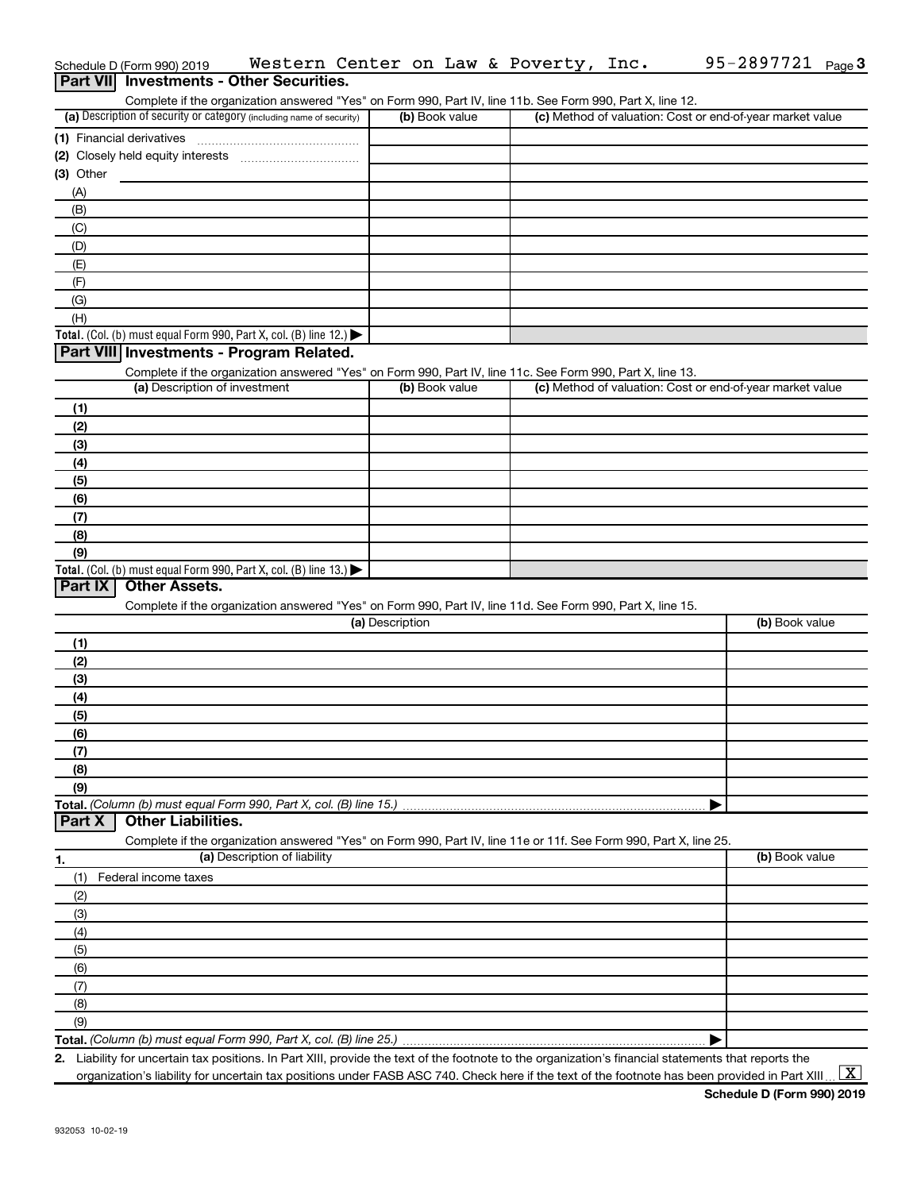Schedule D (Form 990) 2019 Western Center on Law & Poverty, Inc. 95-2897721 Page 3

## Part VII Investments - Other Securities.

Complete if the organization answered "Yes" on Form 990, Part IV, line 11b. See Form 990, Part X, line 12.

| (a) Description of security or category (including name of security) | (b) Book value | (c) Method of valuation: Cost or end-of-year market value |
|---|---|---|
| (1) Financial derivatives | | |
| (2) Closely held equity interests | | |
| (3) Other | | |
| (A) | | |
| (B) | | |
| (C) | | |
| (D) | | |
| (E) | | |
| (F) | | |
| (G) | | |
| (H) | | |
| **Total.** (Col. (b) must equal Form 990, Part X, col. (B) line 12.) ▶ | | |

## Part VIII Investments - Program Related.

Complete if the organization answered "Yes" on Form 990, Part IV, line 11c. See Form 990, Part X, line 13.

| (a) Description of investment | (b) Book value | (c) Method of valuation: Cost or end-of-year market value |
|---|---|---|
| (1) | | |
| (2) | | |
| (3) | | |
| (4) | | |
| (5) | | |
| (6) | | |
| (7) | | |
| (8) | | |
| (9) | | |
| **Total.** (Col. (b) must equal Form 990, Part X, col. (B) line 13.) ▶ | | |

## Part IX Other Assets.

Complete if the organization answered "Yes" on Form 990, Part IV, line 11d. See Form 990, Part X, line 15.

| (a) Description | (b) Book value |
|---|---|
| (1) | |
| (2) | |
| (3) | |
| (4) | |
| (5) | |
| (6) | |
| (7) | |
| (8) | |
| (9) | |
| **Total.** *(Column (b) must equal Form 990, Part X, col. (B) line 15.)* ▶ | |

## Part X Other Liabilities.

Complete if the organization answered "Yes" on Form 990, Part IV, line 11e or 11f. See Form 990, Part X, line 25.

| 1. (a) Description of liability | (b) Book value |
|---|---|
| (1) Federal income taxes | |
| (2) | |
| (3) | |
| (4) | |
| (5) | |
| (6) | |
| (7) | |
| (8) | |
| (9) | |
| **Total.** *(Column (b) must equal Form 990, Part X, col. (B) line 25.)* ▶ | |

2. Liability for uncertain tax positions. In Part XIII, provide the text of the footnote to the organization's financial statements that reports the organization's liability for uncertain tax positions under FASB ASC 740. Check here if the text of the footnote has been provided in Part XIII [X]

Schedule D (Form 990) 2019

932053 10-02-19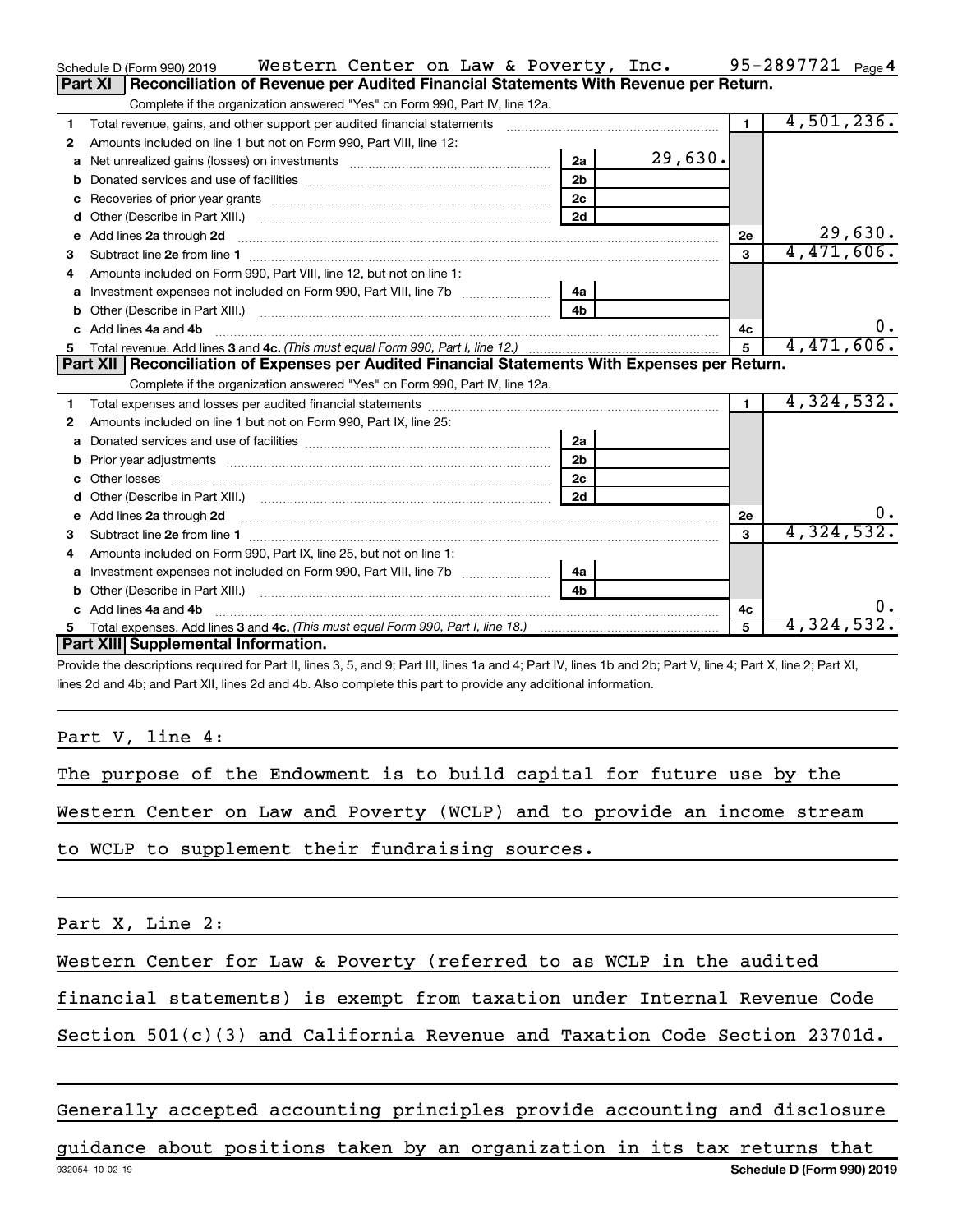Schedule D (Form 990) 2019 Western Center on Law & Poverty, Inc. 95-2897721 Page 4

## Part XI Reconciliation of Revenue per Audited Financial Statements With Revenue per Return.

Complete if the organization answered "Yes" on Form 990, Part IV, line 12a.

| | | | | | |
|---|---|---|---|---|---|
| 1 | Total revenue, gains, and other support per audited financial statements | | | 1 | 4,501,236. |
| 2 | Amounts included on line 1 but not on Form 990, Part VIII, line 12: | | | | |
| a | Net unrealized gains (losses) on investments | 2a | 29,630. | | |
| b | Donated services and use of facilities | 2b | | | |
| c | Recoveries of prior year grants | 2c | | | |
| d | Other (Describe in Part XIII.) | 2d | | | |
| e | Add lines 2a through 2d | | | 2e | 29,630. |
| 3 | Subtract line 2e from line 1 | | | 3 | 4,471,606. |
| 4 | Amounts included on Form 990, Part VIII, line 12, but not on line 1: | | | | |
| a | Investment expenses not included on Form 990, Part VIII, line 7b | 4a | | | |
| b | Other (Describe in Part XIII.) | 4b | | | |
| c | Add lines 4a and 4b | | | 4c | 0. |
| 5 | Total revenue. Add lines 3 and 4c. *(This must equal Form 990, Part I, line 12.)* | | | 5 | 4,471,606. |

## Part XII Reconciliation of Expenses per Audited Financial Statements With Expenses per Return.

Complete if the organization answered "Yes" on Form 990, Part IV, line 12a.

| | | | | | |
|---|---|---|---|---|---|
| 1 | Total expenses and losses per audited financial statements | | | 1 | 4,324,532. |
| 2 | Amounts included on line 1 but not on Form 990, Part IX, line 25: | | | | |
| a | Donated services and use of facilities | 2a | | | |
| b | Prior year adjustments | 2b | | | |
| c | Other losses | 2c | | | |
| d | Other (Describe in Part XIII.) | 2d | | | |
| e | Add lines 2a through 2d | | | 2e | 0. |
| 3 | Subtract line 2e from line 1 | | | 3 | 4,324,532. |
| 4 | Amounts included on Form 990, Part IX, line 25, but not on line 1: | | | | |
| a | Investment expenses not included on Form 990, Part VIII, line 7b | 4a | | | |
| b | Other (Describe in Part XIII.) | 4b | | | |
| c | Add lines 4a and 4b | | | 4c | 0. |
| 5 | Total expenses. Add lines 3 and 4c. *(This must equal Form 990, Part I, line 18.)* | | | 5 | 4,324,532. |

## Part XIII Supplemental Information.

Provide the descriptions required for Part II, lines 3, 5, and 9; Part III, lines 1a and 4; Part IV, lines 1b and 2b; Part V, line 4; Part X, line 2; Part XI, lines 2d and 4b; and Part XII, lines 2d and 4b. Also complete this part to provide any additional information.

Part V, line 4:

The purpose of the Endowment is to build capital for future use by the Western Center on Law and Poverty (WCLP) and to provide an income stream to WCLP to supplement their fundraising sources.

Part X, Line 2:

Western Center for Law & Poverty (referred to as WCLP in the audited financial statements) is exempt from taxation under Internal Revenue Code Section 501(c)(3) and California Revenue and Taxation Code Section 23701d.

Generally accepted accounting principles provide accounting and disclosure guidance about positions taken by an organization in its tax returns that

932054 10-02-19 Schedule D (Form 990) 2019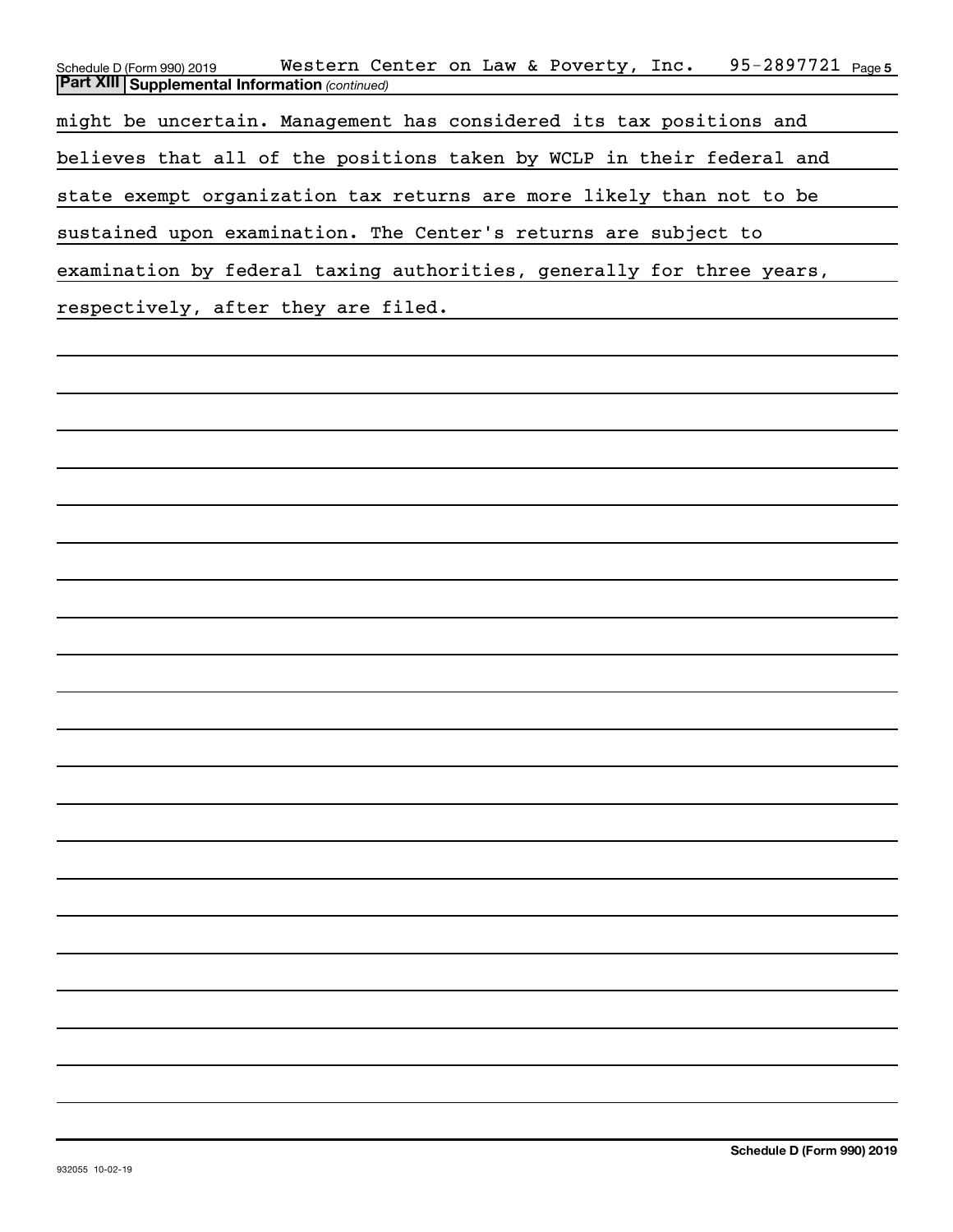## Part XIII Supplemental Information *(continued)*

might be uncertain. Management has considered its tax positions and believes that all of the positions taken by WCLP in their federal and state exempt organization tax returns are more likely than not to be sustained upon examination. The Center's returns are subject to examination by federal taxing authorities, generally for three years, respectively, after they are filed.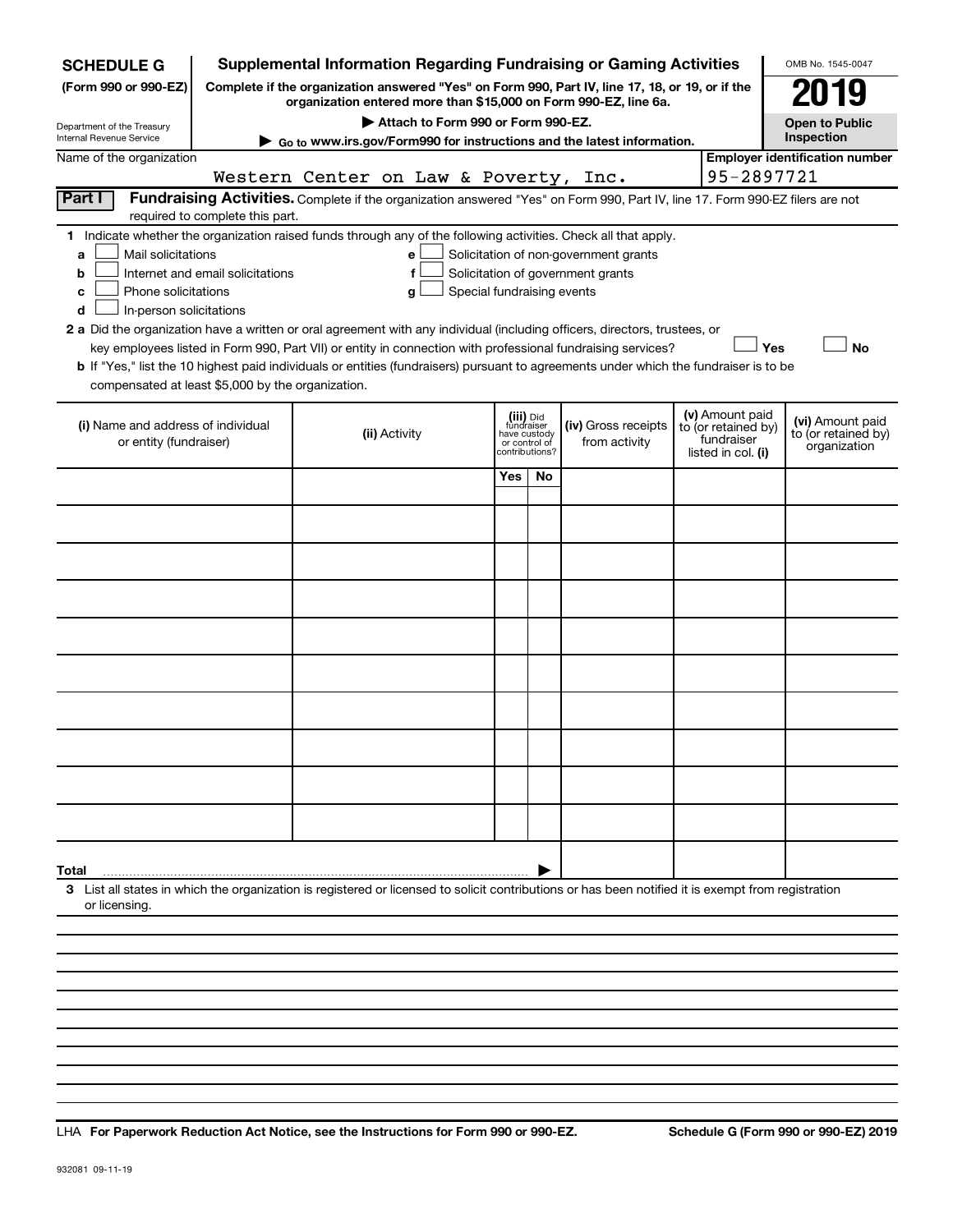**SCHEDULE G**
**(Form 990 or 990-EZ)**

Department of the Treasury
Internal Revenue Service

# Supplemental Information Regarding Fundraising or Gaming Activities

**Complete if the organization answered "Yes" on Form 990, Part IV, line 17, 18, or 19, or if the organization entered more than $15,000 on Form 990-EZ, line 6a.**

▶ **Attach to Form 990 or Form 990-EZ.**

▶ **Go to www.irs.gov/Form990 for instructions and the latest information.**

OMB No. 1545-0047

**2019**

**Open to Public Inspection**

Name of the organization: Western Center on Law & Poverty, Inc.

**Employer identification number:** 95-2897721

## Part I — Fundraising Activities.

Complete if the organization answered "Yes" on Form 990, Part IV, line 17. Form 990-EZ filers are not required to complete this part.

**1** Indicate whether the organization raised funds through any of the following activities. Check all that apply.

- **a** ☐ Mail solicitations
- **b** ☐ Internet and email solicitations
- **c** ☐ Phone solicitations
- **d** ☐ In-person solicitations
- **e** ☐ Solicitation of non-government grants
- **f** ☐ Solicitation of government grants
- **g** ☐ Special fundraising events

**2 a** Did the organization have a written or oral agreement with any individual (including officers, directors, trustees, or key employees listed in Form 990, Part VII) or entity in connection with professional fundraising services? ☐ Yes ☐ No

**b** If "Yes," list the 10 highest paid individuals or entities (fundraisers) pursuant to agreements under which the fundraiser is to be compensated at least $5,000 by the organization.

| (i) Name and address of individual or entity (fundraiser) | (ii) Activity | (iii) Did fundraiser have custody or control of contributions? | | (iv) Gross receipts from activity | (v) Amount paid to (or retained by) fundraiser listed in col. (i) | (vi) Amount paid to (or retained by) organization |
|---|---|---|---|---|---|---|
| | | Yes | No | | | |
| | | | | | | |
| | | | | | | |
| | | | | | | |
| | | | | | | |
| | | | | | | |
| | | | | | | |
| | | | | | | |
| | | | | | | |
| | | | | | | |
| | | | | | | |
| **Total** ▶ | | | | | | |

**3** List all states in which the organization is registered or licensed to solicit contributions or has been notified it is exempt from registration or licensing.

LHA **For Paperwork Reduction Act Notice, see the Instructions for Form 990 or 990-EZ.**

**Schedule G (Form 990 or 990-EZ) 2019**

932081 09-11-19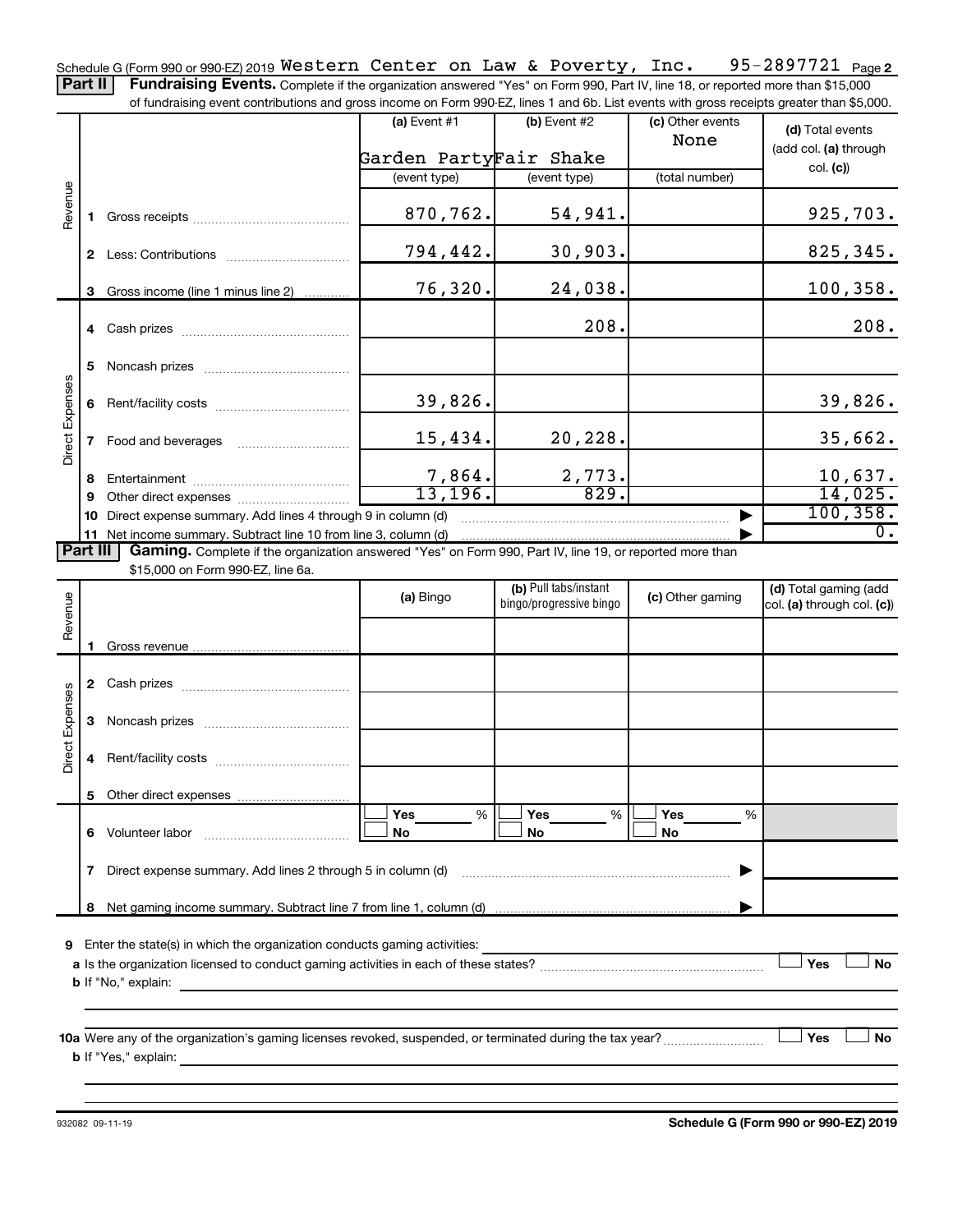Schedule G (Form 990 or 990-EZ) 2019 Western Center on Law & Poverty, Inc. 95-2897721 Page 2

**Part II** **Fundraising Events.** Complete if the organization answered "Yes" on Form 990, Part IV, line 18, or reported more than $15,000 of fundraising event contributions and gross income on Form 990-EZ, lines 1 and 6b. List events with gross receipts greater than $5,000.

| | | (a) Event #1 | (b) Event #2 | (c) Other events | (d) Total events (add col. (a) through col. (c)) |
|---|---|---|---|---|---|
| | | Garden Party | Fair Shake | None | |
| | | (event type) | (event type) | (total number) | |
| Revenue | 1 Gross receipts | 870,762. | 54,941. | | 925,703. |
| | 2 Less: Contributions | 794,442. | 30,903. | | 825,345. |
| | 3 Gross income (line 1 minus line 2) | 76,320. | 24,038. | | 100,358. |
| Direct Expenses | 4 Cash prizes | | 208. | | 208. |
| | 5 Noncash prizes | | | | |
| | 6 Rent/facility costs | 39,826. | | | 39,826. |
| | 7 Food and beverages | 15,434. | 20,228. | | 35,662. |
| | 8 Entertainment | 7,864. | 2,773. | | 10,637. |
| | 9 Other direct expenses | 13,196. | 829. | | 14,025. |
| | 10 Direct expense summary. Add lines 4 through 9 in column (d) | | | | 100,358. |
| | 11 Net income summary. Subtract line 10 from line 3, column (d) | | | | 0. |

**Part III** **Gaming.** Complete if the organization answered "Yes" on Form 990, Part IV, line 19, or reported more than $15,000 on Form 990-EZ, line 6a.

| | | (a) Bingo | (b) Pull tabs/instant bingo/progressive bingo | (c) Other gaming | (d) Total gaming (add col. (a) through col. (c)) |
|---|---|---|---|---|---|
| Revenue | 1 Gross revenue | | | | |
| Direct Expenses | 2 Cash prizes | | | | |
| | 3 Noncash prizes | | | | |
| | 4 Rent/facility costs | | | | |
| | 5 Other direct expenses | | | | |
| | 6 Volunteer labor | ☐ Yes ___% ☐ No | ☐ Yes ___% ☐ No | ☐ Yes ___% ☐ No | |
| | 7 Direct expense summary. Add lines 2 through 5 in column (d) | | | | |
| | 8 Net gaming income summary. Subtract line 7 from line 1, column (d) | | | | |

9 Enter the state(s) in which the organization conducts gaming activities:

a Is the organization licensed to conduct gaming activities in each of these states? ☐ Yes ☐ No

b If "No," explain:

10a Were any of the organization's gaming licenses revoked, suspended, or terminated during the tax year? ☐ Yes ☐ No

b If "Yes," explain:

932082 09-11-19 **Schedule G (Form 990 or 990-EZ) 2019**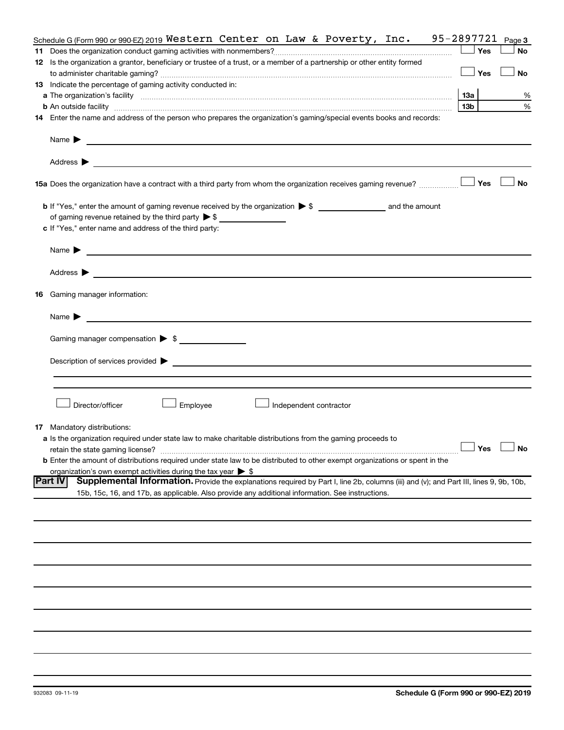Schedule G (Form 990 or 990-EZ) 2019 Western Center on Law & Poverty, Inc. 95-2897721 Page **3**

**11** Does the organization conduct gaming activities with nonmembers? ☐ **Yes** ☐ **No**

**12** Is the organization a grantor, beneficiary or trustee of a trust, or a member of a partnership or other entity formed to administer charitable gaming? ☐ **Yes** ☐ **No**

**13** Indicate the percentage of gaming activity conducted in:

**a** The organization's facility **13a** %

**b** An outside facility **13b** %

**14** Enter the name and address of the person who prepares the organization's gaming/special events books and records:

Name ▶

Address ▶

**15a** Does the organization have a contract with a third party from whom the organization receives gaming revenue? ☐ **Yes** ☐ **No**

**b** If "Yes," enter the amount of gaming revenue received by the organization ▶ $ __________ and the amount of gaming revenue retained by the third party ▶ $ __________

**c** If "Yes," enter name and address of the third party:

Name ▶

Address ▶

**16** Gaming manager information:

Name ▶

Gaming manager compensation ▶ $

Description of services provided ▶

☐ Director/officer ☐ Employee ☐ Independent contractor

**17** Mandatory distributions:

**a** Is the organization required under state law to make charitable distributions from the gaming proceeds to retain the state gaming license? ☐ **Yes** ☐ **No**

**b** Enter the amount of distributions required under state law to be distributed to other exempt organizations or spent in the organization's own exempt activities during the tax year ▶ $

**Part IV** **Supplemental Information.** Provide the explanations required by Part I, line 2b, columns (iii) and (v); and Part III, lines 9, 9b, 10b, 15b, 15c, 16, and 17b, as applicable. Also provide any additional information. See instructions.

932083 09-11-19

**Schedule G (Form 990 or 990-EZ) 2019**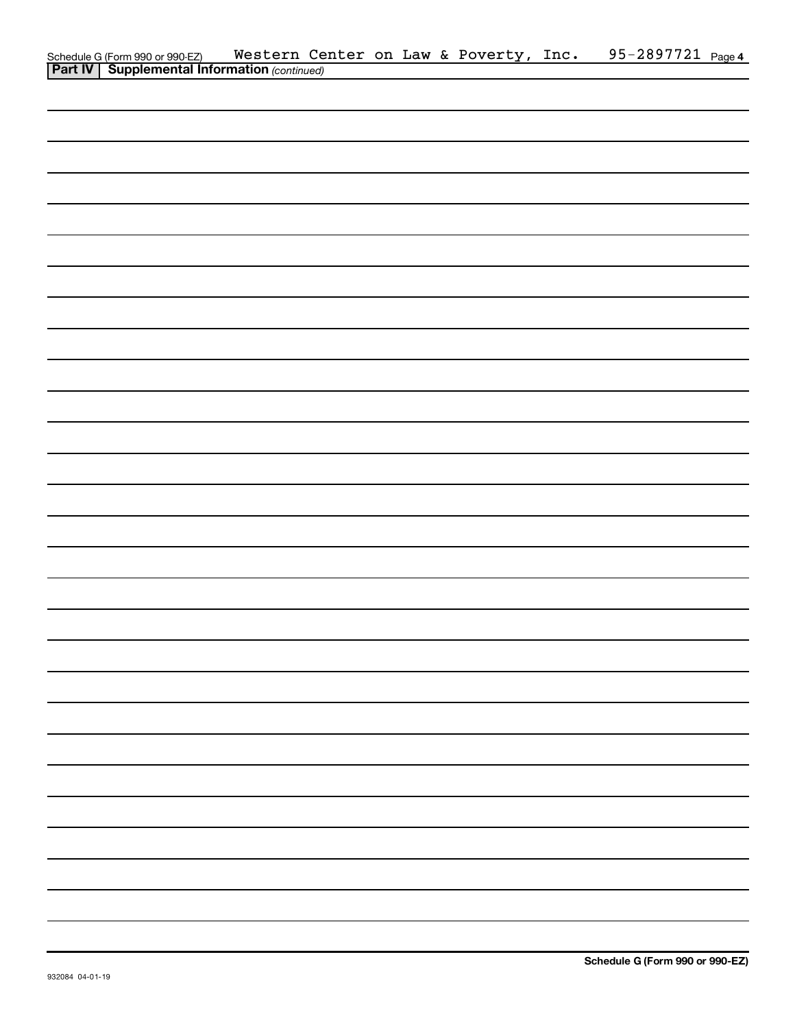Schedule G (Form 990 or 990-EZ) Western Center on Law & Poverty, Inc. 95-2897721

**Part IV | Supplemental Information** *(continued)*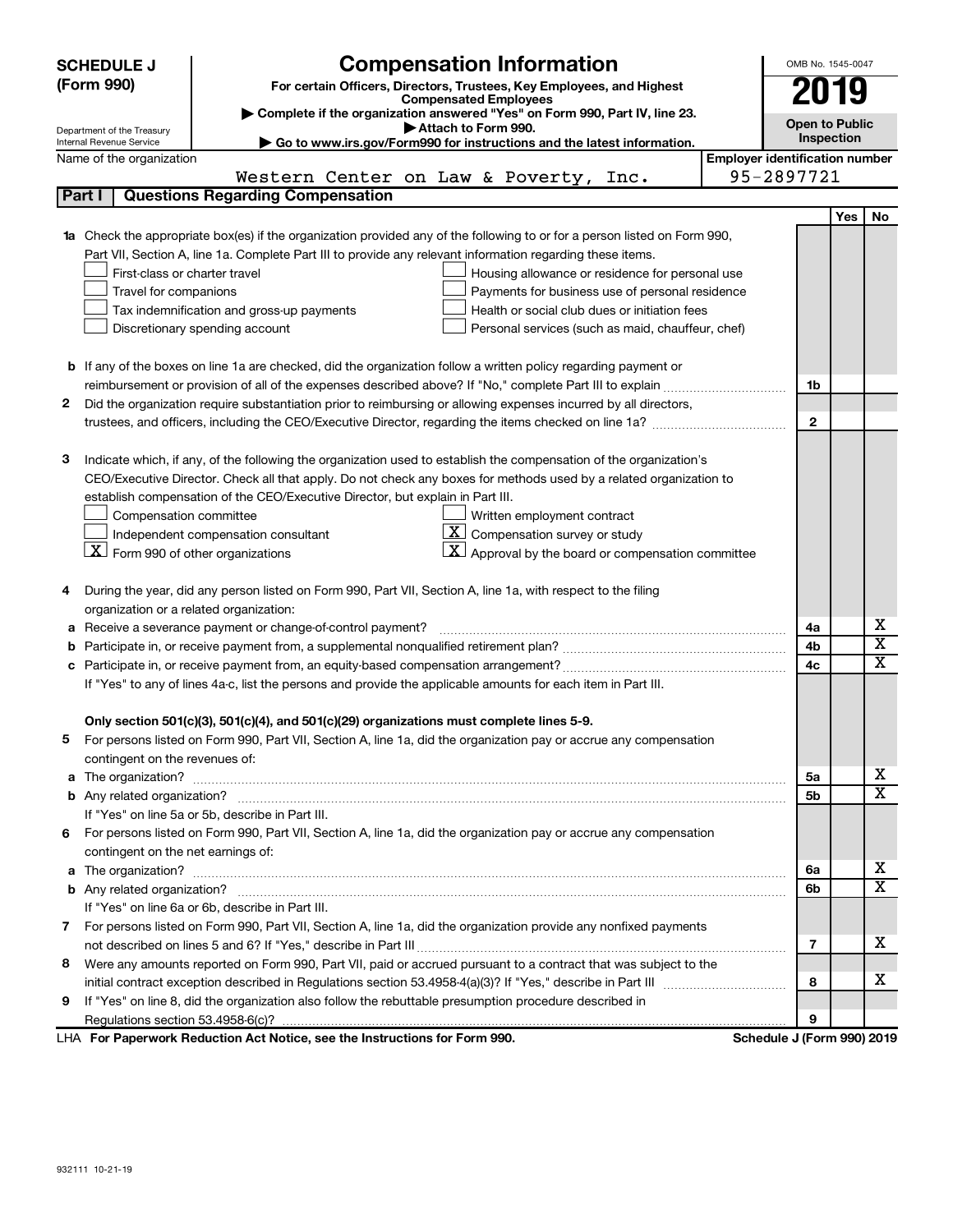**SCHEDULE J (Form 990)**

Department of the Treasury
Internal Revenue Service

# Compensation Information

**For certain Officers, Directors, Trustees, Key Employees, and Highest Compensated Employees**

▶ **Complete if the organization answered "Yes" on Form 990, Part IV, line 23.**

▶ **Attach to Form 990.**

▶ **Go to www.irs.gov/Form990 for instructions and the latest information.**

OMB No. 1545-0047

**2019**

**Open to Public Inspection**

Name of the organization: Western Center on Law & Poverty, Inc.

Employer identification number: 95-2897721

## Part I Questions Regarding Compensation

| | | | Yes | No |
|---|---|---|---|---|
| **1a** | Check the appropriate box(es) if the organization provided any of the following to or for a person listed on Form 990, Part VII, Section A, line 1a. Complete Part III to provide any relevant information regarding these items.<br>☐ First-class or charter travel ☐ Housing allowance or residence for personal use<br>☐ Travel for companions ☐ Payments for business use of personal residence<br>☐ Tax indemnification and gross-up payments ☐ Health or social club dues or initiation fees<br>☐ Discretionary spending account ☐ Personal services (such as maid, chauffeur, chef) | | | |
| **b** | If any of the boxes on line 1a are checked, did the organization follow a written policy regarding payment or reimbursement or provision of all of the expenses described above? If "No," complete Part III to explain | 1b | | |
| **2** | Did the organization require substantiation prior to reimbursing or allowing expenses incurred by all directors, trustees, and officers, including the CEO/Executive Director, regarding the items checked on line 1a? | 2 | | |
| **3** | Indicate which, if any, of the following the organization used to establish the compensation of the organization's CEO/Executive Director. Check all that apply. Do not check any boxes for methods used by a related organization to establish compensation of the CEO/Executive Director, but explain in Part III.<br>☐ Compensation committee ☐ Written employment contract<br>☐ Independent compensation consultant ☒ Compensation survey or study<br>☒ Form 990 of other organizations ☒ Approval by the board or compensation committee | | | |
| **4** | During the year, did any person listed on Form 990, Part VII, Section A, line 1a, with respect to the filing organization or a related organization: | | | |
| **a** | Receive a severance payment or change-of-control payment? | 4a | | X |
| **b** | Participate in, or receive payment from, a supplemental nonqualified retirement plan? | 4b | | X |
| **c** | Participate in, or receive payment from, an equity-based compensation arrangement? | 4c | | X |
| | If "Yes" to any of lines 4a-c, list the persons and provide the applicable amounts for each item in Part III. | | | |
| | **Only section 501(c)(3), 501(c)(4), and 501(c)(29) organizations must complete lines 5-9.** | | | |
| **5** | For persons listed on Form 990, Part VII, Section A, line 1a, did the organization pay or accrue any compensation contingent on the revenues of: | | | |
| **a** | The organization? | 5a | | X |
| **b** | Any related organization? | 5b | | X |
| | If "Yes" on line 5a or 5b, describe in Part III. | | | |
| **6** | For persons listed on Form 990, Part VII, Section A, line 1a, did the organization pay or accrue any compensation contingent on the net earnings of: | | | |
| **a** | The organization? | 6a | | X |
| **b** | Any related organization? | 6b | | X |
| | If "Yes" on line 6a or 6b, describe in Part III. | | | |
| **7** | For persons listed on Form 990, Part VII, Section A, line 1a, did the organization provide any nonfixed payments not described on lines 5 and 6? If "Yes," describe in Part III | 7 | | X |
| **8** | Were any amounts reported on Form 990, Part VII, paid or accrued pursuant to a contract that was subject to the initial contract exception described in Regulations section 53.4958-4(a)(3)? If "Yes," describe in Part III | 8 | | X |
| **9** | If "Yes" on line 8, did the organization also follow the rebuttable presumption procedure described in Regulations section 53.4958-6(c)? | 9 | | |

LHA **For Paperwork Reduction Act Notice, see the Instructions for Form 990.** **Schedule J (Form 990) 2019**

932111 10-21-19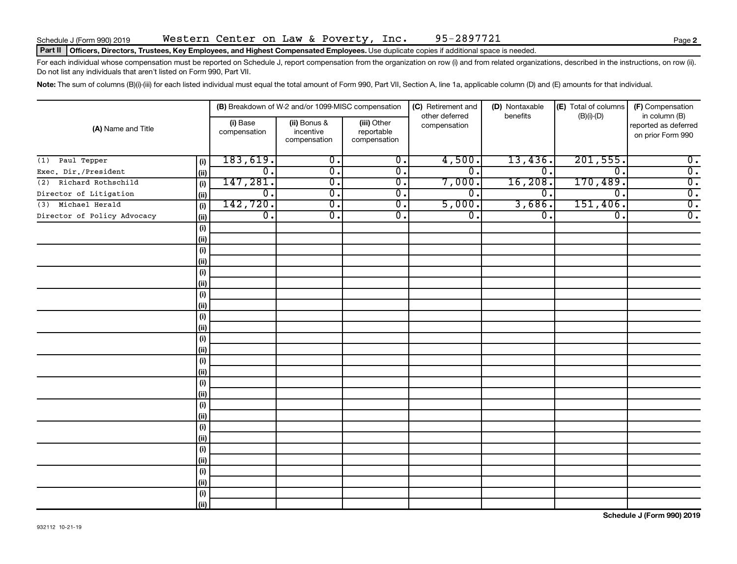Schedule J (Form 990) 2019 Western Center on Law & Poverty, Inc. 95-2897721

**Part II** **Officers, Directors, Trustees, Key Employees, and Highest Compensated Employees.** Use duplicate copies if additional space is needed.

For each individual whose compensation must be reported on Schedule J, report compensation from the organization on row (i) and from related organizations, described in the instructions, on row (ii). Do not list any individuals that aren't listed on Form 990, Part VII.

**Note:** The sum of columns (B)(i)-(iii) for each listed individual must equal the total amount of Form 990, Part VII, Section A, line 1a, applicable column (D) and (E) amounts for that individual.

| (A) Name and Title | | (B) Breakdown of W-2 and/or 1099-MISC compensation | | | (C) Retirement and other deferred compensation | (D) Nontaxable benefits | (E) Total of columns (B)(i)-(D) | (F) Compensation in column (B) reported as deferred on prior Form 990 |
|---|---|---|---|---|---|---|---|---|
| | | (i) Base compensation | (ii) Bonus & incentive compensation | (iii) Other reportable compensation | | | | |
| (1) Paul Tepper | (i) | 183,619. | 0. | 0. | 4,500. | 13,436. | 201,555. | 0. |
| Exec. Dir./President | (ii) | 0. | 0. | 0. | 0. | 0. | 0. | 0. |
| (2) Richard Rothschild | (i) | 147,281. | 0. | 0. | 7,000. | 16,208. | 170,489. | 0. |
| Director of Litigation | (ii) | 0. | 0. | 0. | 0. | 0. | 0. | 0. |
| (3) Michael Herald | (i) | 142,720. | 0. | 0. | 5,000. | 3,686. | 151,406. | 0. |
| Director of Policy Advocacy | (ii) | 0. | 0. | 0. | 0. | 0. | 0. | 0. |

932112 10-21-19

**Schedule J (Form 990) 2019**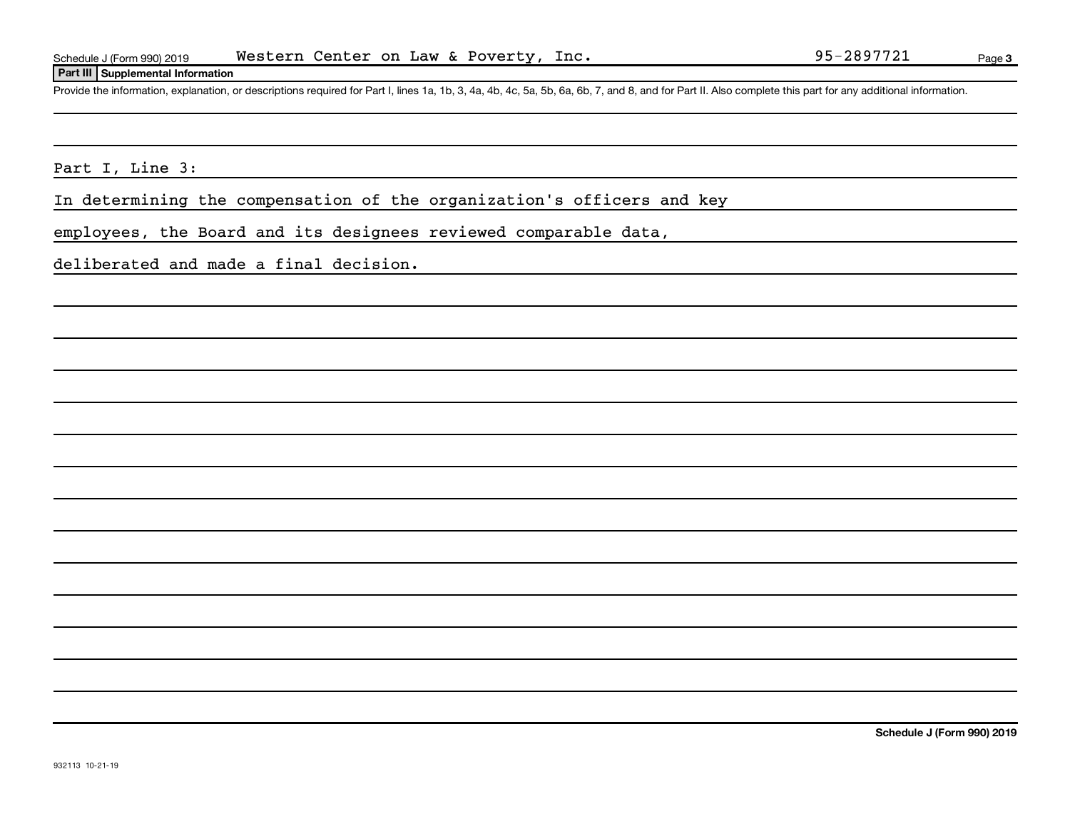**Part III Supplemental Information**

Provide the information, explanation, or descriptions required for Part I, lines 1a, 1b, 3, 4a, 4b, 4c, 5a, 5b, 6a, 6b, 7, and 8, and for Part II. Also complete this part for any additional information.

Part I, Line 3:

In determining the compensation of the organization's officers and key employees, the Board and its designees reviewed comparable data, deliberated and made a final decision.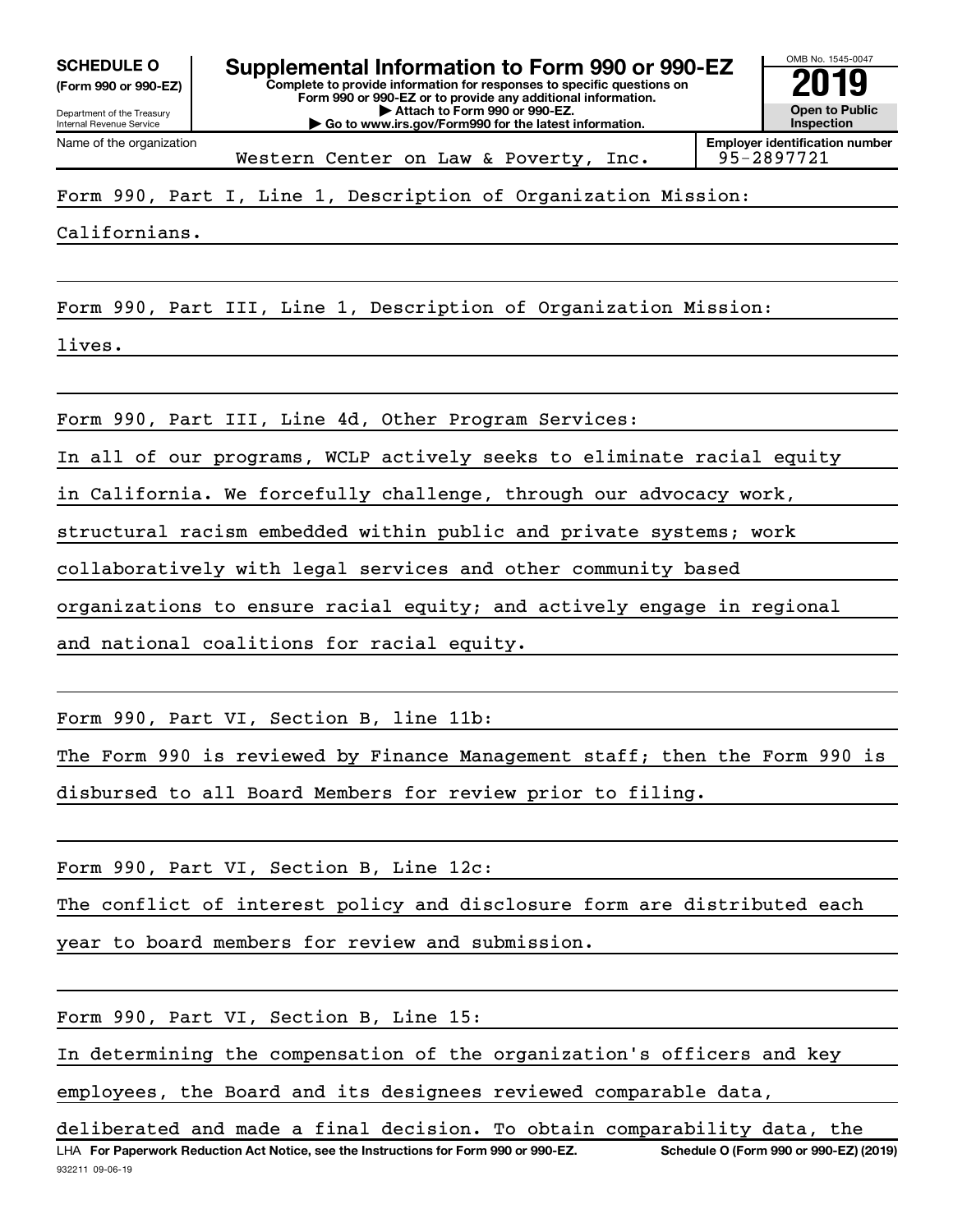**SCHEDULE O**
**(Form 990 or 990-EZ)**

Department of the Treasury
Internal Revenue Service

# Supplemental Information to Form 990 or 990-EZ

**Complete to provide information for responses to specific questions on Form 990 or 990-EZ or to provide any additional information.**
**▶ Attach to Form 990 or 990-EZ.**
**▶ Go to www.irs.gov/Form990 for the latest information.**

OMB No. 1545-0047

**2019**

**Open to Public Inspection**

Name of the organization: Western Center on Law & Poverty, Inc.

**Employer identification number**: 95-2897721

Form 990, Part I, Line 1, Description of Organization Mission:

Californians.

Form 990, Part III, Line 1, Description of Organization Mission:

lives.

Form 990, Part III, Line 4d, Other Program Services:

In all of our programs, WCLP actively seeks to eliminate racial equity in California. We forcefully challenge, through our advocacy work, structural racism embedded within public and private systems; work collaboratively with legal services and other community based organizations to ensure racial equity; and actively engage in regional and national coalitions for racial equity.

Form 990, Part VI, Section B, line 11b:

The Form 990 is reviewed by Finance Management staff; then the Form 990 is disbursed to all Board Members for review prior to filing.

Form 990, Part VI, Section B, Line 12c:

The conflict of interest policy and disclosure form are distributed each year to board members for review and submission.

Form 990, Part VI, Section B, Line 15:

In determining the compensation of the organization's officers and key employees, the Board and its designees reviewed comparable data, deliberated and made a final decision. To obtain comparability data, the

LHA **For Paperwork Reduction Act Notice, see the Instructions for Form 990 or 990-EZ.** **Schedule O (Form 990 or 990-EZ) (2019)**

932211 09-06-19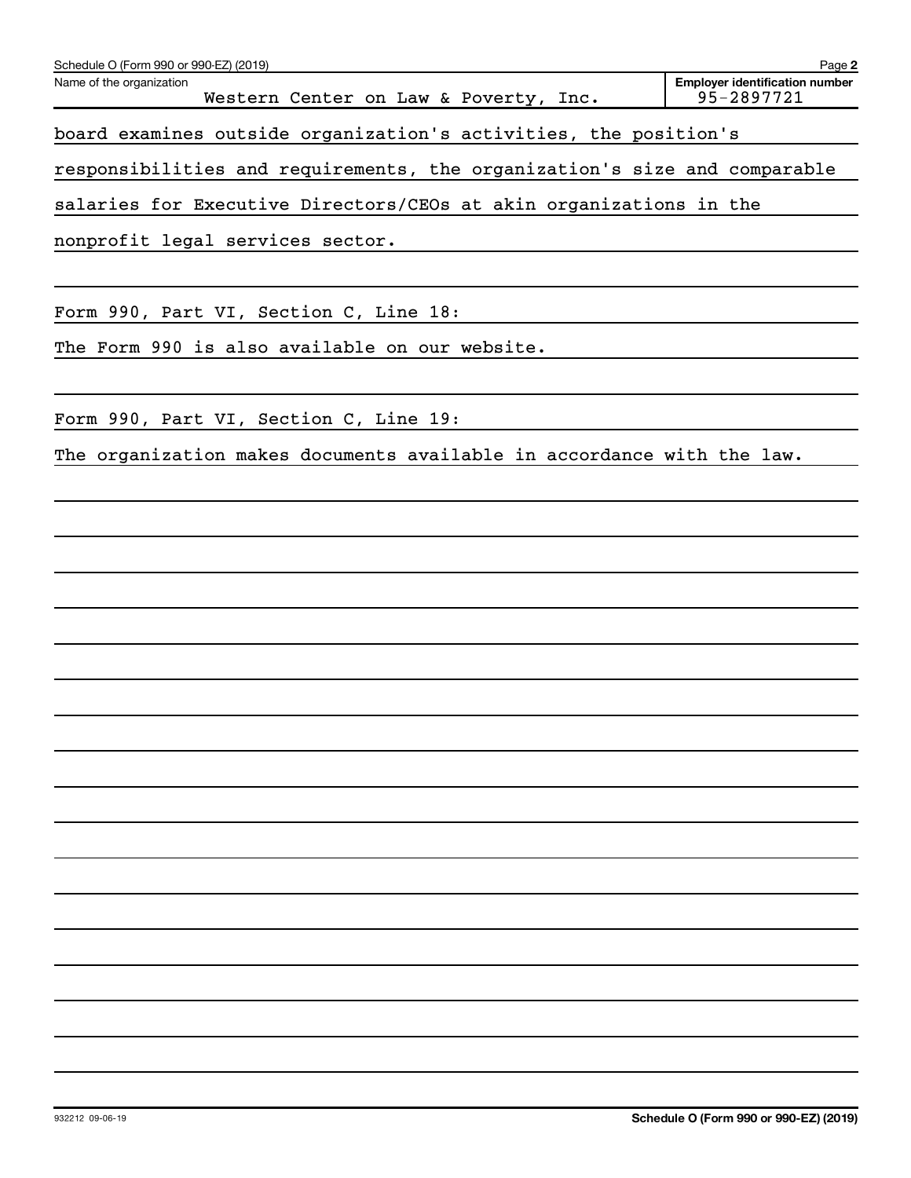Schedule O (Form 990 or 990-EZ) (2019)

Name of the organization: Western Center on Law & Poverty, Inc.

Employer identification number: 95-2897721

board examines outside organization's activities, the position's responsibilities and requirements, the organization's size and comparable salaries for Executive Directors/CEOs at akin organizations in the nonprofit legal services sector.

Form 990, Part VI, Section C, Line 18:

The Form 990 is also available on our website.

Form 990, Part VI, Section C, Line 19:

The organization makes documents available in accordance with the law.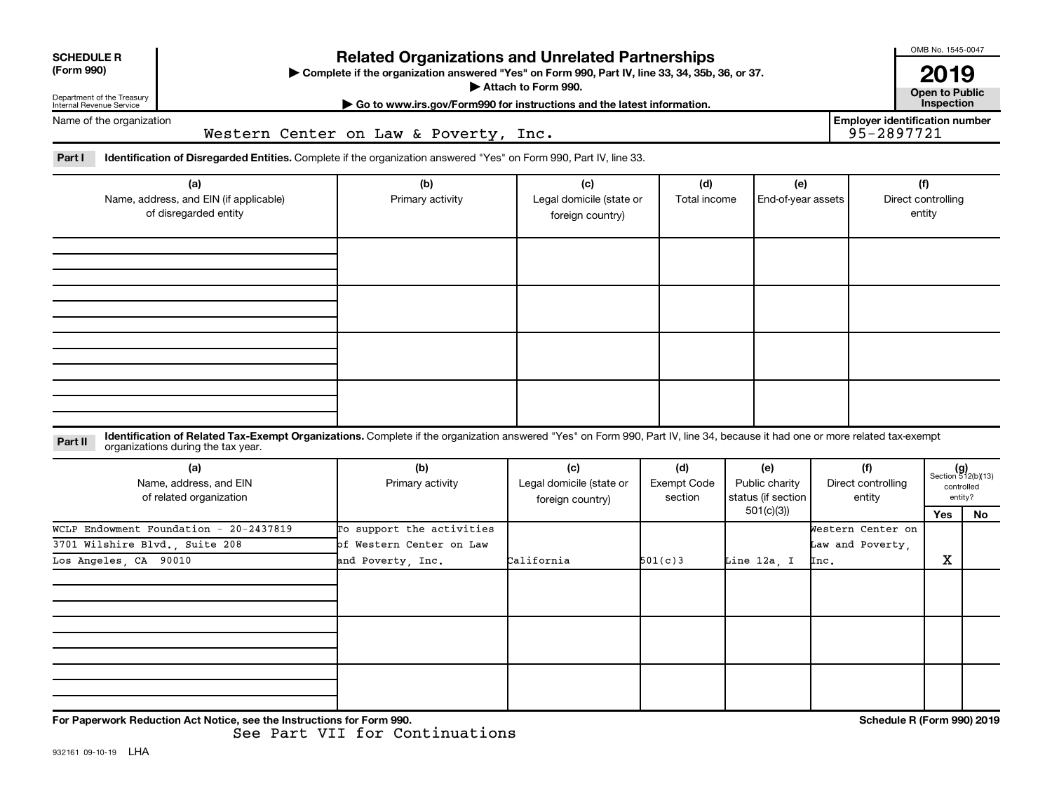**SCHEDULE R (Form 990)**

Department of the Treasury Internal Revenue Service

# Related Organizations and Unrelated Partnerships

▶ Complete if the organization answered "Yes" on Form 990, Part IV, line 33, 34, 35b, 36, or 37.

▶ Attach to Form 990.

▶ Go to www.irs.gov/Form990 for instructions and the latest information.

OMB No. 1545-0047

**2019**

**Open to Public Inspection**

Name of the organization: Western Center on Law & Poverty, Inc.

Employer identification number: 95-2897721

**Part I** **Identification of Disregarded Entities.** Complete if the organization answered "Yes" on Form 990, Part IV, line 33.

| (a) Name, address, and EIN (if applicable) of disregarded entity | (b) Primary activity | (c) Legal domicile (state or foreign country) | (d) Total income | (e) End-of-year assets | (f) Direct controlling entity |
|---|---|---|---|---|---|
| | | | | | |
| | | | | | |
| | | | | | |
| | | | | | |

**Part II** **Identification of Related Tax-Exempt Organizations.** Complete if the organization answered "Yes" on Form 990, Part IV, line 34, because it had one or more related tax-exempt organizations during the tax year.

| (a) Name, address, and EIN of related organization | (b) Primary activity | (c) Legal domicile (state or foreign country) | (d) Exempt Code section | (e) Public charity status (if section 501(c)(3)) | (f) Direct controlling entity | (g) Section 512(b)(13) controlled entity? Yes | No |
|---|---|---|---|---|---|---|---|
| WCLP Endowment Foundation - 20-2437819 3701 Wilshire Blvd., Suite 208 Los Angeles, CA 90010 | To support the activities of Western Center on Law and Poverty, Inc. | California | 501(c)3 | Line 12a, I | Western Center on Law and Poverty, Inc. | X | |
| | | | | | | | |
| | | | | | | | |
| | | | | | | | |

For Paperwork Reduction Act Notice, see the Instructions for Form 990. Schedule R (Form 990) 2019

See Part VII for Continuations

932161 09-10-19 LHA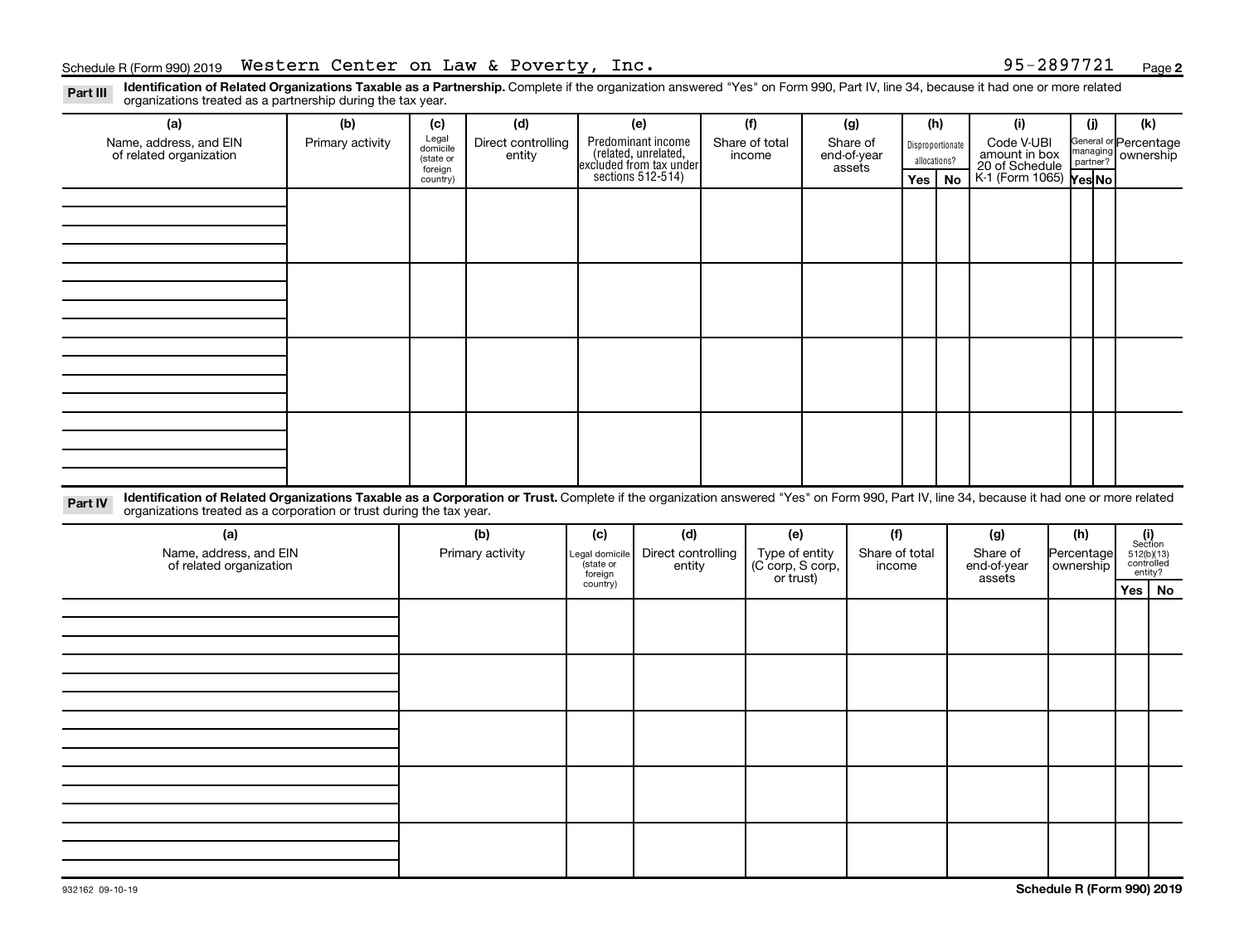Schedule R (Form 990) 2019 Western Center on Law & Poverty, Inc. 95-2897721

**Part III** **Identification of Related Organizations Taxable as a Partnership.** Complete if the organization answered "Yes" on Form 990, Part IV, line 34, because it had one or more related organizations treated as a partnership during the tax year.

| (a) Name, address, and EIN of related organization | (b) Primary activity | (c) Legal domicile (state or foreign country) | (d) Direct controlling entity | (e) Predominant income (related, unrelated, excluded from tax under sections 512-514) | (f) Share of total income | (g) Share of end-of-year assets | (h) Disproportionate allocations? | | (i) Code V-UBI amount in box 20 of Schedule K-1 (Form 1065) | (j) General or managing partner? | | (k) Percentage ownership |
|---|---|---|---|---|---|---|---|---|---|---|---|---|
| | | | | | | | Yes | No | | Yes | No | |
| | | | | | | | | | | | | |
| | | | | | | | | | | | | |
| | | | | | | | | | | | | |
| | | | | | | | | | | | | |

**Part IV** **Identification of Related Organizations Taxable as a Corporation or Trust.** Complete if the organization answered "Yes" on Form 990, Part IV, line 34, because it had one or more related organizations treated as a corporation or trust during the tax year.

| (a) Name, address, and EIN of related organization | (b) Primary activity | (c) Legal domicile (state or foreign country) | (d) Direct controlling entity | (e) Type of entity (C corp, S corp, or trust) | (f) Share of total income | (g) Share of end-of-year assets | (h) Percentage ownership | (i) Section 512(b)(13) controlled entity? | |
|---|---|---|---|---|---|---|---|---|---|
| | | | | | | | | Yes | No |
| | | | | | | | | | |
| | | | | | | | | | |
| | | | | | | | | | |
| | | | | | | | | | |
| | | | | | | | | | |

932162 09-10-19

Schedule R (Form 990) 2019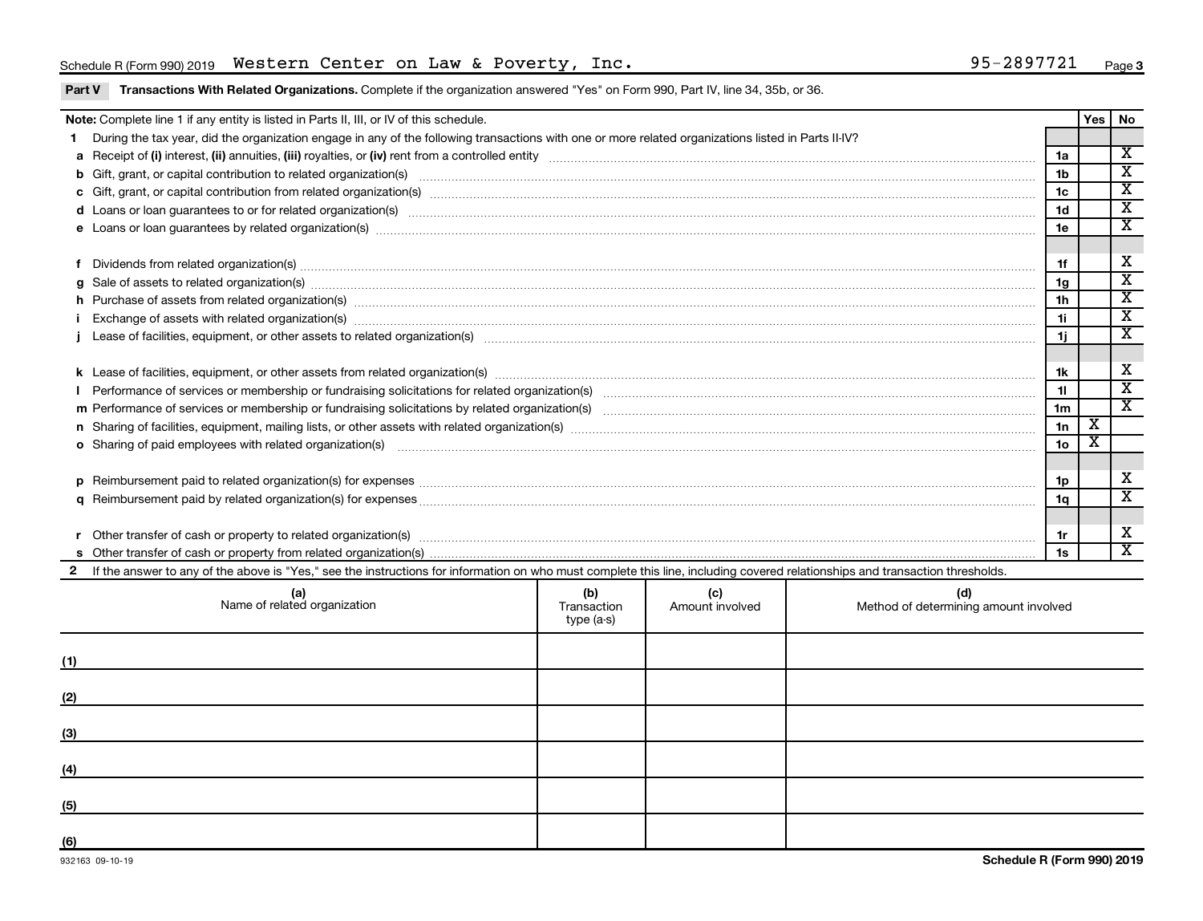Schedule R (Form 990) 2019 Western Center on Law & Poverty, Inc. 95-2897721

**Part V** **Transactions With Related Organizations.** Complete if the organization answered "Yes" on Form 990, Part IV, line 34, 35b, or 36.

| **Note:** Complete line 1 if any entity is listed in Parts II, III, or IV of this schedule. | | Yes | No |
|---|---|---|---|
| **1** During the tax year, did the organization engage in any of the following transactions with one or more related organizations listed in Parts II-IV? | | | |
| **a** Receipt of **(i)** interest, **(ii)** annuities, **(iii)** royalties, or **(iv)** rent from a controlled entity | 1a | | X |
| **b** Gift, grant, or capital contribution to related organization(s) | 1b | | X |
| **c** Gift, grant, or capital contribution from related organization(s) | 1c | | X |
| **d** Loans or loan guarantees to or for related organization(s) | 1d | | X |
| **e** Loans or loan guarantees by related organization(s) | 1e | | X |
| **f** Dividends from related organization(s) | 1f | | X |
| **g** Sale of assets to related organization(s) | 1g | | X |
| **h** Purchase of assets from related organization(s) | 1h | | X |
| **i** Exchange of assets with related organization(s) | 1i | | X |
| **j** Lease of facilities, equipment, or other assets to related organization(s) | 1j | | X |
| **k** Lease of facilities, equipment, or other assets from related organization(s) | 1k | | X |
| **l** Performance of services or membership or fundraising solicitations for related organization(s) | 1l | | X |
| **m** Performance of services or membership or fundraising solicitations by related organization(s) | 1m | | X |
| **n** Sharing of facilities, equipment, mailing lists, or other assets with related organization(s) | 1n | X | |
| **o** Sharing of paid employees with related organization(s) | 1o | X | |
| **p** Reimbursement paid to related organization(s) for expenses | 1p | | X |
| **q** Reimbursement paid by related organization(s) for expenses | 1q | | X |
| **r** Other transfer of cash or property to related organization(s) | 1r | | X |
| **s** Other transfer of cash or property from related organization(s) | 1s | | X |

**2** If the answer to any of the above is "Yes," see the instructions for information on who must complete this line, including covered relationships and transaction thresholds.

| | (a) Name of related organization | (b) Transaction type (a-s) | (c) Amount involved | (d) Method of determining amount involved |
|---|---|---|---|---|
| (1) | | | | |
| (2) | | | | |
| (3) | | | | |
| (4) | | | | |
| (5) | | | | |
| (6) | | | | |

932163 09-10-19 **Schedule R (Form 990) 2019**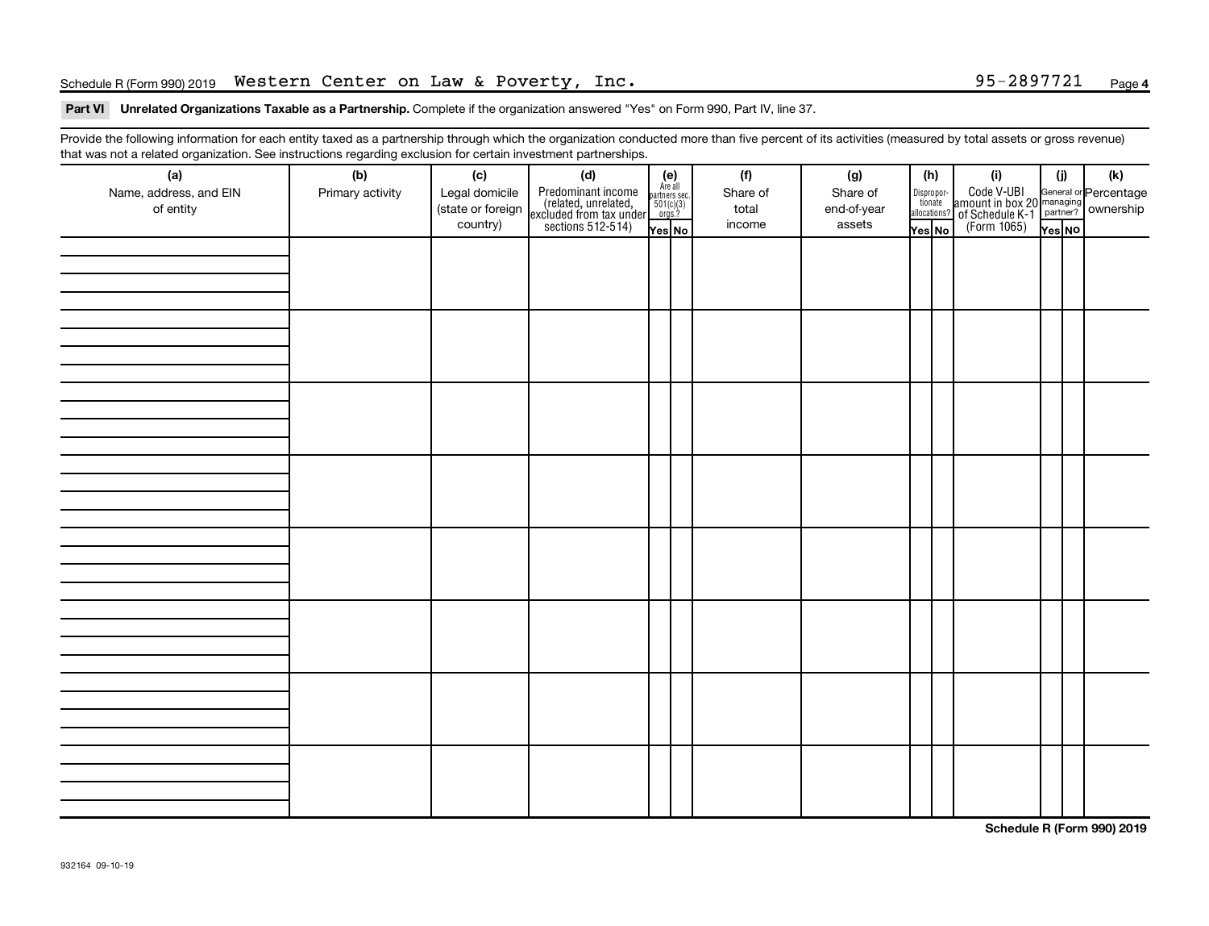Schedule R (Form 990) 2019 Western Center on Law & Poverty, Inc. 95-2897721

**Part VI Unrelated Organizations Taxable as a Partnership.** Complete if the organization answered "Yes" on Form 990, Part IV, line 37.

Provide the following information for each entity taxed as a partnership through which the organization conducted more than five percent of its activities (measured by total assets or gross revenue) that was not a related organization. See instructions regarding exclusion for certain investment partnerships.

| (a) Name, address, and EIN of entity | (b) Primary activity | (c) Legal domicile (state or foreign country) | (d) Predominant income (related, unrelated, excluded from tax under sections 512-514) | (e) Are all partners sec. 501(c)(3) orgs.? Yes | No | (f) Share of total income | (g) Share of end-of-year assets | (h) Disproportionate allocations? Yes | No | (i) Code V-UBI amount in box 20 of Schedule K-1 (Form 1065) | (j) General or managing partner? Yes | No | (k) Percentage ownership |
|---|---|---|---|---|---|---|---|---|---|---|---|---|---|
| | | | | | | | | | | | | | |
| | | | | | | | | | | | | | |
| | | | | | | | | | | | | | |
| | | | | | | | | | | | | | |
| | | | | | | | | | | | | | |
| | | | | | | | | | | | | | |
| | | | | | | | | | | | | | |
| | | | | | | | | | | | | | |

**Schedule R (Form 990) 2019**

932164 09-10-19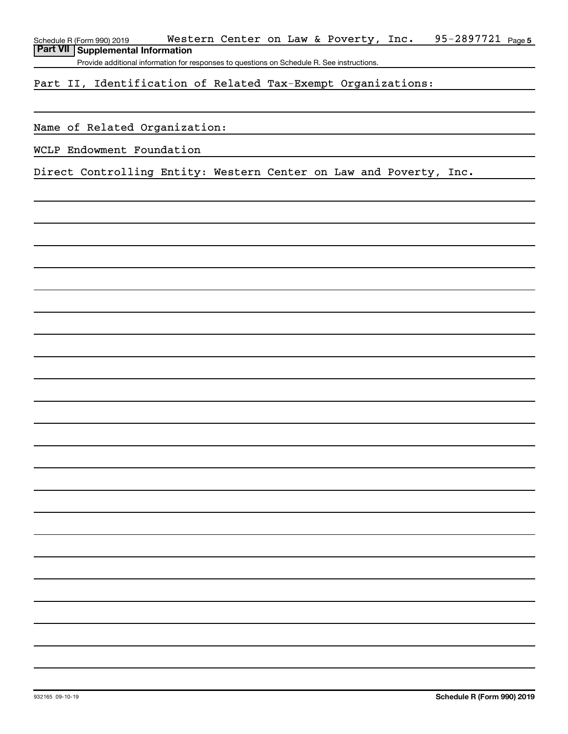Schedule R (Form 990) 2019 Western Center on Law & Poverty, Inc. 95-2897721 Page 5

## Part VII Supplemental Information

Provide additional information for responses to questions on Schedule R. See instructions.

Part II, Identification of Related Tax-Exempt Organizations:

Name of Related Organization:

WCLP Endowment Foundation

Direct Controlling Entity: Western Center on Law and Poverty, Inc.